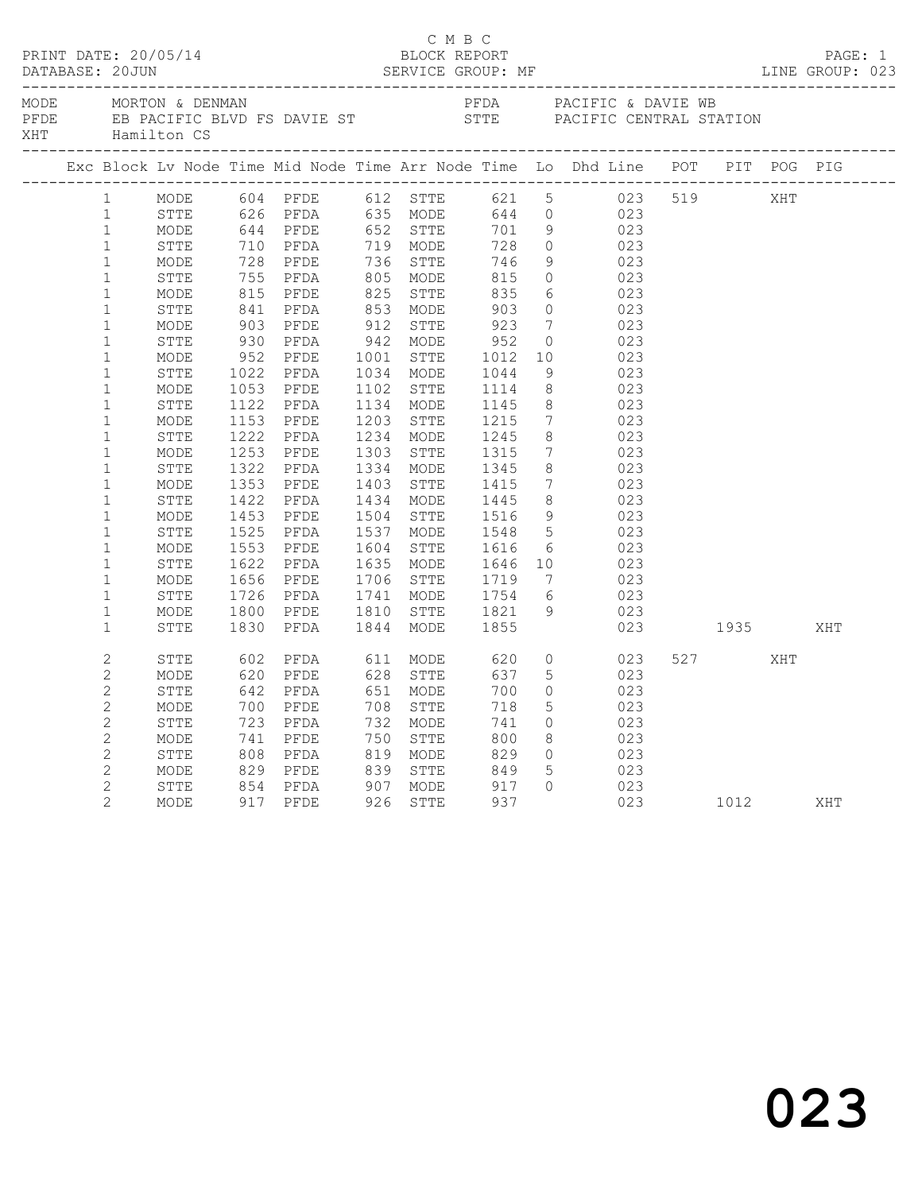C M B C

PRINT DATE: 20/05/14 BLOCK REPORT

DATABASE: 20JUN SERVICE GROUP: MF LINE GROUP: 023

MODE MORTON & DENMAN  
PFDE EB PACIFIC BLVD FS DAVIE ST  
XHT Hamilton CS  
PFDA PACIFIC & DAVIE WB  
STTE PACIFIC CENTRAL STATION

| Exc | Block | Lv | Node | Time | Mid Node | Time | Arr Node | Time | Lo | Dhd Line | POT | PIT | POG | PIG |
|---|---|---|---|---|---|---|---|---|---|---|---|---|---|---|
| | 1 | | MODE | 604 | PFDE | 612 | STTE | 621 | 5 | 023 | 519 | | XHT | |
| | 1 | | STTE | 626 | PFDA | 635 | MODE | 644 | 0 | 023 | | | | |
| | 1 | | MODE | 644 | PFDE | 652 | STTE | 701 | 9 | 023 | | | | |
| | 1 | | STTE | 710 | PFDA | 719 | MODE | 728 | 0 | 023 | | | | |
| | 1 | | MODE | 728 | PFDE | 736 | STTE | 746 | 9 | 023 | | | | |
| | 1 | | STTE | 755 | PFDA | 805 | MODE | 815 | 0 | 023 | | | | |
| | 1 | | MODE | 815 | PFDE | 825 | STTE | 835 | 6 | 023 | | | | |
| | 1 | | STTE | 841 | PFDA | 853 | MODE | 903 | 0 | 023 | | | | |
| | 1 | | MODE | 903 | PFDE | 912 | STTE | 923 | 7 | 023 | | | | |
| | 1 | | STTE | 930 | PFDA | 942 | MODE | 952 | 0 | 023 | | | | |
| | 1 | | MODE | 952 | PFDE | 1001 | STTE | 1012 | 10 | 023 | | | | |
| | 1 | | STTE | 1022 | PFDA | 1034 | MODE | 1044 | 9 | 023 | | | | |
| | 1 | | MODE | 1053 | PFDE | 1102 | STTE | 1114 | 8 | 023 | | | | |
| | 1 | | STTE | 1122 | PFDA | 1134 | MODE | 1145 | 8 | 023 | | | | |
| | 1 | | MODE | 1153 | PFDE | 1203 | STTE | 1215 | 7 | 023 | | | | |
| | 1 | | STTE | 1222 | PFDA | 1234 | MODE | 1245 | 8 | 023 | | | | |
| | 1 | | MODE | 1253 | PFDE | 1303 | STTE | 1315 | 7 | 023 | | | | |
| | 1 | | STTE | 1322 | PFDA | 1334 | MODE | 1345 | 8 | 023 | | | | |
| | 1 | | MODE | 1353 | PFDE | 1403 | STTE | 1415 | 7 | 023 | | | | |
| | 1 | | STTE | 1422 | PFDA | 1434 | MODE | 1445 | 8 | 023 | | | | |
| | 1 | | MODE | 1453 | PFDE | 1504 | STTE | 1516 | 9 | 023 | | | | |
| | 1 | | STTE | 1525 | PFDA | 1537 | MODE | 1548 | 5 | 023 | | | | |
| | 1 | | MODE | 1553 | PFDE | 1604 | STTE | 1616 | 6 | 023 | | | | |
| | 1 | | STTE | 1622 | PFDA | 1635 | MODE | 1646 | 10 | 023 | | | | |
| | 1 | | MODE | 1656 | PFDE | 1706 | STTE | 1719 | 7 | 023 | | | | |
| | 1 | | STTE | 1726 | PFDA | 1741 | MODE | 1754 | 6 | 023 | | | | |
| | 1 | | MODE | 1800 | PFDE | 1810 | STTE | 1821 | 9 | 023 | | | | |
| | 1 | | STTE | 1830 | PFDA | 1844 | MODE | 1855 | | 023 | | 1935 | | XHT |
| | 2 | | STTE | 602 | PFDA | 611 | MODE | 620 | 0 | 023 | 527 | | XHT | |
| | 2 | | MODE | 620 | PFDE | 628 | STTE | 637 | 5 | 023 | | | | |
| | 2 | | STTE | 642 | PFDA | 651 | MODE | 700 | 0 | 023 | | | | |
| | 2 | | MODE | 700 | PFDE | 708 | STTE | 718 | 5 | 023 | | | | |
| | 2 | | STTE | 723 | PFDA | 732 | MODE | 741 | 0 | 023 | | | | |
| | 2 | | MODE | 741 | PFDE | 750 | STTE | 800 | 8 | 023 | | | | |
| | 2 | | STTE | 808 | PFDA | 819 | MODE | 829 | 0 | 023 | | | | |
| | 2 | | MODE | 829 | PFDE | 839 | STTE | 849 | 5 | 023 | | | | |
| | 2 | | STTE | 854 | PFDA | 907 | MODE | 917 | 0 | 023 | | | | |
| | 2 | | MODE | 917 | PFDE | 926 | STTE | 937 | | 023 | | 1012 | | XHT |

023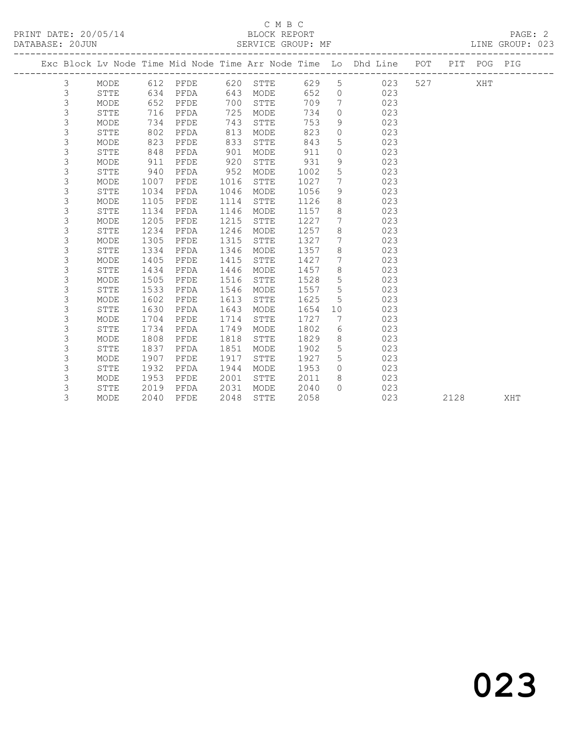C M B C
BLOCK REPORT
SERVICE GROUP: MF

PRINT DATE: 20/05/14
DATABASE: 20JUN
LINE GROUP: 023

| Exc | Block | Lv | Node | Time | Mid Node | Time | Arr Node | Time | Lo | Dhd Line | POT | PIT | POG | PIG |
|---|---|---|---|---|---|---|---|---|---|---|---|---|---|---|
| | 3 | | MODE | 612 | PFDE | 620 | STTE | 629 | 5 | 023 | 527 | | XHT | |
| | 3 | | STTE | 634 | PFDA | 643 | MODE | 652 | 0 | 023 | | | | |
| | 3 | | MODE | 652 | PFDE | 700 | STTE | 709 | 7 | 023 | | | | |
| | 3 | | STTE | 716 | PFDA | 725 | MODE | 734 | 0 | 023 | | | | |
| | 3 | | MODE | 734 | PFDE | 743 | STTE | 753 | 9 | 023 | | | | |
| | 3 | | STTE | 802 | PFDA | 813 | MODE | 823 | 0 | 023 | | | | |
| | 3 | | MODE | 823 | PFDE | 833 | STTE | 843 | 5 | 023 | | | | |
| | 3 | | STTE | 848 | PFDA | 901 | MODE | 911 | 0 | 023 | | | | |
| | 3 | | MODE | 911 | PFDE | 920 | STTE | 931 | 9 | 023 | | | | |
| | 3 | | STTE | 940 | PFDA | 952 | MODE | 1002 | 5 | 023 | | | | |
| | 3 | | MODE | 1007 | PFDE | 1016 | STTE | 1027 | 7 | 023 | | | | |
| | 3 | | STTE | 1034 | PFDA | 1046 | MODE | 1056 | 9 | 023 | | | | |
| | 3 | | MODE | 1105 | PFDE | 1114 | STTE | 1126 | 8 | 023 | | | | |
| | 3 | | STTE | 1134 | PFDA | 1146 | MODE | 1157 | 8 | 023 | | | | |
| | 3 | | MODE | 1205 | PFDE | 1215 | STTE | 1227 | 7 | 023 | | | | |
| | 3 | | STTE | 1234 | PFDA | 1246 | MODE | 1257 | 8 | 023 | | | | |
| | 3 | | MODE | 1305 | PFDE | 1315 | STTE | 1327 | 7 | 023 | | | | |
| | 3 | | STTE | 1334 | PFDA | 1346 | MODE | 1357 | 8 | 023 | | | | |
| | 3 | | MODE | 1405 | PFDE | 1415 | STTE | 1427 | 7 | 023 | | | | |
| | 3 | | STTE | 1434 | PFDA | 1446 | MODE | 1457 | 8 | 023 | | | | |
| | 3 | | MODE | 1505 | PFDE | 1516 | STTE | 1528 | 5 | 023 | | | | |
| | 3 | | STTE | 1533 | PFDA | 1546 | MODE | 1557 | 5 | 023 | | | | |
| | 3 | | MODE | 1602 | PFDE | 1613 | STTE | 1625 | 5 | 023 | | | | |
| | 3 | | STTE | 1630 | PFDA | 1643 | MODE | 1654 | 10 | 023 | | | | |
| | 3 | | MODE | 1704 | PFDE | 1714 | STTE | 1727 | 7 | 023 | | | | |
| | 3 | | STTE | 1734 | PFDA | 1749 | MODE | 1802 | 6 | 023 | | | | |
| | 3 | | MODE | 1808 | PFDE | 1818 | STTE | 1829 | 8 | 023 | | | | |
| | 3 | | STTE | 1837 | PFDA | 1851 | MODE | 1902 | 5 | 023 | | | | |
| | 3 | | MODE | 1907 | PFDE | 1917 | STTE | 1927 | 5 | 023 | | | | |
| | 3 | | STTE | 1932 | PFDA | 1944 | MODE | 1953 | 0 | 023 | | | | |
| | 3 | | MODE | 1953 | PFDE | 2001 | STTE | 2011 | 8 | 023 | | | | |
| | 3 | | STTE | 2019 | PFDA | 2031 | MODE | 2040 | 0 | 023 | | | | |
| | 3 | | MODE | 2040 | PFDE | 2048 | STTE | 2058 | | 023 | | 2128 | | XHT |

023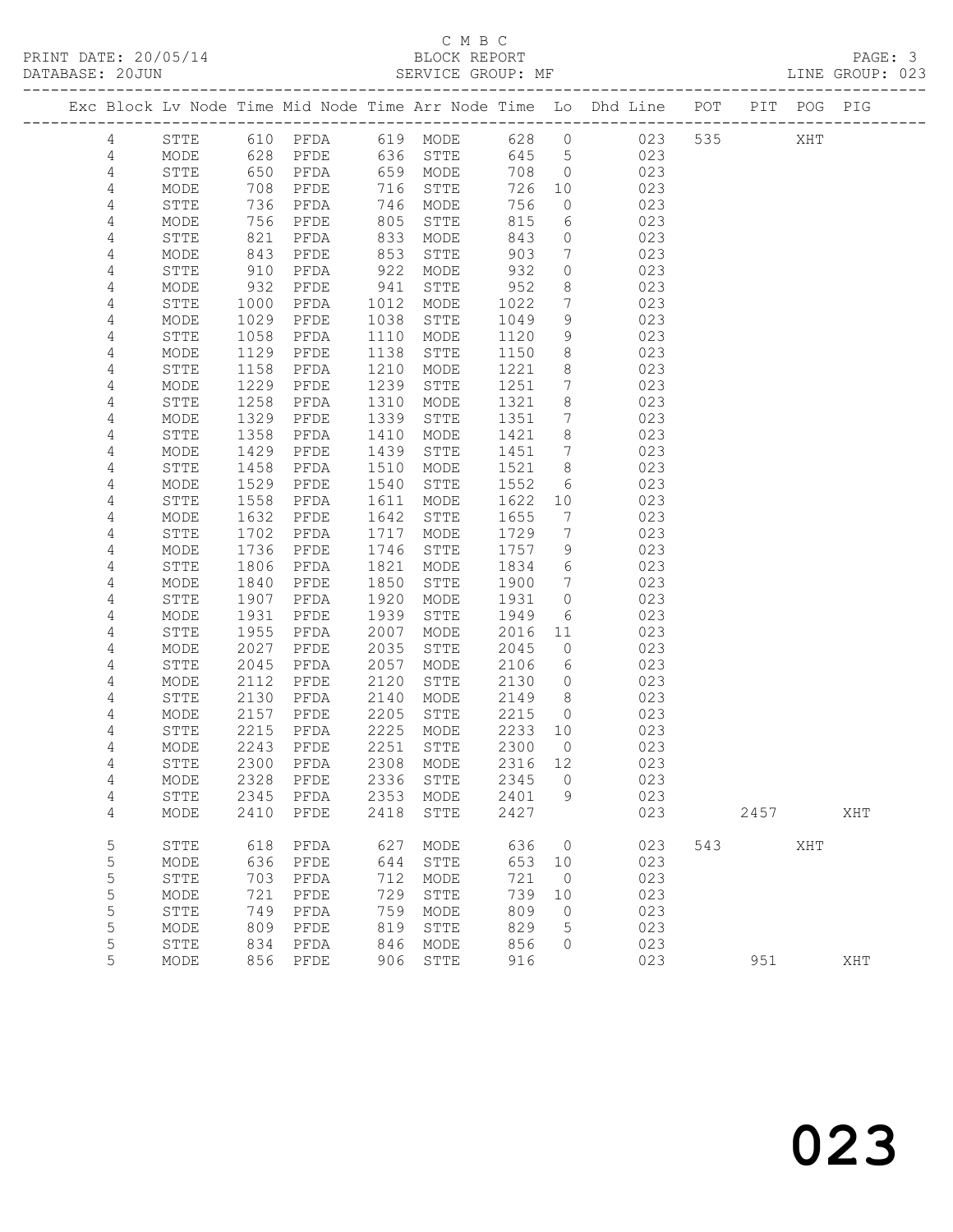C M B C

PRINT DATE: 20/05/14 BLOCK REPORT

DATABASE: 20JUN SERVICE GROUP: MF LINE GROUP: 023

| Exc | Block | Lv | Node | Time | Mid Node | Time | Arr Node | Time | Lo | Dhd Line | POT | PIT | POG | PIG |
|---|---|---|---|---|---|---|---|---|---|---|---|---|---|---|
| | 4 | | STTE | 610 | PFDA | 619 | MODE | 628 | 0 | 023 | 535 | | XHT | |
| | 4 | | MODE | 628 | PFDE | 636 | STTE | 645 | 5 | 023 | | | | |
| | 4 | | STTE | 650 | PFDA | 659 | MODE | 708 | 0 | 023 | | | | |
| | 4 | | MODE | 708 | PFDE | 716 | STTE | 726 | 10 | 023 | | | | |
| | 4 | | STTE | 736 | PFDA | 746 | MODE | 756 | 0 | 023 | | | | |
| | 4 | | MODE | 756 | PFDE | 805 | STTE | 815 | 6 | 023 | | | | |
| | 4 | | STTE | 821 | PFDA | 833 | MODE | 843 | 0 | 023 | | | | |
| | 4 | | MODE | 843 | PFDE | 853 | STTE | 903 | 7 | 023 | | | | |
| | 4 | | STTE | 910 | PFDA | 922 | MODE | 932 | 0 | 023 | | | | |
| | 4 | | MODE | 932 | PFDE | 941 | STTE | 952 | 8 | 023 | | | | |
| | 4 | | STTE | 1000 | PFDA | 1012 | MODE | 1022 | 7 | 023 | | | | |
| | 4 | | MODE | 1029 | PFDE | 1038 | STTE | 1049 | 9 | 023 | | | | |
| | 4 | | STTE | 1058 | PFDA | 1110 | MODE | 1120 | 9 | 023 | | | | |
| | 4 | | MODE | 1129 | PFDE | 1138 | STTE | 1150 | 8 | 023 | | | | |
| | 4 | | STTE | 1158 | PFDA | 1210 | MODE | 1221 | 8 | 023 | | | | |
| | 4 | | MODE | 1229 | PFDE | 1239 | STTE | 1251 | 7 | 023 | | | | |
| | 4 | | STTE | 1258 | PFDA | 1310 | MODE | 1321 | 8 | 023 | | | | |
| | 4 | | MODE | 1329 | PFDE | 1339 | STTE | 1351 | 7 | 023 | | | | |
| | 4 | | STTE | 1358 | PFDA | 1410 | MODE | 1421 | 8 | 023 | | | | |
| | 4 | | MODE | 1429 | PFDE | 1439 | STTE | 1451 | 7 | 023 | | | | |
| | 4 | | STTE | 1458 | PFDA | 1510 | MODE | 1521 | 8 | 023 | | | | |
| | 4 | | MODE | 1529 | PFDE | 1540 | STTE | 1552 | 6 | 023 | | | | |
| | 4 | | STTE | 1558 | PFDA | 1611 | MODE | 1622 | 10 | 023 | | | | |
| | 4 | | MODE | 1632 | PFDE | 1642 | STTE | 1655 | 7 | 023 | | | | |
| | 4 | | STTE | 1702 | PFDA | 1717 | MODE | 1729 | 7 | 023 | | | | |
| | 4 | | MODE | 1736 | PFDE | 1746 | STTE | 1757 | 9 | 023 | | | | |
| | 4 | | STTE | 1806 | PFDA | 1821 | MODE | 1834 | 6 | 023 | | | | |
| | 4 | | MODE | 1840 | PFDE | 1850 | STTE | 1900 | 7 | 023 | | | | |
| | 4 | | STTE | 1907 | PFDA | 1920 | MODE | 1931 | 0 | 023 | | | | |
| | 4 | | MODE | 1931 | PFDE | 1939 | STTE | 1949 | 6 | 023 | | | | |
| | 4 | | STTE | 1955 | PFDA | 2007 | MODE | 2016 | 11 | 023 | | | | |
| | 4 | | MODE | 2027 | PFDE | 2035 | STTE | 2045 | 0 | 023 | | | | |
| | 4 | | STTE | 2045 | PFDA | 2057 | MODE | 2106 | 6 | 023 | | | | |
| | 4 | | MODE | 2112 | PFDE | 2120 | STTE | 2130 | 0 | 023 | | | | |
| | 4 | | STTE | 2130 | PFDA | 2140 | MODE | 2149 | 8 | 023 | | | | |
| | 4 | | MODE | 2157 | PFDE | 2205 | STTE | 2215 | 0 | 023 | | | | |
| | 4 | | STTE | 2215 | PFDA | 2225 | MODE | 2233 | 10 | 023 | | | | |
| | 4 | | MODE | 2243 | PFDE | 2251 | STTE | 2300 | 0 | 023 | | | | |
| | 4 | | STTE | 2300 | PFDA | 2308 | MODE | 2316 | 12 | 023 | | | | |
| | 4 | | MODE | 2328 | PFDE | 2336 | STTE | 2345 | 0 | 023 | | | | |
| | 4 | | STTE | 2345 | PFDA | 2353 | MODE | 2401 | 9 | 023 | | | | |
| | 4 | | MODE | 2410 | PFDE | 2418 | STTE | 2427 | | 023 | | 2457 | | XHT |
| | 5 | | STTE | 618 | PFDA | 627 | MODE | 636 | 0 | 023 | 543 | | XHT | |
| | 5 | | MODE | 636 | PFDE | 644 | STTE | 653 | 10 | 023 | | | | |
| | 5 | | STTE | 703 | PFDA | 712 | MODE | 721 | 0 | 023 | | | | |
| | 5 | | MODE | 721 | PFDE | 729 | STTE | 739 | 10 | 023 | | | | |
| | 5 | | STTE | 749 | PFDA | 759 | MODE | 809 | 0 | 023 | | | | |
| | 5 | | MODE | 809 | PFDE | 819 | STTE | 829 | 5 | 023 | | | | |
| | 5 | | STTE | 834 | PFDA | 846 | MODE | 856 | 0 | 023 | | | | |
| | 5 | | MODE | 856 | PFDE | 906 | STTE | 916 | | 023 | | 951 | | XHT |

023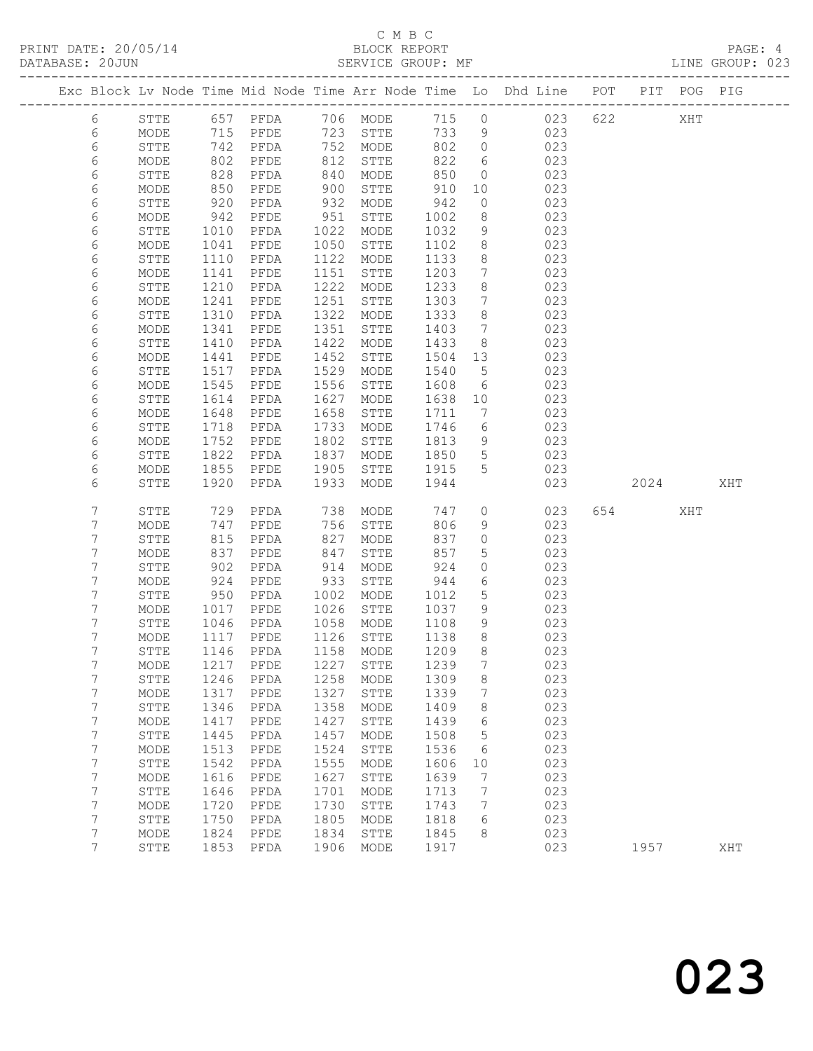C M B C

BLOCK REPORT

SERVICE GROUP: MF

PRINT DATE: 20/05/14
DATABASE: 20JUN

LINE GROUP: 023

| Exc | Block | Lv | Node | Time | Mid Node | Time | Arr Node | Time | Lo | Dhd Line | POT | PIT | POG | PIG |
|---|---|---|---|---|---|---|---|---|---|---|---|---|---|---|
| | 6 | | STTE | 657 | PFDA | 706 | MODE | 715 | 0 | 023 | 622 | | XHT | |
| | 6 | | MODE | 715 | PFDE | 723 | STTE | 733 | 9 | 023 | | | | |
| | 6 | | STTE | 742 | PFDA | 752 | MODE | 802 | 0 | 023 | | | | |
| | 6 | | MODE | 802 | PFDE | 812 | STTE | 822 | 6 | 023 | | | | |
| | 6 | | STTE | 828 | PFDA | 840 | MODE | 850 | 0 | 023 | | | | |
| | 6 | | MODE | 850 | PFDE | 900 | STTE | 910 | 10 | 023 | | | | |
| | 6 | | STTE | 920 | PFDA | 932 | MODE | 942 | 0 | 023 | | | | |
| | 6 | | MODE | 942 | PFDE | 951 | STTE | 1002 | 8 | 023 | | | | |
| | 6 | | STTE | 1010 | PFDA | 1022 | MODE | 1032 | 9 | 023 | | | | |
| | 6 | | MODE | 1041 | PFDE | 1050 | STTE | 1102 | 8 | 023 | | | | |
| | 6 | | STTE | 1110 | PFDA | 1122 | MODE | 1133 | 8 | 023 | | | | |
| | 6 | | MODE | 1141 | PFDE | 1151 | STTE | 1203 | 7 | 023 | | | | |
| | 6 | | STTE | 1210 | PFDA | 1222 | MODE | 1233 | 8 | 023 | | | | |
| | 6 | | MODE | 1241 | PFDE | 1251 | STTE | 1303 | 7 | 023 | | | | |
| | 6 | | STTE | 1310 | PFDA | 1322 | MODE | 1333 | 8 | 023 | | | | |
| | 6 | | MODE | 1341 | PFDE | 1351 | STTE | 1403 | 7 | 023 | | | | |
| | 6 | | STTE | 1410 | PFDA | 1422 | MODE | 1433 | 8 | 023 | | | | |
| | 6 | | MODE | 1441 | PFDE | 1452 | STTE | 1504 | 13 | 023 | | | | |
| | 6 | | STTE | 1517 | PFDA | 1529 | MODE | 1540 | 5 | 023 | | | | |
| | 6 | | MODE | 1545 | PFDE | 1556 | STTE | 1608 | 6 | 023 | | | | |
| | 6 | | STTE | 1614 | PFDA | 1627 | MODE | 1638 | 10 | 023 | | | | |
| | 6 | | MODE | 1648 | PFDE | 1658 | STTE | 1711 | 7 | 023 | | | | |
| | 6 | | STTE | 1718 | PFDA | 1733 | MODE | 1746 | 6 | 023 | | | | |
| | 6 | | MODE | 1752 | PFDE | 1802 | STTE | 1813 | 9 | 023 | | | | |
| | 6 | | STTE | 1822 | PFDA | 1837 | MODE | 1850 | 5 | 023 | | | | |
| | 6 | | MODE | 1855 | PFDE | 1905 | STTE | 1915 | 5 | 023 | | | | |
| | 6 | | STTE | 1920 | PFDA | 1933 | MODE | 1944 | | 023 | | 2024 | | XHT |
| | 7 | | STTE | 729 | PFDA | 738 | MODE | 747 | 0 | 023 | 654 | | XHT | |
| | 7 | | MODE | 747 | PFDE | 756 | STTE | 806 | 9 | 023 | | | | |
| | 7 | | STTE | 815 | PFDA | 827 | MODE | 837 | 0 | 023 | | | | |
| | 7 | | MODE | 837 | PFDE | 847 | STTE | 857 | 5 | 023 | | | | |
| | 7 | | STTE | 902 | PFDA | 914 | MODE | 924 | 0 | 023 | | | | |
| | 7 | | MODE | 924 | PFDE | 933 | STTE | 944 | 6 | 023 | | | | |
| | 7 | | STTE | 950 | PFDA | 1002 | MODE | 1012 | 5 | 023 | | | | |
| | 7 | | MODE | 1017 | PFDE | 1026 | STTE | 1037 | 9 | 023 | | | | |
| | 7 | | STTE | 1046 | PFDA | 1058 | MODE | 1108 | 9 | 023 | | | | |
| | 7 | | MODE | 1117 | PFDE | 1126 | STTE | 1138 | 8 | 023 | | | | |
| | 7 | | STTE | 1146 | PFDA | 1158 | MODE | 1209 | 8 | 023 | | | | |
| | 7 | | MODE | 1217 | PFDE | 1227 | STTE | 1239 | 7 | 023 | | | | |
| | 7 | | STTE | 1246 | PFDA | 1258 | MODE | 1309 | 8 | 023 | | | | |
| | 7 | | MODE | 1317 | PFDE | 1327 | STTE | 1339 | 7 | 023 | | | | |
| | 7 | | STTE | 1346 | PFDA | 1358 | MODE | 1409 | 8 | 023 | | | | |
| | 7 | | MODE | 1417 | PFDE | 1427 | STTE | 1439 | 6 | 023 | | | | |
| | 7 | | STTE | 1445 | PFDA | 1457 | MODE | 1508 | 5 | 023 | | | | |
| | 7 | | MODE | 1513 | PFDE | 1524 | STTE | 1536 | 6 | 023 | | | | |
| | 7 | | STTE | 1542 | PFDA | 1555 | MODE | 1606 | 10 | 023 | | | | |
| | 7 | | MODE | 1616 | PFDE | 1627 | STTE | 1639 | 7 | 023 | | | | |
| | 7 | | STTE | 1646 | PFDA | 1701 | MODE | 1713 | 7 | 023 | | | | |
| | 7 | | MODE | 1720 | PFDE | 1730 | STTE | 1743 | 7 | 023 | | | | |
| | 7 | | STTE | 1750 | PFDA | 1805 | MODE | 1818 | 6 | 023 | | | | |
| | 7 | | MODE | 1824 | PFDE | 1834 | STTE | 1845 | 8 | 023 | | | | |
| | 7 | | STTE | 1853 | PFDA | 1906 | MODE | 1917 | | 023 | | 1957 | | XHT |

# 023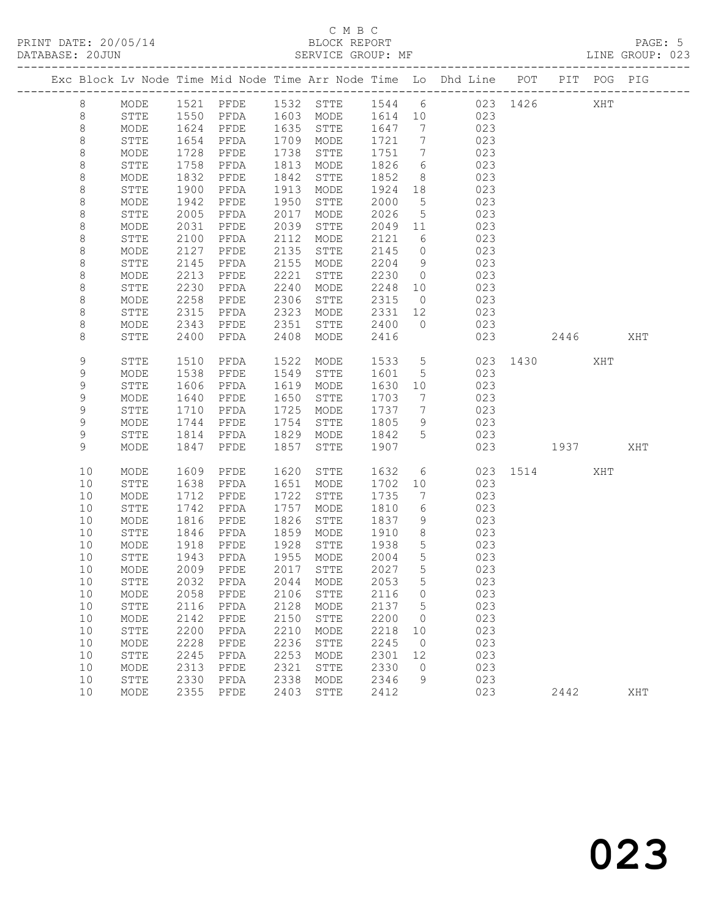C M B C

PRINT DATE: 20/05/14 BLOCK REPORT

DATABASE: 20JUN SERVICE GROUP: MF LINE GROUP: 023

| Exc | Block | Lv | Node | Time | Mid Node | Time | Arr Node | Time | Lo | Dhd Line | POT | PIT | POG | PIG |
|---|---|---|---|---|---|---|---|---|---|---|---|---|---|---|
| | 8 | | MODE | 1521 | PFDE | 1532 | STTE | 1544 | 6 | 023 | 1426 | | XHT | |
| | 8 | | STTE | 1550 | PFDA | 1603 | MODE | 1614 | 10 | 023 | | | | |
| | 8 | | MODE | 1624 | PFDE | 1635 | STTE | 1647 | 7 | 023 | | | | |
| | 8 | | STTE | 1654 | PFDA | 1709 | MODE | 1721 | 7 | 023 | | | | |
| | 8 | | MODE | 1728 | PFDE | 1738 | STTE | 1751 | 7 | 023 | | | | |
| | 8 | | STTE | 1758 | PFDA | 1813 | MODE | 1826 | 6 | 023 | | | | |
| | 8 | | MODE | 1832 | PFDE | 1842 | STTE | 1852 | 8 | 023 | | | | |
| | 8 | | STTE | 1900 | PFDA | 1913 | MODE | 1924 | 18 | 023 | | | | |
| | 8 | | MODE | 1942 | PFDE | 1950 | STTE | 2000 | 5 | 023 | | | | |
| | 8 | | STTE | 2005 | PFDA | 2017 | MODE | 2026 | 5 | 023 | | | | |
| | 8 | | MODE | 2031 | PFDE | 2039 | STTE | 2049 | 11 | 023 | | | | |
| | 8 | | STTE | 2100 | PFDA | 2112 | MODE | 2121 | 6 | 023 | | | | |
| | 8 | | MODE | 2127 | PFDE | 2135 | STTE | 2145 | 0 | 023 | | | | |
| | 8 | | STTE | 2145 | PFDA | 2155 | MODE | 2204 | 9 | 023 | | | | |
| | 8 | | MODE | 2213 | PFDE | 2221 | STTE | 2230 | 0 | 023 | | | | |
| | 8 | | STTE | 2230 | PFDA | 2240 | MODE | 2248 | 10 | 023 | | | | |
| | 8 | | MODE | 2258 | PFDE | 2306 | STTE | 2315 | 0 | 023 | | | | |
| | 8 | | STTE | 2315 | PFDA | 2323 | MODE | 2331 | 12 | 023 | | | | |
| | 8 | | MODE | 2343 | PFDE | 2351 | STTE | 2400 | 0 | 023 | | | | |
| | 8 | | STTE | 2400 | PFDA | 2408 | MODE | 2416 | | 023 | | 2446 | | XHT |
| | 9 | | STTE | 1510 | PFDA | 1522 | MODE | 1533 | 5 | 023 | 1430 | | XHT | |
| | 9 | | MODE | 1538 | PFDE | 1549 | STTE | 1601 | 5 | 023 | | | | |
| | 9 | | STTE | 1606 | PFDA | 1619 | MODE | 1630 | 10 | 023 | | | | |
| | 9 | | MODE | 1640 | PFDE | 1650 | STTE | 1703 | 7 | 023 | | | | |
| | 9 | | STTE | 1710 | PFDA | 1725 | MODE | 1737 | 7 | 023 | | | | |
| | 9 | | MODE | 1744 | PFDE | 1754 | STTE | 1805 | 9 | 023 | | | | |
| | 9 | | STTE | 1814 | PFDA | 1829 | MODE | 1842 | 5 | 023 | | | | |
| | 9 | | MODE | 1847 | PFDE | 1857 | STTE | 1907 | | 023 | | 1937 | | XHT |
| | 10 | | MODE | 1609 | PFDE | 1620 | STTE | 1632 | 6 | 023 | 1514 | | XHT | |
| | 10 | | STTE | 1638 | PFDA | 1651 | MODE | 1702 | 10 | 023 | | | | |
| | 10 | | MODE | 1712 | PFDE | 1722 | STTE | 1735 | 7 | 023 | | | | |
| | 10 | | STTE | 1742 | PFDA | 1757 | MODE | 1810 | 6 | 023 | | | | |
| | 10 | | MODE | 1816 | PFDE | 1826 | STTE | 1837 | 9 | 023 | | | | |
| | 10 | | STTE | 1846 | PFDA | 1859 | MODE | 1910 | 8 | 023 | | | | |
| | 10 | | MODE | 1918 | PFDE | 1928 | STTE | 1938 | 5 | 023 | | | | |
| | 10 | | STTE | 1943 | PFDA | 1955 | MODE | 2004 | 5 | 023 | | | | |
| | 10 | | MODE | 2009 | PFDE | 2017 | STTE | 2027 | 5 | 023 | | | | |
| | 10 | | STTE | 2032 | PFDA | 2044 | MODE | 2053 | 5 | 023 | | | | |
| | 10 | | MODE | 2058 | PFDE | 2106 | STTE | 2116 | 0 | 023 | | | | |
| | 10 | | STTE | 2116 | PFDA | 2128 | MODE | 2137 | 5 | 023 | | | | |
| | 10 | | MODE | 2142 | PFDE | 2150 | STTE | 2200 | 0 | 023 | | | | |
| | 10 | | STTE | 2200 | PFDA | 2210 | MODE | 2218 | 10 | 023 | | | | |
| | 10 | | MODE | 2228 | PFDE | 2236 | STTE | 2245 | 0 | 023 | | | | |
| | 10 | | STTE | 2245 | PFDA | 2253 | MODE | 2301 | 12 | 023 | | | | |
| | 10 | | MODE | 2313 | PFDE | 2321 | STTE | 2330 | 0 | 023 | | | | |
| | 10 | | STTE | 2330 | PFDA | 2338 | MODE | 2346 | 9 | 023 | | | | |
| | 10 | | MODE | 2355 | PFDE | 2403 | STTE | 2412 | | 023 | | 2442 | | XHT |

023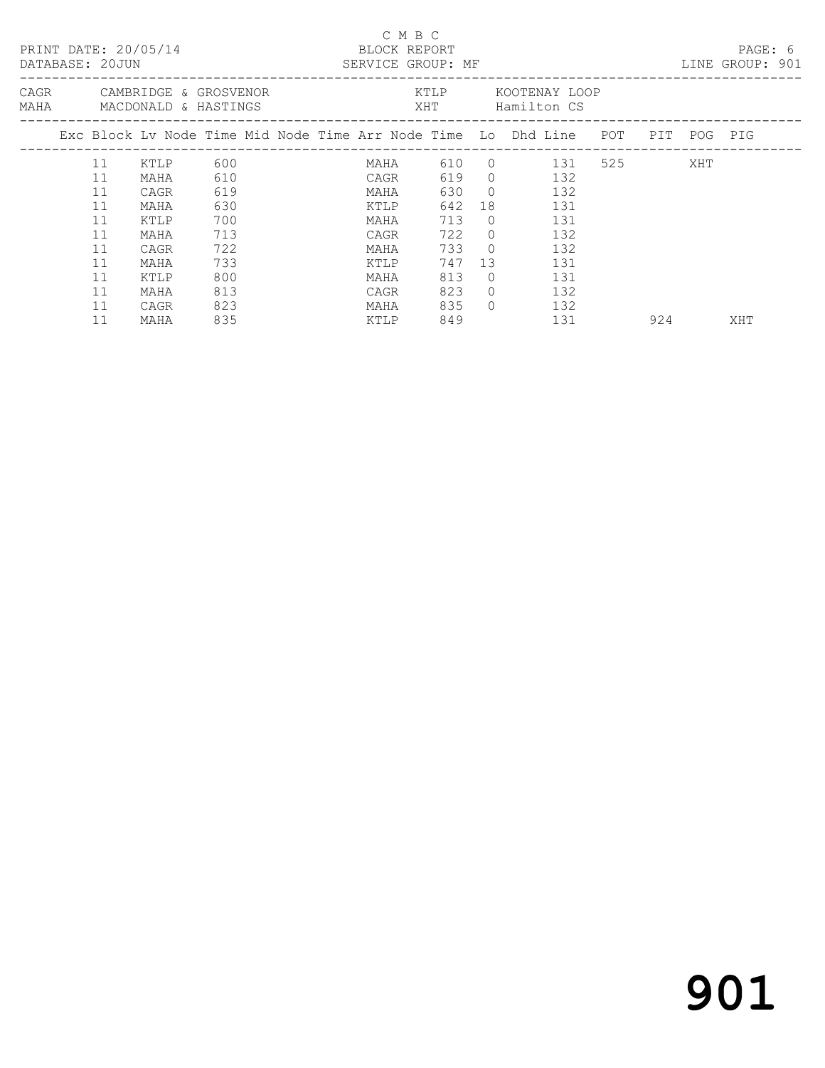C M B C

PRINT DATE: 20/05/14 BLOCK REPORT
DATABASE: 20JUN SERVICE GROUP: MF LINE GROUP: 901

CAGR CAMBRIDGE & GROSVENOR KTLP KOOTENAY LOOP
MAHA MACDONALD & HASTINGS XHT Hamilton CS

| Exc | Block | Lv Node | Time | Mid Node | Time | Arr Node | Time | Lo | Dhd | Line | POT | PIT | POG | PIG |
|---|---|---|---|---|---|---|---|---|---|---|---|---|---|---|
| | 11 | KTLP | 600 | | | MAHA | 610 | 0 | | 131 | 525 | | XHT | |
| | 11 | MAHA | 610 | | | CAGR | 619 | 0 | | 132 | | | | |
| | 11 | CAGR | 619 | | | MAHA | 630 | 0 | | 132 | | | | |
| | 11 | MAHA | 630 | | | KTLP | 642 | 18 | | 131 | | | | |
| | 11 | KTLP | 700 | | | MAHA | 713 | 0 | | 131 | | | | |
| | 11 | MAHA | 713 | | | CAGR | 722 | 0 | | 132 | | | | |
| | 11 | CAGR | 722 | | | MAHA | 733 | 0 | | 132 | | | | |
| | 11 | MAHA | 733 | | | KTLP | 747 | 13 | | 131 | | | | |
| | 11 | KTLP | 800 | | | MAHA | 813 | 0 | | 131 | | | | |
| | 11 | MAHA | 813 | | | CAGR | 823 | 0 | | 132 | | | | |
| | 11 | CAGR | 823 | | | MAHA | 835 | 0 | | 132 | | | | |
| | 11 | MAHA | 835 | | | KTLP | 849 | | | 131 | | 924 | | XHT |

# 901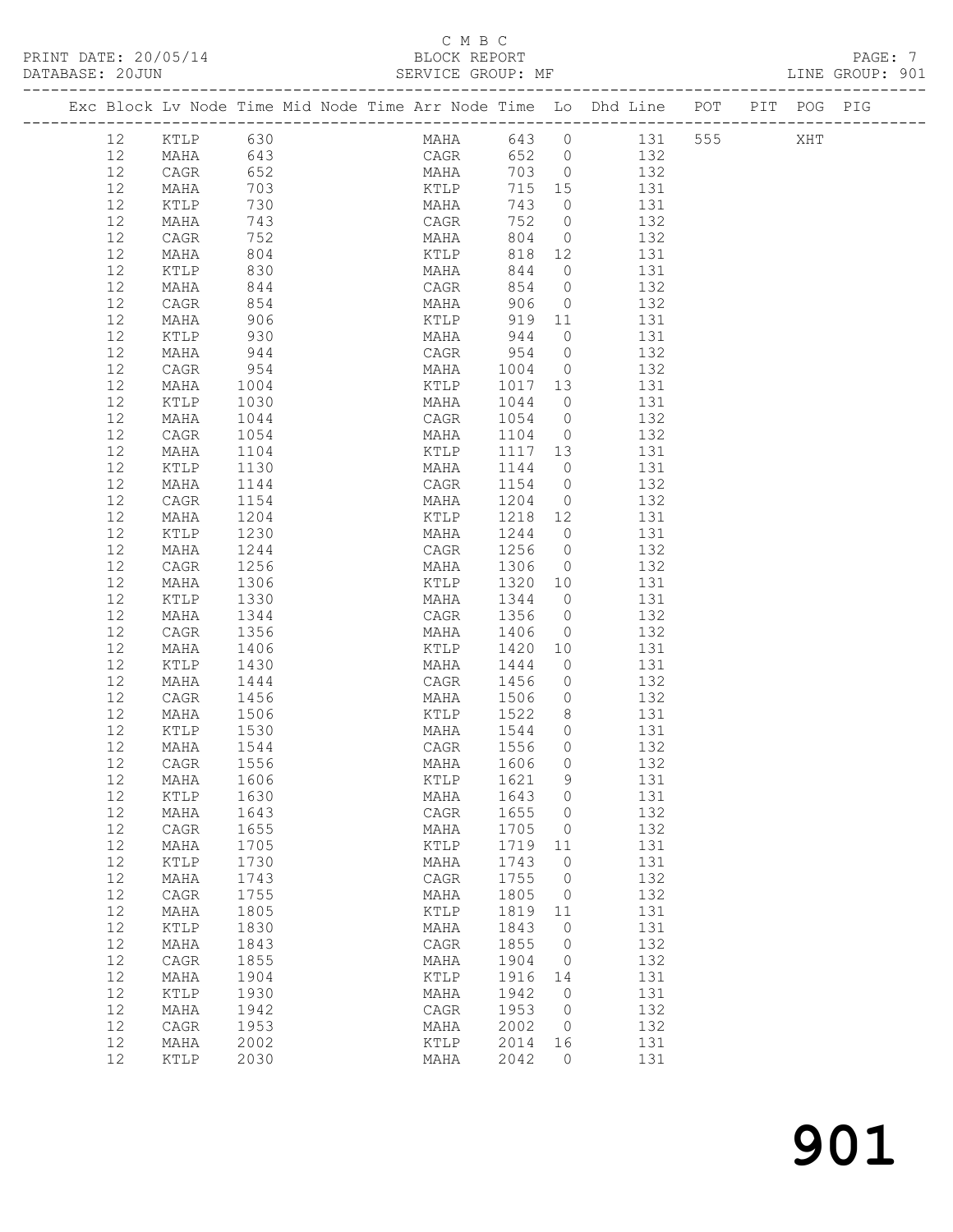C M B C

BLOCK REPORT

SERVICE GROUP: MF

PRINT DATE: 20/05/14
DATABASE: 20JUN

LINE GROUP: 901

| Exc | Block | Lv | Node | Time | Mid Node | Time | Arr Node | Time | Lo | Dhd Line | POT | PIT | POG | PIG |
|---|---|---|---|---|---|---|---|---|---|---|---|---|---|---|
| | 12 | | KTLP | 630 | | | MAHA | 643 | 0 | 131 | 555 | | XHT | |
| | 12 | | MAHA | 643 | | | CAGR | 652 | 0 | 132 | | | | |
| | 12 | | CAGR | 652 | | | MAHA | 703 | 0 | 132 | | | | |
| | 12 | | MAHA | 703 | | | KTLP | 715 | 15 | 131 | | | | |
| | 12 | | KTLP | 730 | | | MAHA | 743 | 0 | 131 | | | | |
| | 12 | | MAHA | 743 | | | CAGR | 752 | 0 | 132 | | | | |
| | 12 | | CAGR | 752 | | | MAHA | 804 | 0 | 132 | | | | |
| | 12 | | MAHA | 804 | | | KTLP | 818 | 12 | 131 | | | | |
| | 12 | | KTLP | 830 | | | MAHA | 844 | 0 | 131 | | | | |
| | 12 | | MAHA | 844 | | | CAGR | 854 | 0 | 132 | | | | |
| | 12 | | CAGR | 854 | | | MAHA | 906 | 0 | 132 | | | | |
| | 12 | | MAHA | 906 | | | KTLP | 919 | 11 | 131 | | | | |
| | 12 | | KTLP | 930 | | | MAHA | 944 | 0 | 131 | | | | |
| | 12 | | MAHA | 944 | | | CAGR | 954 | 0 | 132 | | | | |
| | 12 | | CAGR | 954 | | | MAHA | 1004 | 0 | 132 | | | | |
| | 12 | | MAHA | 1004 | | | KTLP | 1017 | 13 | 131 | | | | |
| | 12 | | KTLP | 1030 | | | MAHA | 1044 | 0 | 131 | | | | |
| | 12 | | MAHA | 1044 | | | CAGR | 1054 | 0 | 132 | | | | |
| | 12 | | CAGR | 1054 | | | MAHA | 1104 | 0 | 132 | | | | |
| | 12 | | MAHA | 1104 | | | KTLP | 1117 | 13 | 131 | | | | |
| | 12 | | KTLP | 1130 | | | MAHA | 1144 | 0 | 131 | | | | |
| | 12 | | MAHA | 1144 | | | CAGR | 1154 | 0 | 132 | | | | |
| | 12 | | CAGR | 1154 | | | MAHA | 1204 | 0 | 132 | | | | |
| | 12 | | MAHA | 1204 | | | KTLP | 1218 | 12 | 131 | | | | |
| | 12 | | KTLP | 1230 | | | MAHA | 1244 | 0 | 131 | | | | |
| | 12 | | MAHA | 1244 | | | CAGR | 1256 | 0 | 132 | | | | |
| | 12 | | CAGR | 1256 | | | MAHA | 1306 | 0 | 132 | | | | |
| | 12 | | MAHA | 1306 | | | KTLP | 1320 | 10 | 131 | | | | |
| | 12 | | KTLP | 1330 | | | MAHA | 1344 | 0 | 131 | | | | |
| | 12 | | MAHA | 1344 | | | CAGR | 1356 | 0 | 132 | | | | |
| | 12 | | CAGR | 1356 | | | MAHA | 1406 | 0 | 132 | | | | |
| | 12 | | MAHA | 1406 | | | KTLP | 1420 | 10 | 131 | | | | |
| | 12 | | KTLP | 1430 | | | MAHA | 1444 | 0 | 131 | | | | |
| | 12 | | MAHA | 1444 | | | CAGR | 1456 | 0 | 132 | | | | |
| | 12 | | CAGR | 1456 | | | MAHA | 1506 | 0 | 132 | | | | |
| | 12 | | MAHA | 1506 | | | KTLP | 1522 | 8 | 131 | | | | |
| | 12 | | KTLP | 1530 | | | MAHA | 1544 | 0 | 131 | | | | |
| | 12 | | MAHA | 1544 | | | CAGR | 1556 | 0 | 132 | | | | |
| | 12 | | CAGR | 1556 | | | MAHA | 1606 | 0 | 132 | | | | |
| | 12 | | MAHA | 1606 | | | KTLP | 1621 | 9 | 131 | | | | |
| | 12 | | KTLP | 1630 | | | MAHA | 1643 | 0 | 131 | | | | |
| | 12 | | MAHA | 1643 | | | CAGR | 1655 | 0 | 132 | | | | |
| | 12 | | CAGR | 1655 | | | MAHA | 1705 | 0 | 132 | | | | |
| | 12 | | MAHA | 1705 | | | KTLP | 1719 | 11 | 131 | | | | |
| | 12 | | KTLP | 1730 | | | MAHA | 1743 | 0 | 131 | | | | |
| | 12 | | MAHA | 1743 | | | CAGR | 1755 | 0 | 132 | | | | |
| | 12 | | CAGR | 1755 | | | MAHA | 1805 | 0 | 132 | | | | |
| | 12 | | MAHA | 1805 | | | KTLP | 1819 | 11 | 131 | | | | |
| | 12 | | KTLP | 1830 | | | MAHA | 1843 | 0 | 131 | | | | |
| | 12 | | MAHA | 1843 | | | CAGR | 1855 | 0 | 132 | | | | |
| | 12 | | CAGR | 1855 | | | MAHA | 1904 | 0 | 132 | | | | |
| | 12 | | MAHA | 1904 | | | KTLP | 1916 | 14 | 131 | | | | |
| | 12 | | KTLP | 1930 | | | MAHA | 1942 | 0 | 131 | | | | |
| | 12 | | MAHA | 1942 | | | CAGR | 1953 | 0 | 132 | | | | |
| | 12 | | CAGR | 1953 | | | MAHA | 2002 | 0 | 132 | | | | |
| | 12 | | MAHA | 2002 | | | KTLP | 2014 | 16 | 131 | | | | |
| | 12 | | KTLP | 2030 | | | MAHA | 2042 | 0 | 131 | | | | |

# 901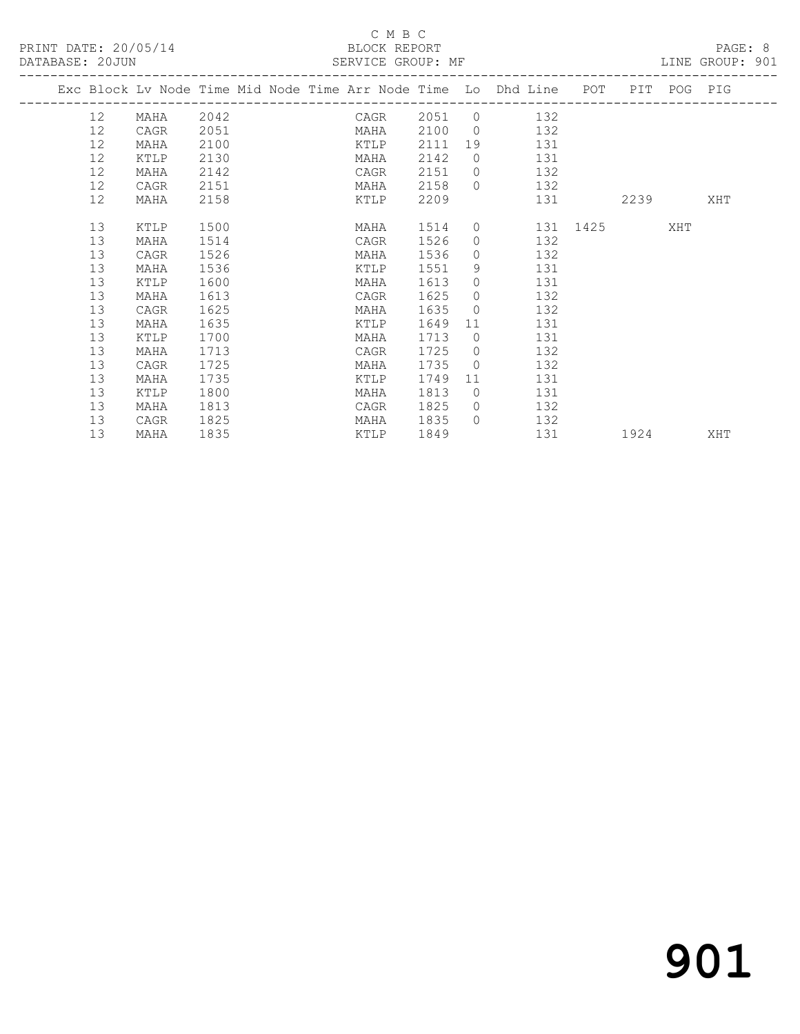C M B C
BLOCK REPORT
SERVICE GROUP: MF

PRINT DATE: 20/05/14
DATABASE: 20JUN

LINE GROUP: 901

| Exc | Block | Lv Node | Time | Mid Node | Time | Arr Node | Time | Lo | Dhd | Line | POT | PIT | POG | PIG |
|---|---|---|---|---|---|---|---|---|---|---|---|---|---|---|
| | 12 | MAHA | 2042 | | | CAGR | 2051 | 0 | | 132 | | | | |
| | 12 | CAGR | 2051 | | | MAHA | 2100 | 0 | | 132 | | | | |
| | 12 | MAHA | 2100 | | | KTLP | 2111 | 19 | | 131 | | | | |
| | 12 | KTLP | 2130 | | | MAHA | 2142 | 0 | | 131 | | | | |
| | 12 | MAHA | 2142 | | | CAGR | 2151 | 0 | | 132 | | | | |
| | 12 | CAGR | 2151 | | | MAHA | 2158 | 0 | | 132 | | | | |
| | 12 | MAHA | 2158 | | | KTLP | 2209 | | | 131 | | 2239 | | XHT |
| | 13 | KTLP | 1500 | | | MAHA | 1514 | 0 | | 131 | 1425 | | XHT | |
| | 13 | MAHA | 1514 | | | CAGR | 1526 | 0 | | 132 | | | | |
| | 13 | CAGR | 1526 | | | MAHA | 1536 | 0 | | 132 | | | | |
| | 13 | MAHA | 1536 | | | KTLP | 1551 | 9 | | 131 | | | | |
| | 13 | KTLP | 1600 | | | MAHA | 1613 | 0 | | 131 | | | | |
| | 13 | MAHA | 1613 | | | CAGR | 1625 | 0 | | 132 | | | | |
| | 13 | CAGR | 1625 | | | MAHA | 1635 | 0 | | 132 | | | | |
| | 13 | MAHA | 1635 | | | KTLP | 1649 | 11 | | 131 | | | | |
| | 13 | KTLP | 1700 | | | MAHA | 1713 | 0 | | 131 | | | | |
| | 13 | MAHA | 1713 | | | CAGR | 1725 | 0 | | 132 | | | | |
| | 13 | CAGR | 1725 | | | MAHA | 1735 | 0 | | 132 | | | | |
| | 13 | MAHA | 1735 | | | KTLP | 1749 | 11 | | 131 | | | | |
| | 13 | KTLP | 1800 | | | MAHA | 1813 | 0 | | 131 | | | | |
| | 13 | MAHA | 1813 | | | CAGR | 1825 | 0 | | 132 | | | | |
| | 13 | CAGR | 1825 | | | MAHA | 1835 | 0 | | 132 | | | | |
| | 13 | MAHA | 1835 | | | KTLP | 1849 | | | 131 | | 1924 | | XHT |

901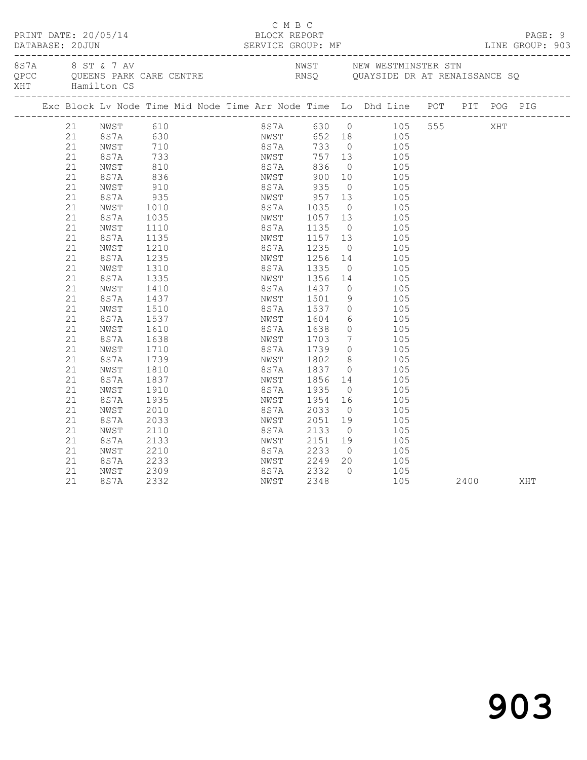C M B C

PRINT DATE: 20/05/14 BLOCK REPORT
DATABASE: 20JUN SERVICE GROUP: MF LINE GROUP: 903

8S7A 8 ST & 7 AV NWST NEW WESTMINSTER STN
QPCC QUEENS PARK CARE CENTRE RNSQ QUAYSIDE DR AT RENAISSANCE SQ
XHT Hamilton CS

| Exc | Block | Lv | Node | Time | Mid Node | Time | Arr Node | Time | Lo | Dhd Line | POT | PIT | POG | PIG |
|---|---|---|---|---|---|---|---|---|---|---|---|---|---|---|
| | 21 | | NWST | 610 | | | 8S7A | 630 | 0 | 105 | 555 | | XHT | |
| | 21 | | 8S7A | 630 | | | NWST | 652 | 18 | 105 | | | | |
| | 21 | | NWST | 710 | | | 8S7A | 733 | 0 | 105 | | | | |
| | 21 | | 8S7A | 733 | | | NWST | 757 | 13 | 105 | | | | |
| | 21 | | NWST | 810 | | | 8S7A | 836 | 0 | 105 | | | | |
| | 21 | | 8S7A | 836 | | | NWST | 900 | 10 | 105 | | | | |
| | 21 | | NWST | 910 | | | 8S7A | 935 | 0 | 105 | | | | |
| | 21 | | 8S7A | 935 | | | NWST | 957 | 13 | 105 | | | | |
| | 21 | | NWST | 1010 | | | 8S7A | 1035 | 0 | 105 | | | | |
| | 21 | | 8S7A | 1035 | | | NWST | 1057 | 13 | 105 | | | | |
| | 21 | | NWST | 1110 | | | 8S7A | 1135 | 0 | 105 | | | | |
| | 21 | | 8S7A | 1135 | | | NWST | 1157 | 13 | 105 | | | | |
| | 21 | | NWST | 1210 | | | 8S7A | 1235 | 0 | 105 | | | | |
| | 21 | | 8S7A | 1235 | | | NWST | 1256 | 14 | 105 | | | | |
| | 21 | | NWST | 1310 | | | 8S7A | 1335 | 0 | 105 | | | | |
| | 21 | | 8S7A | 1335 | | | NWST | 1356 | 14 | 105 | | | | |
| | 21 | | NWST | 1410 | | | 8S7A | 1437 | 0 | 105 | | | | |
| | 21 | | 8S7A | 1437 | | | NWST | 1501 | 9 | 105 | | | | |
| | 21 | | NWST | 1510 | | | 8S7A | 1537 | 0 | 105 | | | | |
| | 21 | | 8S7A | 1537 | | | NWST | 1604 | 6 | 105 | | | | |
| | 21 | | NWST | 1610 | | | 8S7A | 1638 | 0 | 105 | | | | |
| | 21 | | 8S7A | 1638 | | | NWST | 1703 | 7 | 105 | | | | |
| | 21 | | NWST | 1710 | | | 8S7A | 1739 | 0 | 105 | | | | |
| | 21 | | 8S7A | 1739 | | | NWST | 1802 | 8 | 105 | | | | |
| | 21 | | NWST | 1810 | | | 8S7A | 1837 | 0 | 105 | | | | |
| | 21 | | 8S7A | 1837 | | | NWST | 1856 | 14 | 105 | | | | |
| | 21 | | NWST | 1910 | | | 8S7A | 1935 | 0 | 105 | | | | |
| | 21 | | 8S7A | 1935 | | | NWST | 1954 | 16 | 105 | | | | |
| | 21 | | NWST | 2010 | | | 8S7A | 2033 | 0 | 105 | | | | |
| | 21 | | 8S7A | 2033 | | | NWST | 2051 | 19 | 105 | | | | |
| | 21 | | NWST | 2110 | | | 8S7A | 2133 | 0 | 105 | | | | |
| | 21 | | 8S7A | 2133 | | | NWST | 2151 | 19 | 105 | | | | |
| | 21 | | NWST | 2210 | | | 8S7A | 2233 | 0 | 105 | | | | |
| | 21 | | 8S7A | 2233 | | | NWST | 2249 | 20 | 105 | | | | |
| | 21 | | NWST | 2309 | | | 8S7A | 2332 | 0 | 105 | | | | |
| | 21 | | 8S7A | 2332 | | | NWST | 2348 | | 105 | | 2400 | | XHT |

903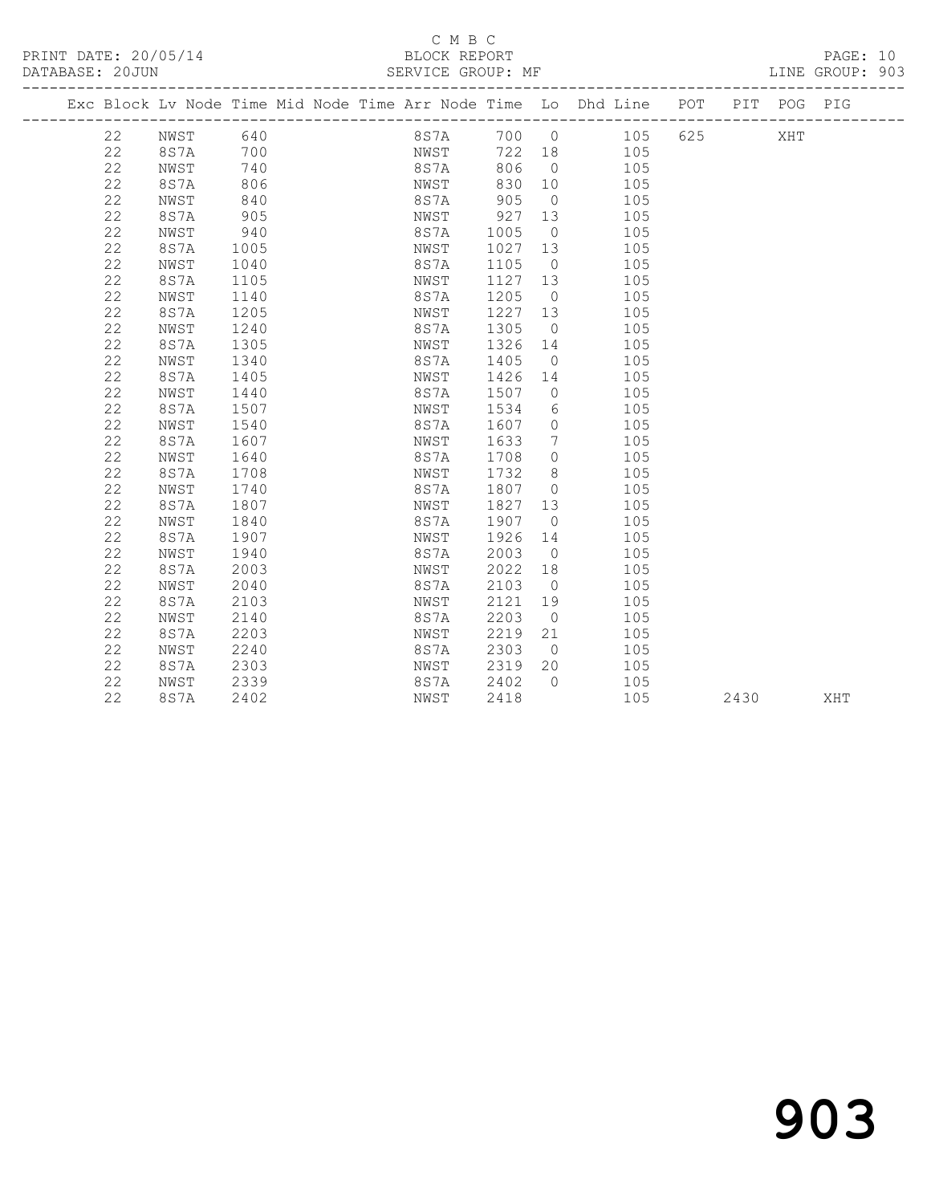C M B C

PRINT DATE: 20/05/14 BLOCK REPORT

DATABASE: 20JUN SERVICE GROUP: MF LINE GROUP: 903

| Exc | Block | Lv Node | Time | Mid Node | Time | Arr Node | Time | Lo | Dhd Line | POT | PIT | POG | PIG |
|---|---|---|---|---|---|---|---|---|---|---|---|---|---|
| | 22 | NWST | 640 | | | 8S7A | 700 | 0 | 105 | 625 | | XHT | |
| | 22 | 8S7A | 700 | | | NWST | 722 | 18 | 105 | | | | |
| | 22 | NWST | 740 | | | 8S7A | 806 | 0 | 105 | | | | |
| | 22 | 8S7A | 806 | | | NWST | 830 | 10 | 105 | | | | |
| | 22 | NWST | 840 | | | 8S7A | 905 | 0 | 105 | | | | |
| | 22 | 8S7A | 905 | | | NWST | 927 | 13 | 105 | | | | |
| | 22 | NWST | 940 | | | 8S7A | 1005 | 0 | 105 | | | | |
| | 22 | 8S7A | 1005 | | | NWST | 1027 | 13 | 105 | | | | |
| | 22 | NWST | 1040 | | | 8S7A | 1105 | 0 | 105 | | | | |
| | 22 | 8S7A | 1105 | | | NWST | 1127 | 13 | 105 | | | | |
| | 22 | NWST | 1140 | | | 8S7A | 1205 | 0 | 105 | | | | |
| | 22 | 8S7A | 1205 | | | NWST | 1227 | 13 | 105 | | | | |
| | 22 | NWST | 1240 | | | 8S7A | 1305 | 0 | 105 | | | | |
| | 22 | 8S7A | 1305 | | | NWST | 1326 | 14 | 105 | | | | |
| | 22 | NWST | 1340 | | | 8S7A | 1405 | 0 | 105 | | | | |
| | 22 | 8S7A | 1405 | | | NWST | 1426 | 14 | 105 | | | | |
| | 22 | NWST | 1440 | | | 8S7A | 1507 | 0 | 105 | | | | |
| | 22 | 8S7A | 1507 | | | NWST | 1534 | 6 | 105 | | | | |
| | 22 | NWST | 1540 | | | 8S7A | 1607 | 0 | 105 | | | | |
| | 22 | 8S7A | 1607 | | | NWST | 1633 | 7 | 105 | | | | |
| | 22 | NWST | 1640 | | | 8S7A | 1708 | 0 | 105 | | | | |
| | 22 | 8S7A | 1708 | | | NWST | 1732 | 8 | 105 | | | | |
| | 22 | NWST | 1740 | | | 8S7A | 1807 | 0 | 105 | | | | |
| | 22 | 8S7A | 1807 | | | NWST | 1827 | 13 | 105 | | | | |
| | 22 | NWST | 1840 | | | 8S7A | 1907 | 0 | 105 | | | | |
| | 22 | 8S7A | 1907 | | | NWST | 1926 | 14 | 105 | | | | |
| | 22 | NWST | 1940 | | | 8S7A | 2003 | 0 | 105 | | | | |
| | 22 | 8S7A | 2003 | | | NWST | 2022 | 18 | 105 | | | | |
| | 22 | NWST | 2040 | | | 8S7A | 2103 | 0 | 105 | | | | |
| | 22 | 8S7A | 2103 | | | NWST | 2121 | 19 | 105 | | | | |
| | 22 | NWST | 2140 | | | 8S7A | 2203 | 0 | 105 | | | | |
| | 22 | 8S7A | 2203 | | | NWST | 2219 | 21 | 105 | | | | |
| | 22 | NWST | 2240 | | | 8S7A | 2303 | 0 | 105 | | | | |
| | 22 | 8S7A | 2303 | | | NWST | 2319 | 20 | 105 | | | | |
| | 22 | NWST | 2339 | | | 8S7A | 2402 | 0 | 105 | | | | |
| | 22 | 8S7A | 2402 | | | NWST | 2418 | | 105 | | 2430 | | XHT |

# 903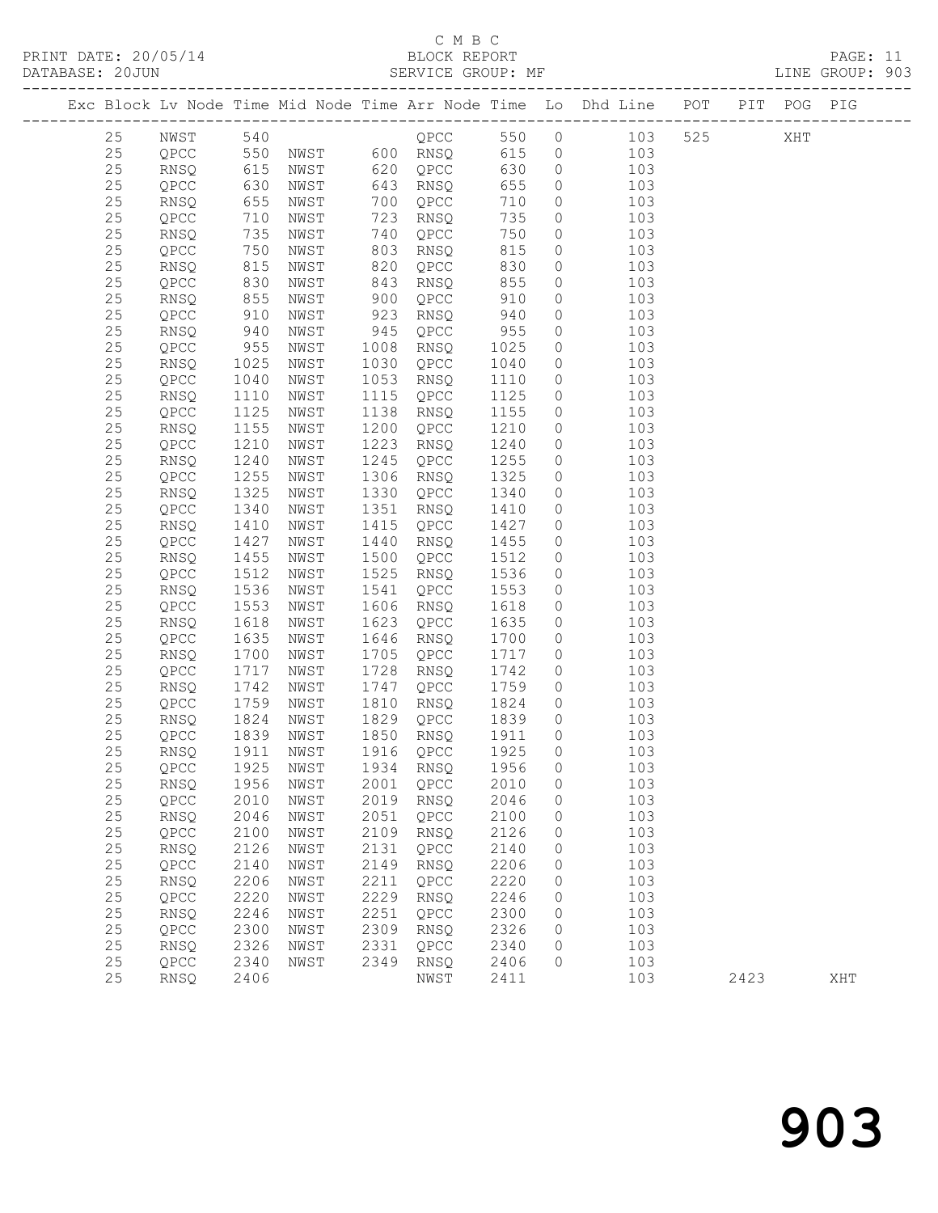C M B C

PRINT DATE: 20/05/14 BLOCK REPORT PAGE: 11
DATABASE: 20JUN SERVICE GROUP: MF LINE GROUP: 903

| Exc | Block | Lv | Node | Time | Mid Node | Time | Arr Node | Time | Lo | Dhd Line | POT | PIT | POG | PIG |
|---|---|---|---|---|---|---|---|---|---|---|---|---|---|---|
| | 25 | | NWST | 540 | | | QPCC | 550 | 0 | 103 | 525 | | XHT | |
| | 25 | | QPCC | 550 | NWST | 600 | RNSQ | 615 | 0 | 103 | | | | |
| | 25 | | RNSQ | 615 | NWST | 620 | QPCC | 630 | 0 | 103 | | | | |
| | 25 | | QPCC | 630 | NWST | 643 | RNSQ | 655 | 0 | 103 | | | | |
| | 25 | | RNSQ | 655 | NWST | 700 | QPCC | 710 | 0 | 103 | | | | |
| | 25 | | QPCC | 710 | NWST | 723 | RNSQ | 735 | 0 | 103 | | | | |
| | 25 | | RNSQ | 735 | NWST | 740 | QPCC | 750 | 0 | 103 | | | | |
| | 25 | | QPCC | 750 | NWST | 803 | RNSQ | 815 | 0 | 103 | | | | |
| | 25 | | RNSQ | 815 | NWST | 820 | QPCC | 830 | 0 | 103 | | | | |
| | 25 | | QPCC | 830 | NWST | 843 | RNSQ | 855 | 0 | 103 | | | | |
| | 25 | | RNSQ | 855 | NWST | 900 | QPCC | 910 | 0 | 103 | | | | |
| | 25 | | QPCC | 910 | NWST | 923 | RNSQ | 940 | 0 | 103 | | | | |
| | 25 | | RNSQ | 940 | NWST | 945 | QPCC | 955 | 0 | 103 | | | | |
| | 25 | | QPCC | 955 | NWST | 1008 | RNSQ | 1025 | 0 | 103 | | | | |
| | 25 | | RNSQ | 1025 | NWST | 1030 | QPCC | 1040 | 0 | 103 | | | | |
| | 25 | | QPCC | 1040 | NWST | 1053 | RNSQ | 1110 | 0 | 103 | | | | |
| | 25 | | RNSQ | 1110 | NWST | 1115 | QPCC | 1125 | 0 | 103 | | | | |
| | 25 | | QPCC | 1125 | NWST | 1138 | RNSQ | 1155 | 0 | 103 | | | | |
| | 25 | | RNSQ | 1155 | NWST | 1200 | QPCC | 1210 | 0 | 103 | | | | |
| | 25 | | QPCC | 1210 | NWST | 1223 | RNSQ | 1240 | 0 | 103 | | | | |
| | 25 | | RNSQ | 1240 | NWST | 1245 | QPCC | 1255 | 0 | 103 | | | | |
| | 25 | | QPCC | 1255 | NWST | 1306 | RNSQ | 1325 | 0 | 103 | | | | |
| | 25 | | RNSQ | 1325 | NWST | 1330 | QPCC | 1340 | 0 | 103 | | | | |
| | 25 | | QPCC | 1340 | NWST | 1351 | RNSQ | 1410 | 0 | 103 | | | | |
| | 25 | | RNSQ | 1410 | NWST | 1415 | QPCC | 1427 | 0 | 103 | | | | |
| | 25 | | QPCC | 1427 | NWST | 1440 | RNSQ | 1455 | 0 | 103 | | | | |
| | 25 | | RNSQ | 1455 | NWST | 1500 | QPCC | 1512 | 0 | 103 | | | | |
| | 25 | | QPCC | 1512 | NWST | 1525 | RNSQ | 1536 | 0 | 103 | | | | |
| | 25 | | RNSQ | 1536 | NWST | 1541 | QPCC | 1553 | 0 | 103 | | | | |
| | 25 | | QPCC | 1553 | NWST | 1606 | RNSQ | 1618 | 0 | 103 | | | | |
| | 25 | | RNSQ | 1618 | NWST | 1623 | QPCC | 1635 | 0 | 103 | | | | |
| | 25 | | QPCC | 1635 | NWST | 1646 | RNSQ | 1700 | 0 | 103 | | | | |
| | 25 | | RNSQ | 1700 | NWST | 1705 | QPCC | 1717 | 0 | 103 | | | | |
| | 25 | | QPCC | 1717 | NWST | 1728 | RNSQ | 1742 | 0 | 103 | | | | |
| | 25 | | RNSQ | 1742 | NWST | 1747 | QPCC | 1759 | 0 | 103 | | | | |
| | 25 | | QPCC | 1759 | NWST | 1810 | RNSQ | 1824 | 0 | 103 | | | | |
| | 25 | | RNSQ | 1824 | NWST | 1829 | QPCC | 1839 | 0 | 103 | | | | |
| | 25 | | QPCC | 1839 | NWST | 1850 | RNSQ | 1911 | 0 | 103 | | | | |
| | 25 | | RNSQ | 1911 | NWST | 1916 | QPCC | 1925 | 0 | 103 | | | | |
| | 25 | | QPCC | 1925 | NWST | 1934 | RNSQ | 1956 | 0 | 103 | | | | |
| | 25 | | RNSQ | 1956 | NWST | 2001 | QPCC | 2010 | 0 | 103 | | | | |
| | 25 | | QPCC | 2010 | NWST | 2019 | RNSQ | 2046 | 0 | 103 | | | | |
| | 25 | | RNSQ | 2046 | NWST | 2051 | QPCC | 2100 | 0 | 103 | | | | |
| | 25 | | QPCC | 2100 | NWST | 2109 | RNSQ | 2126 | 0 | 103 | | | | |
| | 25 | | RNSQ | 2126 | NWST | 2131 | QPCC | 2140 | 0 | 103 | | | | |
| | 25 | | QPCC | 2140 | NWST | 2149 | RNSQ | 2206 | 0 | 103 | | | | |
| | 25 | | RNSQ | 2206 | NWST | 2211 | QPCC | 2220 | 0 | 103 | | | | |
| | 25 | | QPCC | 2220 | NWST | 2229 | RNSQ | 2246 | 0 | 103 | | | | |
| | 25 | | RNSQ | 2246 | NWST | 2251 | QPCC | 2300 | 0 | 103 | | | | |
| | 25 | | QPCC | 2300 | NWST | 2309 | RNSQ | 2326 | 0 | 103 | | | | |
| | 25 | | RNSQ | 2326 | NWST | 2331 | QPCC | 2340 | 0 | 103 | | | | |
| | 25 | | QPCC | 2340 | NWST | 2349 | RNSQ | 2406 | 0 | 103 | | | | |
| | 25 | | RNSQ | 2406 | | | NWST | 2411 | | 103 | | 2423 | | XHT |

903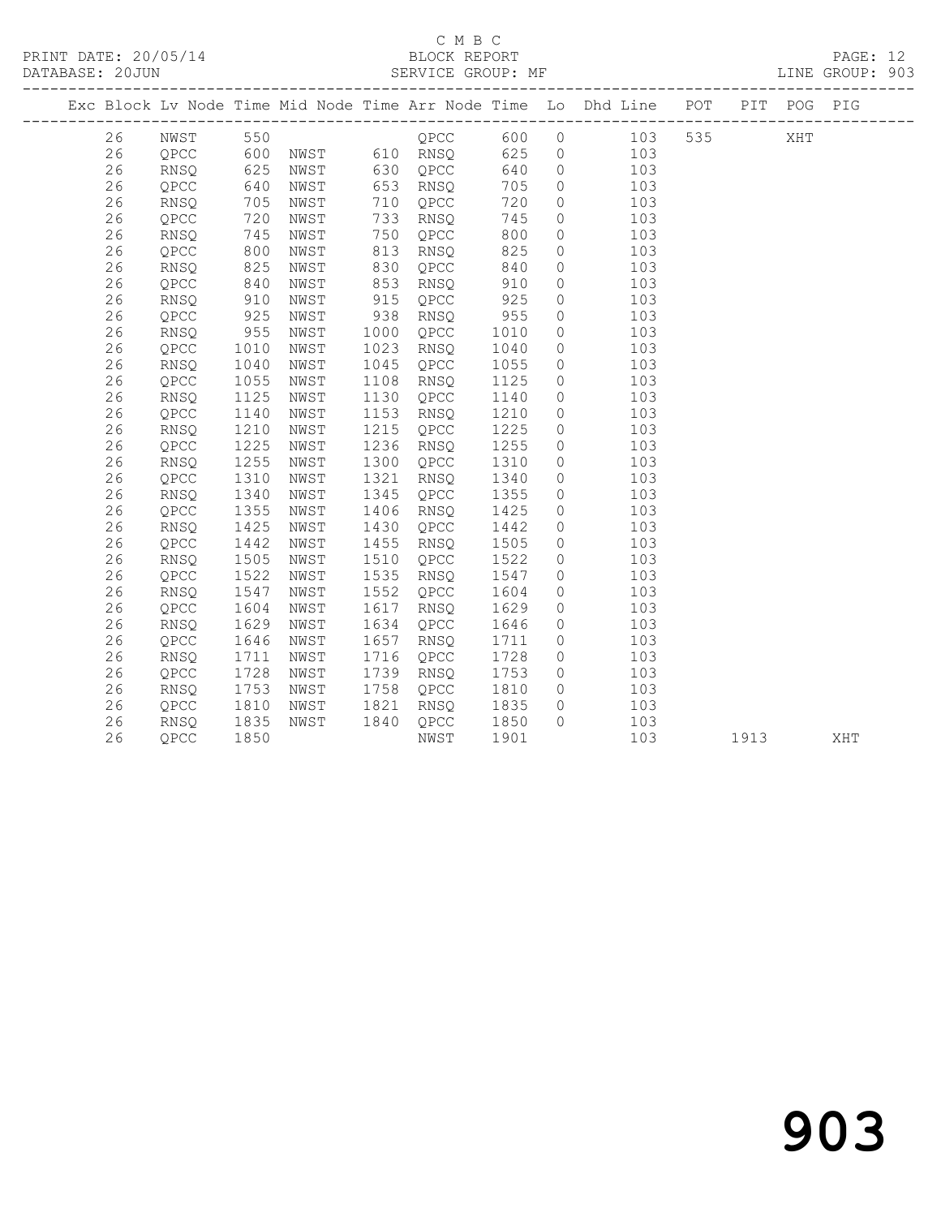C M B C

PRINT DATE: 20/05/14 BLOCK REPORT
DATABASE: 20JUN SERVICE GROUP: MF LINE GROUP: 903

| Exc | Block | Lv | Node | Time | Mid Node | Time | Arr Node | Time | Lo | Dhd Line | POT | PIT | POG | PIG |
|---|---|---|---|---|---|---|---|---|---|---|---|---|---|---|
| | 26 | | NWST | 550 | | | QPCC | 600 | 0 | 103 | 535 | | XHT | |
| | 26 | | QPCC | 600 | NWST | 610 | RNSQ | 625 | 0 | 103 | | | | |
| | 26 | | RNSQ | 625 | NWST | 630 | QPCC | 640 | 0 | 103 | | | | |
| | 26 | | QPCC | 640 | NWST | 653 | RNSQ | 705 | 0 | 103 | | | | |
| | 26 | | RNSQ | 705 | NWST | 710 | QPCC | 720 | 0 | 103 | | | | |
| | 26 | | QPCC | 720 | NWST | 733 | RNSQ | 745 | 0 | 103 | | | | |
| | 26 | | RNSQ | 745 | NWST | 750 | QPCC | 800 | 0 | 103 | | | | |
| | 26 | | QPCC | 800 | NWST | 813 | RNSQ | 825 | 0 | 103 | | | | |
| | 26 | | RNSQ | 825 | NWST | 830 | QPCC | 840 | 0 | 103 | | | | |
| | 26 | | QPCC | 840 | NWST | 853 | RNSQ | 910 | 0 | 103 | | | | |
| | 26 | | RNSQ | 910 | NWST | 915 | QPCC | 925 | 0 | 103 | | | | |
| | 26 | | QPCC | 925 | NWST | 938 | RNSQ | 955 | 0 | 103 | | | | |
| | 26 | | RNSQ | 955 | NWST | 1000 | QPCC | 1010 | 0 | 103 | | | | |
| | 26 | | QPCC | 1010 | NWST | 1023 | RNSQ | 1040 | 0 | 103 | | | | |
| | 26 | | RNSQ | 1040 | NWST | 1045 | QPCC | 1055 | 0 | 103 | | | | |
| | 26 | | QPCC | 1055 | NWST | 1108 | RNSQ | 1125 | 0 | 103 | | | | |
| | 26 | | RNSQ | 1125 | NWST | 1130 | QPCC | 1140 | 0 | 103 | | | | |
| | 26 | | QPCC | 1140 | NWST | 1153 | RNSQ | 1210 | 0 | 103 | | | | |
| | 26 | | RNSQ | 1210 | NWST | 1215 | QPCC | 1225 | 0 | 103 | | | | |
| | 26 | | QPCC | 1225 | NWST | 1236 | RNSQ | 1255 | 0 | 103 | | | | |
| | 26 | | RNSQ | 1255 | NWST | 1300 | QPCC | 1310 | 0 | 103 | | | | |
| | 26 | | QPCC | 1310 | NWST | 1321 | RNSQ | 1340 | 0 | 103 | | | | |
| | 26 | | RNSQ | 1340 | NWST | 1345 | QPCC | 1355 | 0 | 103 | | | | |
| | 26 | | QPCC | 1355 | NWST | 1406 | RNSQ | 1425 | 0 | 103 | | | | |
| | 26 | | RNSQ | 1425 | NWST | 1430 | QPCC | 1442 | 0 | 103 | | | | |
| | 26 | | QPCC | 1442 | NWST | 1455 | RNSQ | 1505 | 0 | 103 | | | | |
| | 26 | | RNSQ | 1505 | NWST | 1510 | QPCC | 1522 | 0 | 103 | | | | |
| | 26 | | QPCC | 1522 | NWST | 1535 | RNSQ | 1547 | 0 | 103 | | | | |
| | 26 | | RNSQ | 1547 | NWST | 1552 | QPCC | 1604 | 0 | 103 | | | | |
| | 26 | | QPCC | 1604 | NWST | 1617 | RNSQ | 1629 | 0 | 103 | | | | |
| | 26 | | RNSQ | 1629 | NWST | 1634 | QPCC | 1646 | 0 | 103 | | | | |
| | 26 | | QPCC | 1646 | NWST | 1657 | RNSQ | 1711 | 0 | 103 | | | | |
| | 26 | | RNSQ | 1711 | NWST | 1716 | QPCC | 1728 | 0 | 103 | | | | |
| | 26 | | QPCC | 1728 | NWST | 1739 | RNSQ | 1753 | 0 | 103 | | | | |
| | 26 | | RNSQ | 1753 | NWST | 1758 | QPCC | 1810 | 0 | 103 | | | | |
| | 26 | | QPCC | 1810 | NWST | 1821 | RNSQ | 1835 | 0 | 103 | | | | |
| | 26 | | RNSQ | 1835 | NWST | 1840 | QPCC | 1850 | 0 | 103 | | | | |
| | 26 | | QPCC | 1850 | | | NWST | 1901 | | 103 | | 1913 | | XHT |

903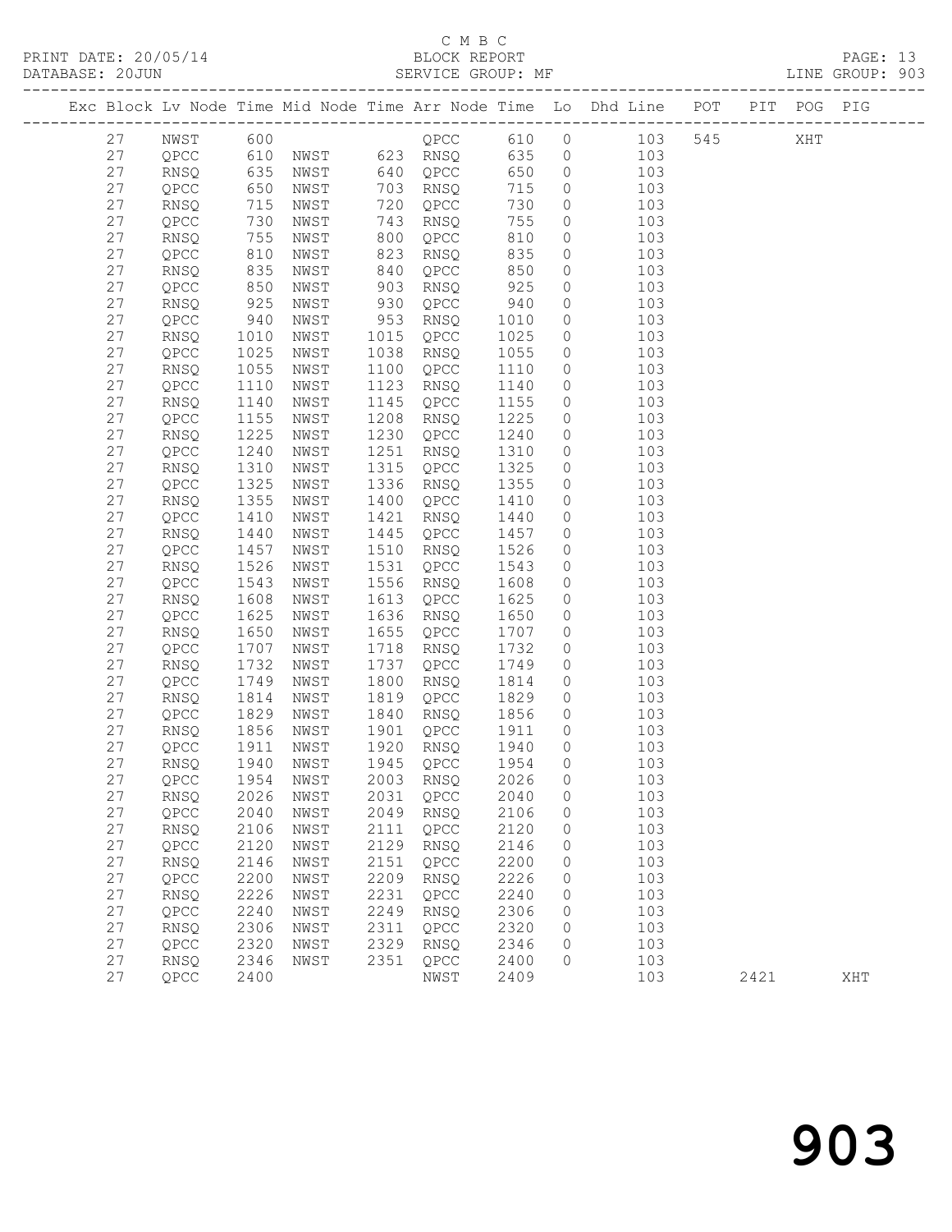C M B C

PRINT DATE: 20/05/14 BLOCK REPORT

DATABASE: 20JUN SERVICE GROUP: MF LINE GROUP: 903

| Exc | Block | Lv | Node | Time | Mid Node | Time | Arr Node | Time | Lo | Dhd Line | POT | PIT | POG | PIG |
|---|---|---|---|---|---|---|---|---|---|---|---|---|---|---|
| | 27 | | NWST | 600 | | | QPCC | 610 | 0 | 103 | 545 | | XHT | |
| | 27 | | QPCC | 610 | NWST | 623 | RNSQ | 635 | 0 | 103 | | | | |
| | 27 | | RNSQ | 635 | NWST | 640 | QPCC | 650 | 0 | 103 | | | | |
| | 27 | | QPCC | 650 | NWST | 703 | RNSQ | 715 | 0 | 103 | | | | |
| | 27 | | RNSQ | 715 | NWST | 720 | QPCC | 730 | 0 | 103 | | | | |
| | 27 | | QPCC | 730 | NWST | 743 | RNSQ | 755 | 0 | 103 | | | | |
| | 27 | | RNSQ | 755 | NWST | 800 | QPCC | 810 | 0 | 103 | | | | |
| | 27 | | QPCC | 810 | NWST | 823 | RNSQ | 835 | 0 | 103 | | | | |
| | 27 | | RNSQ | 835 | NWST | 840 | QPCC | 850 | 0 | 103 | | | | |
| | 27 | | QPCC | 850 | NWST | 903 | RNSQ | 925 | 0 | 103 | | | | |
| | 27 | | RNSQ | 925 | NWST | 930 | QPCC | 940 | 0 | 103 | | | | |
| | 27 | | QPCC | 940 | NWST | 953 | RNSQ | 1010 | 0 | 103 | | | | |
| | 27 | | RNSQ | 1010 | NWST | 1015 | QPCC | 1025 | 0 | 103 | | | | |
| | 27 | | QPCC | 1025 | NWST | 1038 | RNSQ | 1055 | 0 | 103 | | | | |
| | 27 | | RNSQ | 1055 | NWST | 1100 | QPCC | 1110 | 0 | 103 | | | | |
| | 27 | | QPCC | 1110 | NWST | 1123 | RNSQ | 1140 | 0 | 103 | | | | |
| | 27 | | RNSQ | 1140 | NWST | 1145 | QPCC | 1155 | 0 | 103 | | | | |
| | 27 | | QPCC | 1155 | NWST | 1208 | RNSQ | 1225 | 0 | 103 | | | | |
| | 27 | | RNSQ | 1225 | NWST | 1230 | QPCC | 1240 | 0 | 103 | | | | |
| | 27 | | QPCC | 1240 | NWST | 1251 | RNSQ | 1310 | 0 | 103 | | | | |
| | 27 | | RNSQ | 1310 | NWST | 1315 | QPCC | 1325 | 0 | 103 | | | | |
| | 27 | | QPCC | 1325 | NWST | 1336 | RNSQ | 1355 | 0 | 103 | | | | |
| | 27 | | RNSQ | 1355 | NWST | 1400 | QPCC | 1410 | 0 | 103 | | | | |
| | 27 | | QPCC | 1410 | NWST | 1421 | RNSQ | 1440 | 0 | 103 | | | | |
| | 27 | | RNSQ | 1440 | NWST | 1445 | QPCC | 1457 | 0 | 103 | | | | |
| | 27 | | QPCC | 1457 | NWST | 1510 | RNSQ | 1526 | 0 | 103 | | | | |
| | 27 | | RNSQ | 1526 | NWST | 1531 | QPCC | 1543 | 0 | 103 | | | | |
| | 27 | | QPCC | 1543 | NWST | 1556 | RNSQ | 1608 | 0 | 103 | | | | |
| | 27 | | RNSQ | 1608 | NWST | 1613 | QPCC | 1625 | 0 | 103 | | | | |
| | 27 | | QPCC | 1625 | NWST | 1636 | RNSQ | 1650 | 0 | 103 | | | | |
| | 27 | | RNSQ | 1650 | NWST | 1655 | QPCC | 1707 | 0 | 103 | | | | |
| | 27 | | QPCC | 1707 | NWST | 1718 | RNSQ | 1732 | 0 | 103 | | | | |
| | 27 | | RNSQ | 1732 | NWST | 1737 | QPCC | 1749 | 0 | 103 | | | | |
| | 27 | | QPCC | 1749 | NWST | 1800 | RNSQ | 1814 | 0 | 103 | | | | |
| | 27 | | RNSQ | 1814 | NWST | 1819 | QPCC | 1829 | 0 | 103 | | | | |
| | 27 | | QPCC | 1829 | NWST | 1840 | RNSQ | 1856 | 0 | 103 | | | | |
| | 27 | | RNSQ | 1856 | NWST | 1901 | QPCC | 1911 | 0 | 103 | | | | |
| | 27 | | QPCC | 1911 | NWST | 1920 | RNSQ | 1940 | 0 | 103 | | | | |
| | 27 | | RNSQ | 1940 | NWST | 1945 | QPCC | 1954 | 0 | 103 | | | | |
| | 27 | | QPCC | 1954 | NWST | 2003 | RNSQ | 2026 | 0 | 103 | | | | |
| | 27 | | RNSQ | 2026 | NWST | 2031 | QPCC | 2040 | 0 | 103 | | | | |
| | 27 | | QPCC | 2040 | NWST | 2049 | RNSQ | 2106 | 0 | 103 | | | | |
| | 27 | | RNSQ | 2106 | NWST | 2111 | QPCC | 2120 | 0 | 103 | | | | |
| | 27 | | QPCC | 2120 | NWST | 2129 | RNSQ | 2146 | 0 | 103 | | | | |
| | 27 | | RNSQ | 2146 | NWST | 2151 | QPCC | 2200 | 0 | 103 | | | | |
| | 27 | | QPCC | 2200 | NWST | 2209 | RNSQ | 2226 | 0 | 103 | | | | |
| | 27 | | RNSQ | 2226 | NWST | 2231 | QPCC | 2240 | 0 | 103 | | | | |
| | 27 | | QPCC | 2240 | NWST | 2249 | RNSQ | 2306 | 0 | 103 | | | | |
| | 27 | | RNSQ | 2306 | NWST | 2311 | QPCC | 2320 | 0 | 103 | | | | |
| | 27 | | QPCC | 2320 | NWST | 2329 | RNSQ | 2346 | 0 | 103 | | | | |
| | 27 | | RNSQ | 2346 | NWST | 2351 | QPCC | 2400 | 0 | 103 | | | | |
| | 27 | | QPCC | 2400 | | | NWST | 2409 | | 103 | | 2421 | | XHT |

903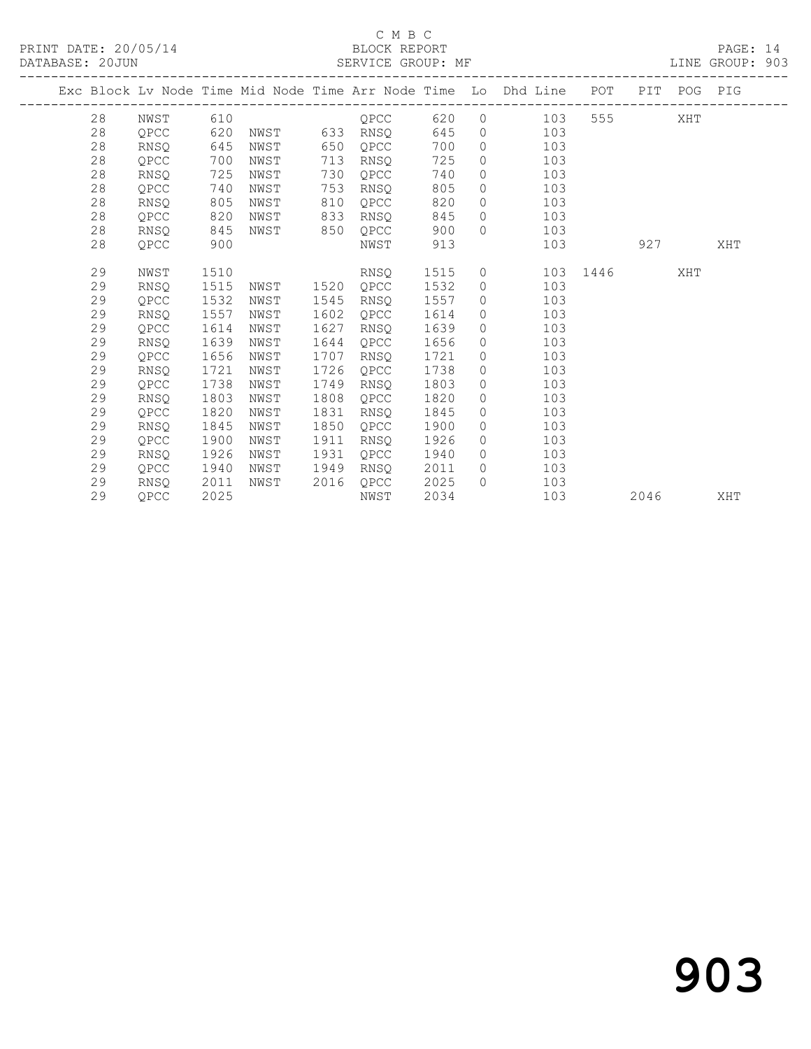C M B C
PRINT DATE: 20/05/14 BLOCK REPORT
DATABASE: 20JUN SERVICE GROUP: MF LINE GROUP: 903

| Exc | Block | Lv Node | Time | Mid Node | Time | Arr Node | Time | Lo | Dhd Line | POT | PIT | POG | PIG |
|---|---|---|---|---|---|---|---|---|---|---|---|---|---|
| | 28 | NWST | 610 | | | QPCC | 620 | 0 | 103 | 555 | | XHT | |
| | 28 | QPCC | 620 | NWST | 633 | RNSQ | 645 | 0 | 103 | | | | |
| | 28 | RNSQ | 645 | NWST | 650 | QPCC | 700 | 0 | 103 | | | | |
| | 28 | QPCC | 700 | NWST | 713 | RNSQ | 725 | 0 | 103 | | | | |
| | 28 | RNSQ | 725 | NWST | 730 | QPCC | 740 | 0 | 103 | | | | |
| | 28 | QPCC | 740 | NWST | 753 | RNSQ | 805 | 0 | 103 | | | | |
| | 28 | RNSQ | 805 | NWST | 810 | QPCC | 820 | 0 | 103 | | | | |
| | 28 | QPCC | 820 | NWST | 833 | RNSQ | 845 | 0 | 103 | | | | |
| | 28 | RNSQ | 845 | NWST | 850 | QPCC | 900 | 0 | 103 | | | | |
| | 28 | QPCC | 900 | | | NWST | 913 | | 103 | | 927 | | XHT |
| | 29 | NWST | 1510 | | | RNSQ | 1515 | 0 | 103 | 1446 | | XHT | |
| | 29 | RNSQ | 1515 | NWST | 1520 | QPCC | 1532 | 0 | 103 | | | | |
| | 29 | QPCC | 1532 | NWST | 1545 | RNSQ | 1557 | 0 | 103 | | | | |
| | 29 | RNSQ | 1557 | NWST | 1602 | QPCC | 1614 | 0 | 103 | | | | |
| | 29 | QPCC | 1614 | NWST | 1627 | RNSQ | 1639 | 0 | 103 | | | | |
| | 29 | RNSQ | 1639 | NWST | 1644 | QPCC | 1656 | 0 | 103 | | | | |
| | 29 | QPCC | 1656 | NWST | 1707 | RNSQ | 1721 | 0 | 103 | | | | |
| | 29 | RNSQ | 1721 | NWST | 1726 | QPCC | 1738 | 0 | 103 | | | | |
| | 29 | QPCC | 1738 | NWST | 1749 | RNSQ | 1803 | 0 | 103 | | | | |
| | 29 | RNSQ | 1803 | NWST | 1808 | QPCC | 1820 | 0 | 103 | | | | |
| | 29 | QPCC | 1820 | NWST | 1831 | RNSQ | 1845 | 0 | 103 | | | | |
| | 29 | RNSQ | 1845 | NWST | 1850 | QPCC | 1900 | 0 | 103 | | | | |
| | 29 | QPCC | 1900 | NWST | 1911 | RNSQ | 1926 | 0 | 103 | | | | |
| | 29 | RNSQ | 1926 | NWST | 1931 | QPCC | 1940 | 0 | 103 | | | | |
| | 29 | QPCC | 1940 | NWST | 1949 | RNSQ | 2011 | 0 | 103 | | | | |
| | 29 | RNSQ | 2011 | NWST | 2016 | QPCC | 2025 | 0 | 103 | | | | |
| | 29 | QPCC | 2025 | | | NWST | 2034 | | 103 | | 2046 | | XHT |

903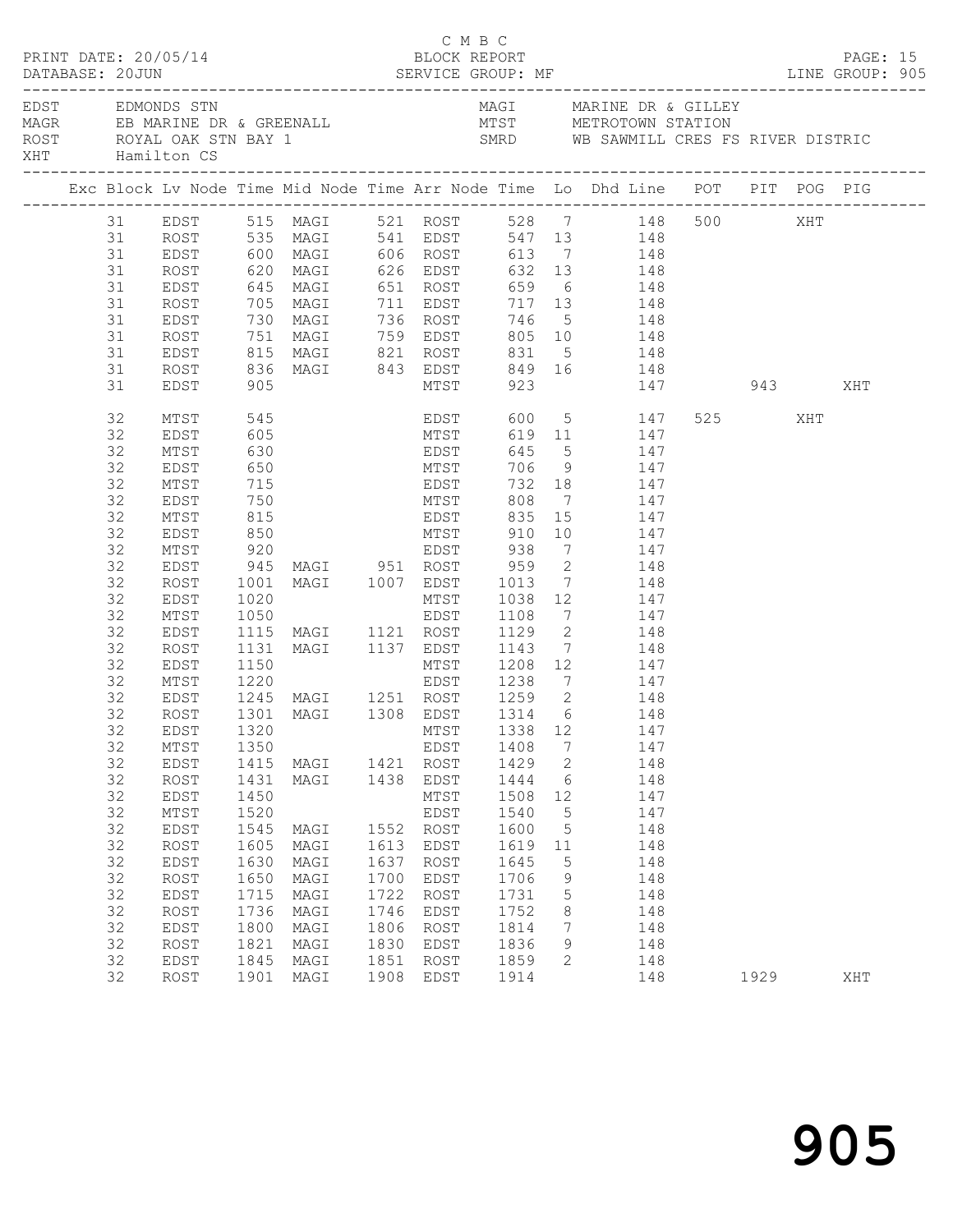C M B C

PRINT DATE: 20/05/14 BLOCK REPORT

DATABASE: 20JUN SERVICE GROUP: MF LINE GROUP: 905

| Code | Description | Code | Description |
|---|---|---|---|
| EDST | EDMONDS STN | MAGI | MARINE DR & GILLEY |
| MAGR | EB MARINE DR & GREENALL | MTST | METROTOWN STATION |
| ROST | ROYAL OAK STN BAY 1 | SMRD | WB SAWMILL CRES FS RIVER DISTRIC |
| XHT | Hamilton CS | | |

| Exc | Block | Lv Node | Time | Mid Node | Time | Arr Node | Time | Lo | Dhd | Line | POT | PIT | POG | PIG |
|---|---|---|---|---|---|---|---|---|---|---|---|---|---|---|
| | 31 | EDST | 515 | MAGI | 521 | ROST | 528 | 7 | | 148 | 500 | | XHT | |
| | 31 | ROST | 535 | MAGI | 541 | EDST | 547 | 13 | | 148 | | | | |
| | 31 | EDST | 600 | MAGI | 606 | ROST | 613 | 7 | | 148 | | | | |
| | 31 | ROST | 620 | MAGI | 626 | EDST | 632 | 13 | | 148 | | | | |
| | 31 | EDST | 645 | MAGI | 651 | ROST | 659 | 6 | | 148 | | | | |
| | 31 | ROST | 705 | MAGI | 711 | EDST | 717 | 13 | | 148 | | | | |
| | 31 | EDST | 730 | MAGI | 736 | ROST | 746 | 5 | | 148 | | | | |
| | 31 | ROST | 751 | MAGI | 759 | EDST | 805 | 10 | | 148 | | | | |
| | 31 | EDST | 815 | MAGI | 821 | ROST | 831 | 5 | | 148 | | | | |
| | 31 | ROST | 836 | MAGI | 843 | EDST | 849 | 16 | | 148 | | | | |
| | 31 | EDST | 905 | | | MTST | 923 | | | 147 | | 943 | | XHT |
| | 32 | MTST | 545 | | | EDST | 600 | 5 | | 147 | 525 | | XHT | |
| | 32 | EDST | 605 | | | MTST | 619 | 11 | | 147 | | | | |
| | 32 | MTST | 630 | | | EDST | 645 | 5 | | 147 | | | | |
| | 32 | EDST | 650 | | | MTST | 706 | 9 | | 147 | | | | |
| | 32 | MTST | 715 | | | EDST | 732 | 18 | | 147 | | | | |
| | 32 | EDST | 750 | | | MTST | 808 | 7 | | 147 | | | | |
| | 32 | MTST | 815 | | | EDST | 835 | 15 | | 147 | | | | |
| | 32 | EDST | 850 | | | MTST | 910 | 10 | | 147 | | | | |
| | 32 | MTST | 920 | | | EDST | 938 | 7 | | 147 | | | | |
| | 32 | EDST | 945 | MAGI | 951 | ROST | 959 | 2 | | 148 | | | | |
| | 32 | ROST | 1001 | MAGI | 1007 | EDST | 1013 | 7 | | 148 | | | | |
| | 32 | EDST | 1020 | | | MTST | 1038 | 12 | | 147 | | | | |
| | 32 | MTST | 1050 | | | EDST | 1108 | 7 | | 147 | | | | |
| | 32 | EDST | 1115 | MAGI | 1121 | ROST | 1129 | 2 | | 148 | | | | |
| | 32 | ROST | 1131 | MAGI | 1137 | EDST | 1143 | 7 | | 148 | | | | |
| | 32 | EDST | 1150 | | | MTST | 1208 | 12 | | 147 | | | | |
| | 32 | MTST | 1220 | | | EDST | 1238 | 7 | | 147 | | | | |
| | 32 | EDST | 1245 | MAGI | 1251 | ROST | 1259 | 2 | | 148 | | | | |
| | 32 | ROST | 1301 | MAGI | 1308 | EDST | 1314 | 6 | | 148 | | | | |
| | 32 | EDST | 1320 | | | MTST | 1338 | 12 | | 147 | | | | |
| | 32 | MTST | 1350 | | | EDST | 1408 | 7 | | 147 | | | | |
| | 32 | EDST | 1415 | MAGI | 1421 | ROST | 1429 | 2 | | 148 | | | | |
| | 32 | ROST | 1431 | MAGI | 1438 | EDST | 1444 | 6 | | 148 | | | | |
| | 32 | EDST | 1450 | | | MTST | 1508 | 12 | | 147 | | | | |
| | 32 | MTST | 1520 | | | EDST | 1540 | 5 | | 147 | | | | |
| | 32 | EDST | 1545 | MAGI | 1552 | ROST | 1600 | 5 | | 148 | | | | |
| | 32 | ROST | 1605 | MAGI | 1613 | EDST | 1619 | 11 | | 148 | | | | |
| | 32 | EDST | 1630 | MAGI | 1637 | ROST | 1645 | 5 | | 148 | | | | |
| | 32 | ROST | 1650 | MAGI | 1700 | EDST | 1706 | 9 | | 148 | | | | |
| | 32 | EDST | 1715 | MAGI | 1722 | ROST | 1731 | 5 | | 148 | | | | |
| | 32 | ROST | 1736 | MAGI | 1746 | EDST | 1752 | 8 | | 148 | | | | |
| | 32 | EDST | 1800 | MAGI | 1806 | ROST | 1814 | 7 | | 148 | | | | |
| | 32 | ROST | 1821 | MAGI | 1830 | EDST | 1836 | 9 | | 148 | | | | |
| | 32 | EDST | 1845 | MAGI | 1851 | ROST | 1859 | 2 | | 148 | | | | |
| | 32 | ROST | 1901 | MAGI | 1908 | EDST | 1914 | | | 148 | | 1929 | | XHT |

905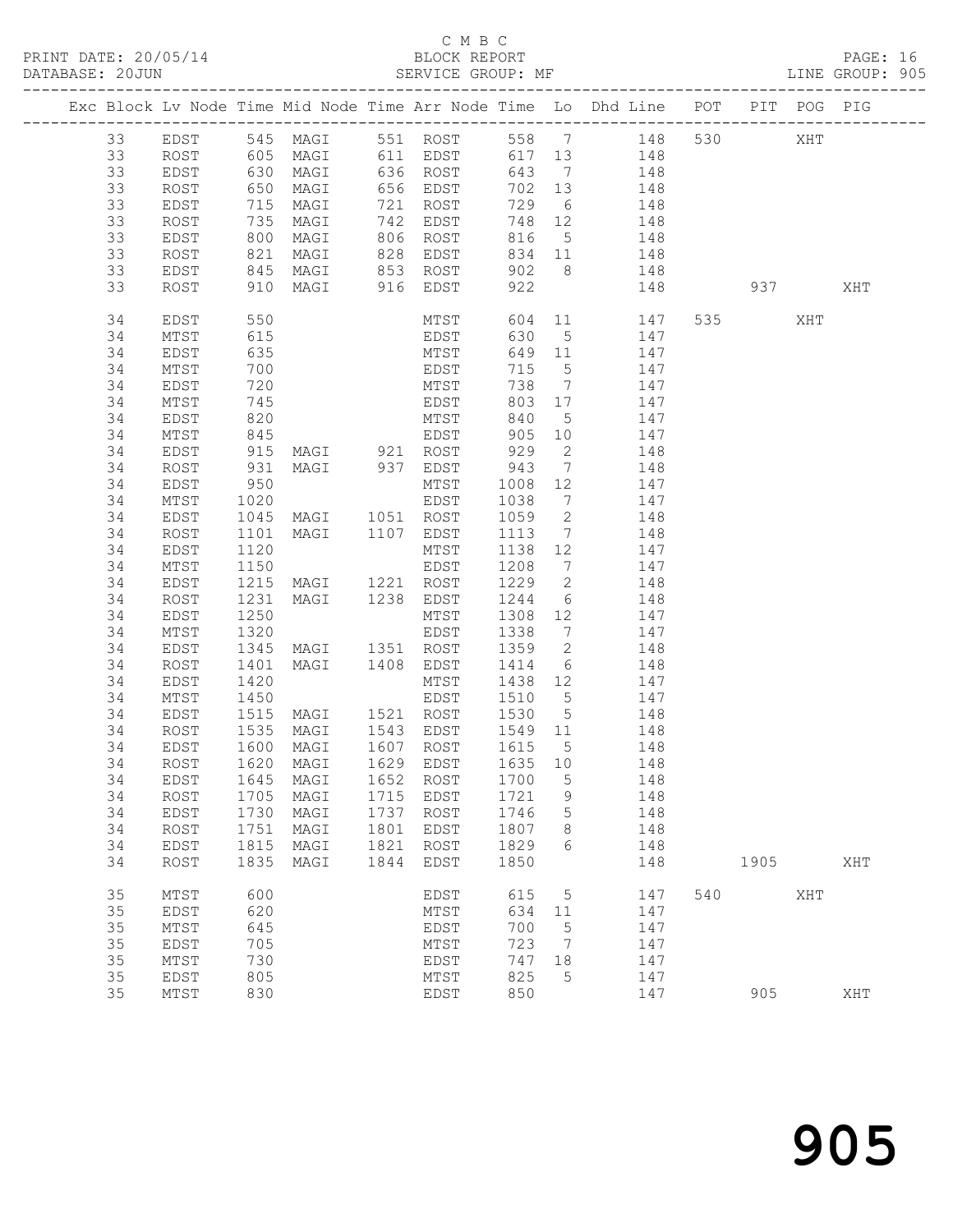C M B C

BLOCK REPORT

SERVICE GROUP: MF

PRINT DATE: 20/05/14
DATABASE: 20JUN

LINE GROUP: 905

| Exc | Block | Lv | Node | Time | Mid Node | Time | Arr Node | Time | Lo | Dhd Line | POT | PIT | POG | PIG |
|---|---|---|---|---|---|---|---|---|---|---|---|---|---|---|
| | 33 | | EDST | 545 | MAGI | 551 | ROST | 558 | 7 | 148 | 530 | | XHT | |
| | 33 | | ROST | 605 | MAGI | 611 | EDST | 617 | 13 | 148 | | | | |
| | 33 | | EDST | 630 | MAGI | 636 | ROST | 643 | 7 | 148 | | | | |
| | 33 | | ROST | 650 | MAGI | 656 | EDST | 702 | 13 | 148 | | | | |
| | 33 | | EDST | 715 | MAGI | 721 | ROST | 729 | 6 | 148 | | | | |
| | 33 | | ROST | 735 | MAGI | 742 | EDST | 748 | 12 | 148 | | | | |
| | 33 | | EDST | 800 | MAGI | 806 | ROST | 816 | 5 | 148 | | | | |
| | 33 | | ROST | 821 | MAGI | 828 | EDST | 834 | 11 | 148 | | | | |
| | 33 | | EDST | 845 | MAGI | 853 | ROST | 902 | 8 | 148 | | | | |
| | 33 | | ROST | 910 | MAGI | 916 | EDST | 922 | | 148 | | 937 | | XHT |
| | 34 | | EDST | 550 | | | MTST | 604 | 11 | 147 | 535 | | XHT | |
| | 34 | | MTST | 615 | | | EDST | 630 | 5 | 147 | | | | |
| | 34 | | EDST | 635 | | | MTST | 649 | 11 | 147 | | | | |
| | 34 | | MTST | 700 | | | EDST | 715 | 5 | 147 | | | | |
| | 34 | | EDST | 720 | | | MTST | 738 | 7 | 147 | | | | |
| | 34 | | MTST | 745 | | | EDST | 803 | 17 | 147 | | | | |
| | 34 | | EDST | 820 | | | MTST | 840 | 5 | 147 | | | | |
| | 34 | | MTST | 845 | | | EDST | 905 | 10 | 147 | | | | |
| | 34 | | EDST | 915 | MAGI | 921 | ROST | 929 | 2 | 148 | | | | |
| | 34 | | ROST | 931 | MAGI | 937 | EDST | 943 | 7 | 148 | | | | |
| | 34 | | EDST | 950 | | | MTST | 1008 | 12 | 147 | | | | |
| | 34 | | MTST | 1020 | | | EDST | 1038 | 7 | 147 | | | | |
| | 34 | | EDST | 1045 | MAGI | 1051 | ROST | 1059 | 2 | 148 | | | | |
| | 34 | | ROST | 1101 | MAGI | 1107 | EDST | 1113 | 7 | 148 | | | | |
| | 34 | | EDST | 1120 | | | MTST | 1138 | 12 | 147 | | | | |
| | 34 | | MTST | 1150 | | | EDST | 1208 | 7 | 147 | | | | |
| | 34 | | EDST | 1215 | MAGI | 1221 | ROST | 1229 | 2 | 148 | | | | |
| | 34 | | ROST | 1231 | MAGI | 1238 | EDST | 1244 | 6 | 148 | | | | |
| | 34 | | EDST | 1250 | | | MTST | 1308 | 12 | 147 | | | | |
| | 34 | | MTST | 1320 | | | EDST | 1338 | 7 | 147 | | | | |
| | 34 | | EDST | 1345 | MAGI | 1351 | ROST | 1359 | 2 | 148 | | | | |
| | 34 | | ROST | 1401 | MAGI | 1408 | EDST | 1414 | 6 | 148 | | | | |
| | 34 | | EDST | 1420 | | | MTST | 1438 | 12 | 147 | | | | |
| | 34 | | MTST | 1450 | | | EDST | 1510 | 5 | 147 | | | | |
| | 34 | | EDST | 1515 | MAGI | 1521 | ROST | 1530 | 5 | 148 | | | | |
| | 34 | | ROST | 1535 | MAGI | 1543 | EDST | 1549 | 11 | 148 | | | | |
| | 34 | | EDST | 1600 | MAGI | 1607 | ROST | 1615 | 5 | 148 | | | | |
| | 34 | | ROST | 1620 | MAGI | 1629 | EDST | 1635 | 10 | 148 | | | | |
| | 34 | | EDST | 1645 | MAGI | 1652 | ROST | 1700 | 5 | 148 | | | | |
| | 34 | | ROST | 1705 | MAGI | 1715 | EDST | 1721 | 9 | 148 | | | | |
| | 34 | | EDST | 1730 | MAGI | 1737 | ROST | 1746 | 5 | 148 | | | | |
| | 34 | | ROST | 1751 | MAGI | 1801 | EDST | 1807 | 8 | 148 | | | | |
| | 34 | | EDST | 1815 | MAGI | 1821 | ROST | 1829 | 6 | 148 | | | | |
| | 34 | | ROST | 1835 | MAGI | 1844 | EDST | 1850 | | 148 | | 1905 | | XHT |
| | 35 | | MTST | 600 | | | EDST | 615 | 5 | 147 | 540 | | XHT | |
| | 35 | | EDST | 620 | | | MTST | 634 | 11 | 147 | | | | |
| | 35 | | MTST | 645 | | | EDST | 700 | 5 | 147 | | | | |
| | 35 | | EDST | 705 | | | MTST | 723 | 7 | 147 | | | | |
| | 35 | | MTST | 730 | | | EDST | 747 | 18 | 147 | | | | |
| | 35 | | EDST | 805 | | | MTST | 825 | 5 | 147 | | | | |
| | 35 | | MTST | 830 | | | EDST | 850 | | 147 | | 905 | | XHT |

905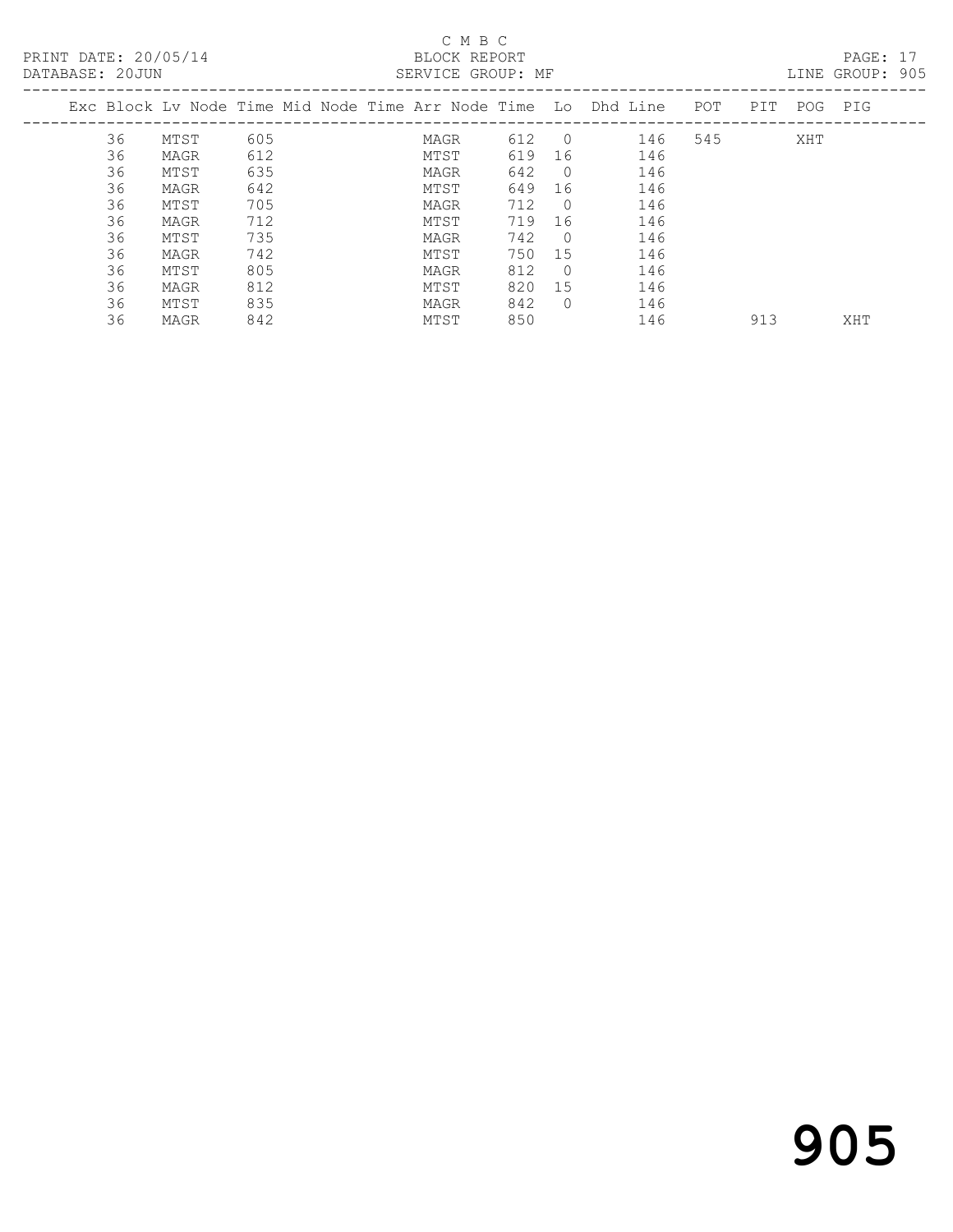C M B C

PRINT DATE: 20/05/14 BLOCK REPORT
DATABASE: 20JUN SERVICE GROUP: MF LINE GROUP: 905

| Exc | Block | Lv | Node | Time | Mid Node | Time | Arr Node | Time | Lo | Dhd Line | POT | PIT | POG | PIG |
|---|---|---|---|---|---|---|---|---|---|---|---|---|---|---|
| | 36 | | MTST | 605 | | | MAGR | 612 | 0 | 146 | 545 | | XHT | |
| | 36 | | MAGR | 612 | | | MTST | 619 | 16 | 146 | | | | |
| | 36 | | MTST | 635 | | | MAGR | 642 | 0 | 146 | | | | |
| | 36 | | MAGR | 642 | | | MTST | 649 | 16 | 146 | | | | |
| | 36 | | MTST | 705 | | | MAGR | 712 | 0 | 146 | | | | |
| | 36 | | MAGR | 712 | | | MTST | 719 | 16 | 146 | | | | |
| | 36 | | MTST | 735 | | | MAGR | 742 | 0 | 146 | | | | |
| | 36 | | MAGR | 742 | | | MTST | 750 | 15 | 146 | | | | |
| | 36 | | MTST | 805 | | | MAGR | 812 | 0 | 146 | | | | |
| | 36 | | MAGR | 812 | | | MTST | 820 | 15 | 146 | | | | |
| | 36 | | MTST | 835 | | | MAGR | 842 | 0 | 146 | | | | |
| | 36 | | MAGR | 842 | | | MTST | 850 | | 146 | | 913 | | XHT |

905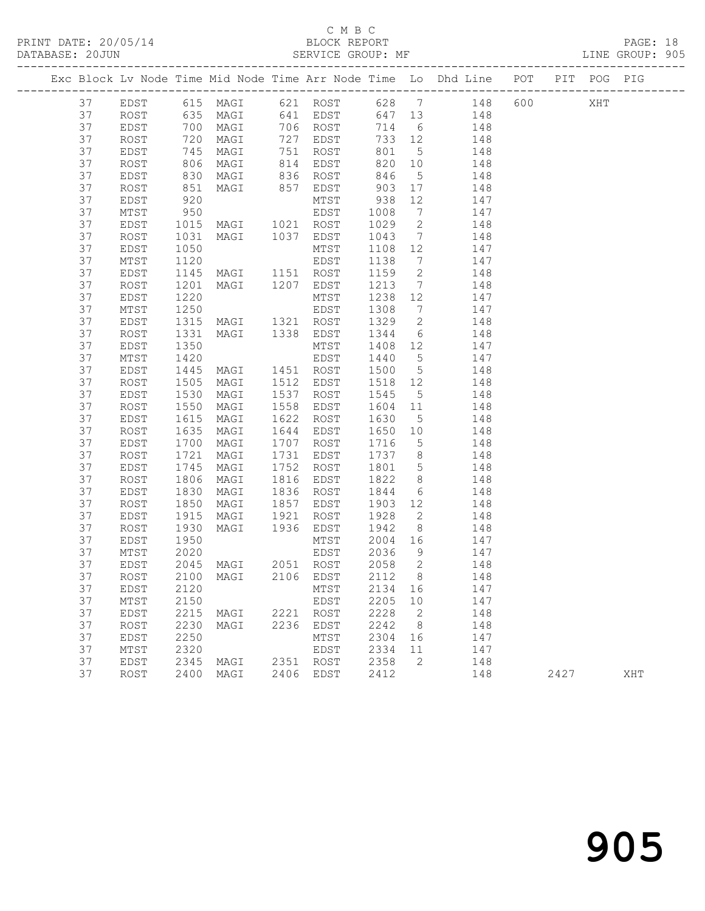C M B C

PRINT DATE: 20/05/14 BLOCK REPORT PAGE: 18
DATABASE: 20JUN SERVICE GROUP: MF LINE GROUP: 905

| Exc | Block | Lv | Node | Time | Mid Node | Time | Arr Node | Time | Lo | Dhd Line | POT | PIT | POG | PIG |
|---|---|---|---|---|---|---|---|---|---|---|---|---|---|---|
| | 37 | | EDST | 615 | MAGI | 621 | ROST | 628 | 7 | 148 | 600 | | XHT | |
| | 37 | | ROST | 635 | MAGI | 641 | EDST | 647 | 13 | 148 | | | | |
| | 37 | | EDST | 700 | MAGI | 706 | ROST | 714 | 6 | 148 | | | | |
| | 37 | | ROST | 720 | MAGI | 727 | EDST | 733 | 12 | 148 | | | | |
| | 37 | | EDST | 745 | MAGI | 751 | ROST | 801 | 5 | 148 | | | | |
| | 37 | | ROST | 806 | MAGI | 814 | EDST | 820 | 10 | 148 | | | | |
| | 37 | | EDST | 830 | MAGI | 836 | ROST | 846 | 5 | 148 | | | | |
| | 37 | | ROST | 851 | MAGI | 857 | EDST | 903 | 17 | 148 | | | | |
| | 37 | | EDST | 920 | | | MTST | 938 | 12 | 147 | | | | |
| | 37 | | MTST | 950 | | | EDST | 1008 | 7 | 147 | | | | |
| | 37 | | EDST | 1015 | MAGI | 1021 | ROST | 1029 | 2 | 148 | | | | |
| | 37 | | ROST | 1031 | MAGI | 1037 | EDST | 1043 | 7 | 148 | | | | |
| | 37 | | EDST | 1050 | | | MTST | 1108 | 12 | 147 | | | | |
| | 37 | | MTST | 1120 | | | EDST | 1138 | 7 | 147 | | | | |
| | 37 | | EDST | 1145 | MAGI | 1151 | ROST | 1159 | 2 | 148 | | | | |
| | 37 | | ROST | 1201 | MAGI | 1207 | EDST | 1213 | 7 | 148 | | | | |
| | 37 | | EDST | 1220 | | | MTST | 1238 | 12 | 147 | | | | |
| | 37 | | MTST | 1250 | | | EDST | 1308 | 7 | 147 | | | | |
| | 37 | | EDST | 1315 | MAGI | 1321 | ROST | 1329 | 2 | 148 | | | | |
| | 37 | | ROST | 1331 | MAGI | 1338 | EDST | 1344 | 6 | 148 | | | | |
| | 37 | | EDST | 1350 | | | MTST | 1408 | 12 | 147 | | | | |
| | 37 | | MTST | 1420 | | | EDST | 1440 | 5 | 147 | | | | |
| | 37 | | EDST | 1445 | MAGI | 1451 | ROST | 1500 | 5 | 148 | | | | |
| | 37 | | ROST | 1505 | MAGI | 1512 | EDST | 1518 | 12 | 148 | | | | |
| | 37 | | EDST | 1530 | MAGI | 1537 | ROST | 1545 | 5 | 148 | | | | |
| | 37 | | ROST | 1550 | MAGI | 1558 | EDST | 1604 | 11 | 148 | | | | |
| | 37 | | EDST | 1615 | MAGI | 1622 | ROST | 1630 | 5 | 148 | | | | |
| | 37 | | ROST | 1635 | MAGI | 1644 | EDST | 1650 | 10 | 148 | | | | |
| | 37 | | EDST | 1700 | MAGI | 1707 | ROST | 1716 | 5 | 148 | | | | |
| | 37 | | ROST | 1721 | MAGI | 1731 | EDST | 1737 | 8 | 148 | | | | |
| | 37 | | EDST | 1745 | MAGI | 1752 | ROST | 1801 | 5 | 148 | | | | |
| | 37 | | ROST | 1806 | MAGI | 1816 | EDST | 1822 | 8 | 148 | | | | |
| | 37 | | EDST | 1830 | MAGI | 1836 | ROST | 1844 | 6 | 148 | | | | |
| | 37 | | ROST | 1850 | MAGI | 1857 | EDST | 1903 | 12 | 148 | | | | |
| | 37 | | EDST | 1915 | MAGI | 1921 | ROST | 1928 | 2 | 148 | | | | |
| | 37 | | ROST | 1930 | MAGI | 1936 | EDST | 1942 | 8 | 148 | | | | |
| | 37 | | EDST | 1950 | | | MTST | 2004 | 16 | 147 | | | | |
| | 37 | | MTST | 2020 | | | EDST | 2036 | 9 | 147 | | | | |
| | 37 | | EDST | 2045 | MAGI | 2051 | ROST | 2058 | 2 | 148 | | | | |
| | 37 | | ROST | 2100 | MAGI | 2106 | EDST | 2112 | 8 | 148 | | | | |
| | 37 | | EDST | 2120 | | | MTST | 2134 | 16 | 147 | | | | |
| | 37 | | MTST | 2150 | | | EDST | 2205 | 10 | 147 | | | | |
| | 37 | | EDST | 2215 | MAGI | 2221 | ROST | 2228 | 2 | 148 | | | | |
| | 37 | | ROST | 2230 | MAGI | 2236 | EDST | 2242 | 8 | 148 | | | | |
| | 37 | | EDST | 2250 | | | MTST | 2304 | 16 | 147 | | | | |
| | 37 | | MTST | 2320 | | | EDST | 2334 | 11 | 147 | | | | |
| | 37 | | EDST | 2345 | MAGI | 2351 | ROST | 2358 | 2 | 148 | | | | |
| | 37 | | ROST | 2400 | MAGI | 2406 | EDST | 2412 | | 148 | | 2427 | | XHT |

905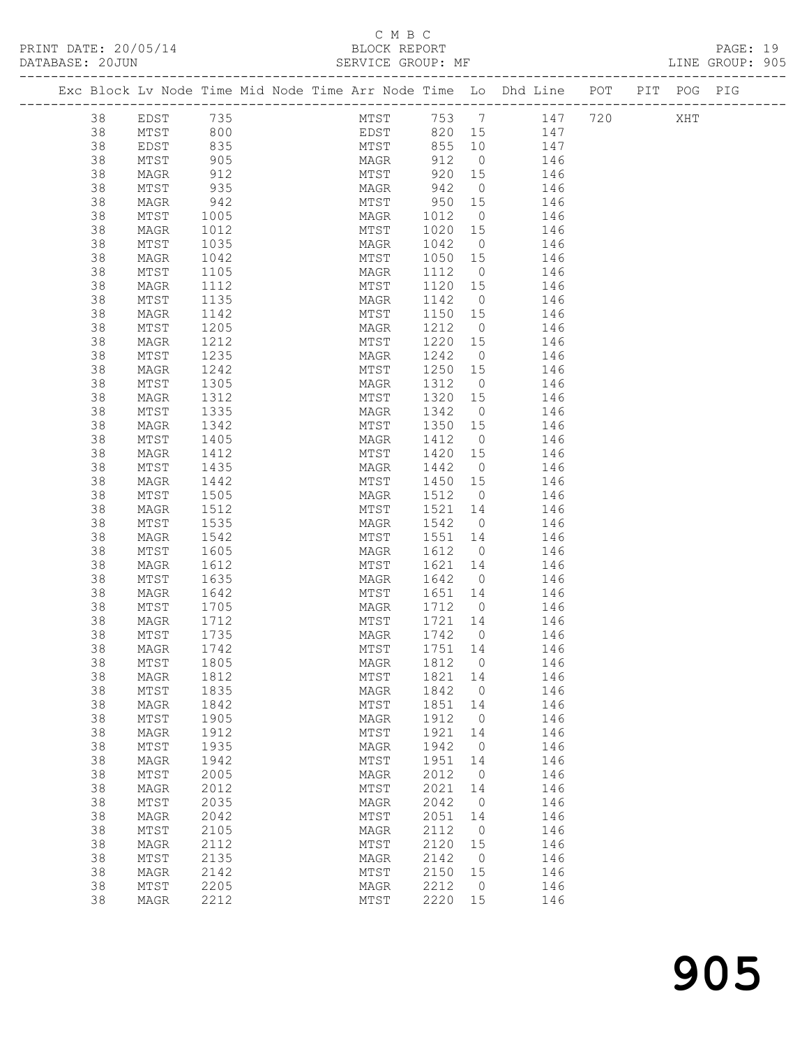C M B C

PRINT DATE: 20/05/14 BLOCK REPORT PAGE: 19
DATABASE: 20JUN SERVICE GROUP: MF LINE GROUP: 905

| Exc | Block | Lv | Node | Time | Mid | Node | Time | Arr | Node | Time | Lo | Dhd | Line | POT | PIT | POG | PIG |
|---|---|---|---|---|---|---|---|---|---|---|---|---|---|---|---|---|---|
| | 38 | | EDST | 735 | | | | | MTST | 753 | 7 | | 147 | 720 | | XHT | |
| | 38 | | MTST | 800 | | | | | EDST | 820 | 15 | | 147 | | | | |
| | 38 | | EDST | 835 | | | | | MTST | 855 | 10 | | 147 | | | | |
| | 38 | | MTST | 905 | | | | | MAGR | 912 | 0 | | 146 | | | | |
| | 38 | | MAGR | 912 | | | | | MTST | 920 | 15 | | 146 | | | | |
| | 38 | | MTST | 935 | | | | | MAGR | 942 | 0 | | 146 | | | | |
| | 38 | | MAGR | 942 | | | | | MTST | 950 | 15 | | 146 | | | | |
| | 38 | | MTST | 1005 | | | | | MAGR | 1012 | 0 | | 146 | | | | |
| | 38 | | MAGR | 1012 | | | | | MTST | 1020 | 15 | | 146 | | | | |
| | 38 | | MTST | 1035 | | | | | MAGR | 1042 | 0 | | 146 | | | | |
| | 38 | | MAGR | 1042 | | | | | MTST | 1050 | 15 | | 146 | | | | |
| | 38 | | MTST | 1105 | | | | | MAGR | 1112 | 0 | | 146 | | | | |
| | 38 | | MAGR | 1112 | | | | | MTST | 1120 | 15 | | 146 | | | | |
| | 38 | | MTST | 1135 | | | | | MAGR | 1142 | 0 | | 146 | | | | |
| | 38 | | MAGR | 1142 | | | | | MTST | 1150 | 15 | | 146 | | | | |
| | 38 | | MTST | 1205 | | | | | MAGR | 1212 | 0 | | 146 | | | | |
| | 38 | | MAGR | 1212 | | | | | MTST | 1220 | 15 | | 146 | | | | |
| | 38 | | MTST | 1235 | | | | | MAGR | 1242 | 0 | | 146 | | | | |
| | 38 | | MAGR | 1242 | | | | | MTST | 1250 | 15 | | 146 | | | | |
| | 38 | | MTST | 1305 | | | | | MAGR | 1312 | 0 | | 146 | | | | |
| | 38 | | MAGR | 1312 | | | | | MTST | 1320 | 15 | | 146 | | | | |
| | 38 | | MTST | 1335 | | | | | MAGR | 1342 | 0 | | 146 | | | | |
| | 38 | | MAGR | 1342 | | | | | MTST | 1350 | 15 | | 146 | | | | |
| | 38 | | MTST | 1405 | | | | | MAGR | 1412 | 0 | | 146 | | | | |
| | 38 | | MAGR | 1412 | | | | | MTST | 1420 | 15 | | 146 | | | | |
| | 38 | | MTST | 1435 | | | | | MAGR | 1442 | 0 | | 146 | | | | |
| | 38 | | MAGR | 1442 | | | | | MTST | 1450 | 15 | | 146 | | | | |
| | 38 | | MTST | 1505 | | | | | MAGR | 1512 | 0 | | 146 | | | | |
| | 38 | | MAGR | 1512 | | | | | MTST | 1521 | 14 | | 146 | | | | |
| | 38 | | MTST | 1535 | | | | | MAGR | 1542 | 0 | | 146 | | | | |
| | 38 | | MAGR | 1542 | | | | | MTST | 1551 | 14 | | 146 | | | | |
| | 38 | | MTST | 1605 | | | | | MAGR | 1612 | 0 | | 146 | | | | |
| | 38 | | MAGR | 1612 | | | | | MTST | 1621 | 14 | | 146 | | | | |
| | 38 | | MTST | 1635 | | | | | MAGR | 1642 | 0 | | 146 | | | | |
| | 38 | | MAGR | 1642 | | | | | MTST | 1651 | 14 | | 146 | | | | |
| | 38 | | MTST | 1705 | | | | | MAGR | 1712 | 0 | | 146 | | | | |
| | 38 | | MAGR | 1712 | | | | | MTST | 1721 | 14 | | 146 | | | | |
| | 38 | | MTST | 1735 | | | | | MAGR | 1742 | 0 | | 146 | | | | |
| | 38 | | MAGR | 1742 | | | | | MTST | 1751 | 14 | | 146 | | | | |
| | 38 | | MTST | 1805 | | | | | MAGR | 1812 | 0 | | 146 | | | | |
| | 38 | | MAGR | 1812 | | | | | MTST | 1821 | 14 | | 146 | | | | |
| | 38 | | MTST | 1835 | | | | | MAGR | 1842 | 0 | | 146 | | | | |
| | 38 | | MAGR | 1842 | | | | | MTST | 1851 | 14 | | 146 | | | | |
| | 38 | | MTST | 1905 | | | | | MAGR | 1912 | 0 | | 146 | | | | |
| | 38 | | MAGR | 1912 | | | | | MTST | 1921 | 14 | | 146 | | | | |
| | 38 | | MTST | 1935 | | | | | MAGR | 1942 | 0 | | 146 | | | | |
| | 38 | | MAGR | 1942 | | | | | MTST | 1951 | 14 | | 146 | | | | |
| | 38 | | MTST | 2005 | | | | | MAGR | 2012 | 0 | | 146 | | | | |
| | 38 | | MAGR | 2012 | | | | | MTST | 2021 | 14 | | 146 | | | | |
| | 38 | | MTST | 2035 | | | | | MAGR | 2042 | 0 | | 146 | | | | |
| | 38 | | MAGR | 2042 | | | | | MTST | 2051 | 14 | | 146 | | | | |
| | 38 | | MTST | 2105 | | | | | MAGR | 2112 | 0 | | 146 | | | | |
| | 38 | | MAGR | 2112 | | | | | MTST | 2120 | 15 | | 146 | | | | |
| | 38 | | MTST | 2135 | | | | | MAGR | 2142 | 0 | | 146 | | | | |
| | 38 | | MAGR | 2142 | | | | | MTST | 2150 | 15 | | 146 | | | | |
| | 38 | | MTST | 2205 | | | | | MAGR | 2212 | 0 | | 146 | | | | |
| | 38 | | MAGR | 2212 | | | | | MTST | 2220 | 15 | | 146 | | | | |

905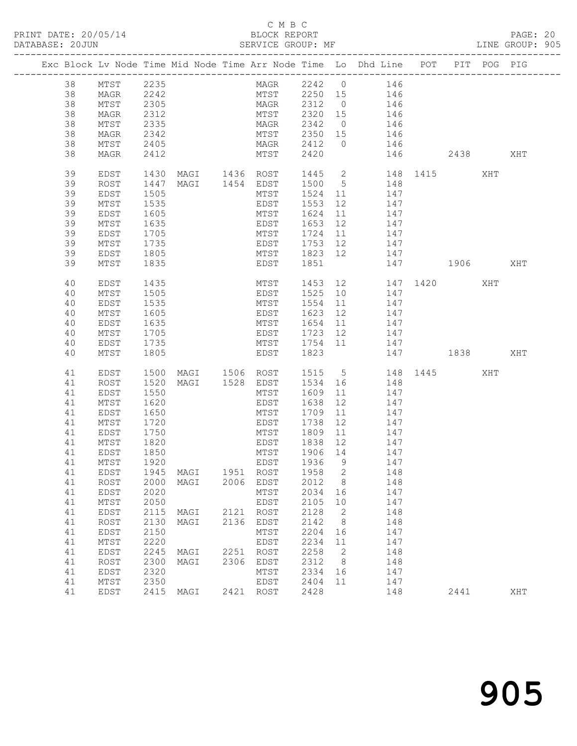C M B C
BLOCK REPORT
SERVICE GROUP: MF

PRINT DATE: 20/05/14
DATABASE: 20JUN
LINE GROUP: 905

| Exc | Block | Lv | Node | Time | Mid Node | Time | Arr Node | Time | Lo | Dhd Line | POT | PIT | POG | PIG |
|---|---|---|---|---|---|---|---|---|---|---|---|---|---|---|
| | 38 | | MTST | 2235 | | | MAGR | 2242 | 0 | 146 | | | | |
| | 38 | | MAGR | 2242 | | | MTST | 2250 | 15 | 146 | | | | |
| | 38 | | MTST | 2305 | | | MAGR | 2312 | 0 | 146 | | | | |
| | 38 | | MAGR | 2312 | | | MTST | 2320 | 15 | 146 | | | | |
| | 38 | | MTST | 2335 | | | MAGR | 2342 | 0 | 146 | | | | |
| | 38 | | MAGR | 2342 | | | MTST | 2350 | 15 | 146 | | | | |
| | 38 | | MTST | 2405 | | | MAGR | 2412 | 0 | 146 | | | | |
| | 38 | | MAGR | 2412 | | | MTST | 2420 | | 146 | | 2438 | | XHT |
| | 39 | | EDST | 1430 | MAGI | 1436 | ROST | 1445 | 2 | 148 | 1415 | | XHT | |
| | 39 | | ROST | 1447 | MAGI | 1454 | EDST | 1500 | 5 | 148 | | | | |
| | 39 | | EDST | 1505 | | | MTST | 1524 | 11 | 147 | | | | |
| | 39 | | MTST | 1535 | | | EDST | 1553 | 12 | 147 | | | | |
| | 39 | | EDST | 1605 | | | MTST | 1624 | 11 | 147 | | | | |
| | 39 | | MTST | 1635 | | | EDST | 1653 | 12 | 147 | | | | |
| | 39 | | EDST | 1705 | | | MTST | 1724 | 11 | 147 | | | | |
| | 39 | | MTST | 1735 | | | EDST | 1753 | 12 | 147 | | | | |
| | 39 | | EDST | 1805 | | | MTST | 1823 | 12 | 147 | | | | |
| | 39 | | MTST | 1835 | | | EDST | 1851 | | 147 | | 1906 | | XHT |
| | 40 | | EDST | 1435 | | | MTST | 1453 | 12 | 147 | 1420 | | XHT | |
| | 40 | | MTST | 1505 | | | EDST | 1525 | 10 | 147 | | | | |
| | 40 | | EDST | 1535 | | | MTST | 1554 | 11 | 147 | | | | |
| | 40 | | MTST | 1605 | | | EDST | 1623 | 12 | 147 | | | | |
| | 40 | | EDST | 1635 | | | MTST | 1654 | 11 | 147 | | | | |
| | 40 | | MTST | 1705 | | | EDST | 1723 | 12 | 147 | | | | |
| | 40 | | EDST | 1735 | | | MTST | 1754 | 11 | 147 | | | | |
| | 40 | | MTST | 1805 | | | EDST | 1823 | | 147 | | 1838 | | XHT |
| | 41 | | EDST | 1500 | MAGI | 1506 | ROST | 1515 | 5 | 148 | 1445 | | XHT | |
| | 41 | | ROST | 1520 | MAGI | 1528 | EDST | 1534 | 16 | 148 | | | | |
| | 41 | | EDST | 1550 | | | MTST | 1609 | 11 | 147 | | | | |
| | 41 | | MTST | 1620 | | | EDST | 1638 | 12 | 147 | | | | |
| | 41 | | EDST | 1650 | | | MTST | 1709 | 11 | 147 | | | | |
| | 41 | | MTST | 1720 | | | EDST | 1738 | 12 | 147 | | | | |
| | 41 | | EDST | 1750 | | | MTST | 1809 | 11 | 147 | | | | |
| | 41 | | MTST | 1820 | | | EDST | 1838 | 12 | 147 | | | | |
| | 41 | | EDST | 1850 | | | MTST | 1906 | 14 | 147 | | | | |
| | 41 | | MTST | 1920 | | | EDST | 1936 | 9 | 147 | | | | |
| | 41 | | EDST | 1945 | MAGI | 1951 | ROST | 1958 | 2 | 148 | | | | |
| | 41 | | ROST | 2000 | MAGI | 2006 | EDST | 2012 | 8 | 148 | | | | |
| | 41 | | EDST | 2020 | | | MTST | 2034 | 16 | 147 | | | | |
| | 41 | | MTST | 2050 | | | EDST | 2105 | 10 | 147 | | | | |
| | 41 | | EDST | 2115 | MAGI | 2121 | ROST | 2128 | 2 | 148 | | | | |
| | 41 | | ROST | 2130 | MAGI | 2136 | EDST | 2142 | 8 | 148 | | | | |
| | 41 | | EDST | 2150 | | | MTST | 2204 | 16 | 147 | | | | |
| | 41 | | MTST | 2220 | | | EDST | 2234 | 11 | 147 | | | | |
| | 41 | | EDST | 2245 | MAGI | 2251 | ROST | 2258 | 2 | 148 | | | | |
| | 41 | | ROST | 2300 | MAGI | 2306 | EDST | 2312 | 8 | 148 | | | | |
| | 41 | | EDST | 2320 | | | MTST | 2334 | 16 | 147 | | | | |
| | 41 | | MTST | 2350 | | | EDST | 2404 | 11 | 147 | | | | |
| | 41 | | EDST | 2415 | MAGI | 2421 | ROST | 2428 | | 148 | | 2441 | | XHT |

905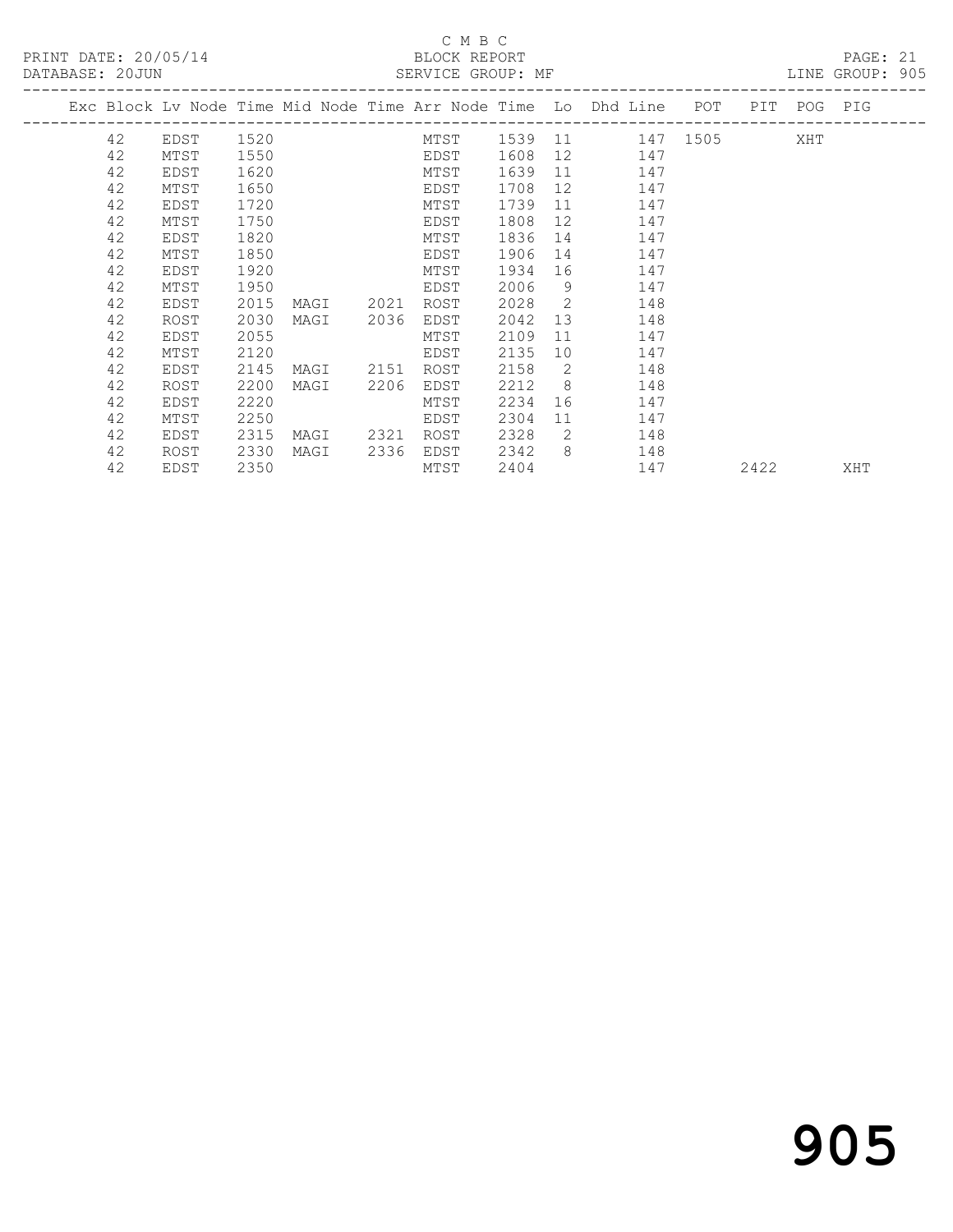C M B C

PRINT DATE: 20/05/14 BLOCK REPORT

DATABASE: 20JUN SERVICE GROUP: MF LINE GROUP: 905

| Exc | Block | Lv | Node | Time | Mid Node | Time | Arr Node | Time | Lo | Dhd Line | POT | PIT | POG | PIG |
|---|---|---|---|---|---|---|---|---|---|---|---|---|---|---|
| | 42 | | EDST | 1520 | | | MTST | 1539 | 11 | 147 | 1505 | | XHT | |
| | 42 | | MTST | 1550 | | | EDST | 1608 | 12 | 147 | | | | |
| | 42 | | EDST | 1620 | | | MTST | 1639 | 11 | 147 | | | | |
| | 42 | | MTST | 1650 | | | EDST | 1708 | 12 | 147 | | | | |
| | 42 | | EDST | 1720 | | | MTST | 1739 | 11 | 147 | | | | |
| | 42 | | MTST | 1750 | | | EDST | 1808 | 12 | 147 | | | | |
| | 42 | | EDST | 1820 | | | MTST | 1836 | 14 | 147 | | | | |
| | 42 | | MTST | 1850 | | | EDST | 1906 | 14 | 147 | | | | |
| | 42 | | EDST | 1920 | | | MTST | 1934 | 16 | 147 | | | | |
| | 42 | | MTST | 1950 | | | EDST | 2006 | 9 | 147 | | | | |
| | 42 | | EDST | 2015 | MAGI | 2021 | ROST | 2028 | 2 | 148 | | | | |
| | 42 | | ROST | 2030 | MAGI | 2036 | EDST | 2042 | 13 | 148 | | | | |
| | 42 | | EDST | 2055 | | | MTST | 2109 | 11 | 147 | | | | |
| | 42 | | MTST | 2120 | | | EDST | 2135 | 10 | 147 | | | | |
| | 42 | | EDST | 2145 | MAGI | 2151 | ROST | 2158 | 2 | 148 | | | | |
| | 42 | | ROST | 2200 | MAGI | 2206 | EDST | 2212 | 8 | 148 | | | | |
| | 42 | | EDST | 2220 | | | MTST | 2234 | 16 | 147 | | | | |
| | 42 | | MTST | 2250 | | | EDST | 2304 | 11 | 147 | | | | |
| | 42 | | EDST | 2315 | MAGI | 2321 | ROST | 2328 | 2 | 148 | | | | |
| | 42 | | ROST | 2330 | MAGI | 2336 | EDST | 2342 | 8 | 148 | | | | |
| | 42 | | EDST | 2350 | | | MTST | 2404 | | 147 | | 2422 | | XHT |

905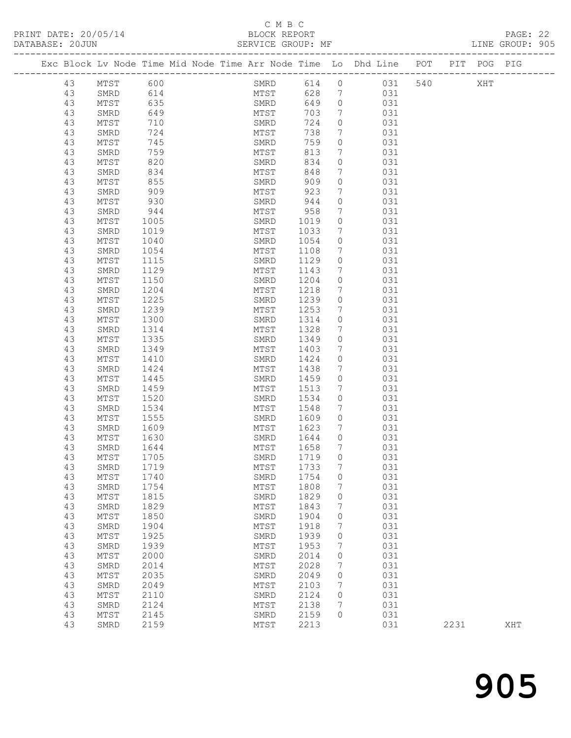C M B C

PRINT DATE: 20/05/14 BLOCK REPORT

DATABASE: 20JUN SERVICE GROUP: MF LINE GROUP: 905

| Exc | Block | Lv | Node | Time | Mid Node | Time | Arr Node | Time | Lo | Dhd Line | POT | PIT | POG | PIG |
|---|---|---|---|---|---|---|---|---|---|---|---|---|---|---|
| | 43 | | MTST | 600 | | | SMRD | 614 | 0 | 031 | 540 | | XHT | |
| | 43 | | SMRD | 614 | | | MTST | 628 | 7 | 031 | | | | |
| | 43 | | MTST | 635 | | | SMRD | 649 | 0 | 031 | | | | |
| | 43 | | SMRD | 649 | | | MTST | 703 | 7 | 031 | | | | |
| | 43 | | MTST | 710 | | | SMRD | 724 | 0 | 031 | | | | |
| | 43 | | SMRD | 724 | | | MTST | 738 | 7 | 031 | | | | |
| | 43 | | MTST | 745 | | | SMRD | 759 | 0 | 031 | | | | |
| | 43 | | SMRD | 759 | | | MTST | 813 | 7 | 031 | | | | |
| | 43 | | MTST | 820 | | | SMRD | 834 | 0 | 031 | | | | |
| | 43 | | SMRD | 834 | | | MTST | 848 | 7 | 031 | | | | |
| | 43 | | MTST | 855 | | | SMRD | 909 | 0 | 031 | | | | |
| | 43 | | SMRD | 909 | | | MTST | 923 | 7 | 031 | | | | |
| | 43 | | MTST | 930 | | | SMRD | 944 | 0 | 031 | | | | |
| | 43 | | SMRD | 944 | | | MTST | 958 | 7 | 031 | | | | |
| | 43 | | MTST | 1005 | | | SMRD | 1019 | 0 | 031 | | | | |
| | 43 | | SMRD | 1019 | | | MTST | 1033 | 7 | 031 | | | | |
| | 43 | | MTST | 1040 | | | SMRD | 1054 | 0 | 031 | | | | |
| | 43 | | SMRD | 1054 | | | MTST | 1108 | 7 | 031 | | | | |
| | 43 | | MTST | 1115 | | | SMRD | 1129 | 0 | 031 | | | | |
| | 43 | | SMRD | 1129 | | | MTST | 1143 | 7 | 031 | | | | |
| | 43 | | MTST | 1150 | | | SMRD | 1204 | 0 | 031 | | | | |
| | 43 | | SMRD | 1204 | | | MTST | 1218 | 7 | 031 | | | | |
| | 43 | | MTST | 1225 | | | SMRD | 1239 | 0 | 031 | | | | |
| | 43 | | SMRD | 1239 | | | MTST | 1253 | 7 | 031 | | | | |
| | 43 | | MTST | 1300 | | | SMRD | 1314 | 0 | 031 | | | | |
| | 43 | | SMRD | 1314 | | | MTST | 1328 | 7 | 031 | | | | |
| | 43 | | MTST | 1335 | | | SMRD | 1349 | 0 | 031 | | | | |
| | 43 | | SMRD | 1349 | | | MTST | 1403 | 7 | 031 | | | | |
| | 43 | | MTST | 1410 | | | SMRD | 1424 | 0 | 031 | | | | |
| | 43 | | SMRD | 1424 | | | MTST | 1438 | 7 | 031 | | | | |
| | 43 | | MTST | 1445 | | | SMRD | 1459 | 0 | 031 | | | | |
| | 43 | | SMRD | 1459 | | | MTST | 1513 | 7 | 031 | | | | |
| | 43 | | MTST | 1520 | | | SMRD | 1534 | 0 | 031 | | | | |
| | 43 | | SMRD | 1534 | | | MTST | 1548 | 7 | 031 | | | | |
| | 43 | | MTST | 1555 | | | SMRD | 1609 | 0 | 031 | | | | |
| | 43 | | SMRD | 1609 | | | MTST | 1623 | 7 | 031 | | | | |
| | 43 | | MTST | 1630 | | | SMRD | 1644 | 0 | 031 | | | | |
| | 43 | | SMRD | 1644 | | | MTST | 1658 | 7 | 031 | | | | |
| | 43 | | MTST | 1705 | | | SMRD | 1719 | 0 | 031 | | | | |
| | 43 | | SMRD | 1719 | | | MTST | 1733 | 7 | 031 | | | | |
| | 43 | | MTST | 1740 | | | SMRD | 1754 | 0 | 031 | | | | |
| | 43 | | SMRD | 1754 | | | MTST | 1808 | 7 | 031 | | | | |
| | 43 | | MTST | 1815 | | | SMRD | 1829 | 0 | 031 | | | | |
| | 43 | | SMRD | 1829 | | | MTST | 1843 | 7 | 031 | | | | |
| | 43 | | MTST | 1850 | | | SMRD | 1904 | 0 | 031 | | | | |
| | 43 | | SMRD | 1904 | | | MTST | 1918 | 7 | 031 | | | | |
| | 43 | | MTST | 1925 | | | SMRD | 1939 | 0 | 031 | | | | |
| | 43 | | SMRD | 1939 | | | MTST | 1953 | 7 | 031 | | | | |
| | 43 | | MTST | 2000 | | | SMRD | 2014 | 0 | 031 | | | | |
| | 43 | | SMRD | 2014 | | | MTST | 2028 | 7 | 031 | | | | |
| | 43 | | MTST | 2035 | | | SMRD | 2049 | 0 | 031 | | | | |
| | 43 | | SMRD | 2049 | | | MTST | 2103 | 7 | 031 | | | | |
| | 43 | | MTST | 2110 | | | SMRD | 2124 | 0 | 031 | | | | |
| | 43 | | SMRD | 2124 | | | MTST | 2138 | 7 | 031 | | | | |
| | 43 | | MTST | 2145 | | | SMRD | 2159 | 0 | 031 | | | | |
| | 43 | | SMRD | 2159 | | | MTST | 2213 | | 031 | | 2231 | | XHT |

# 905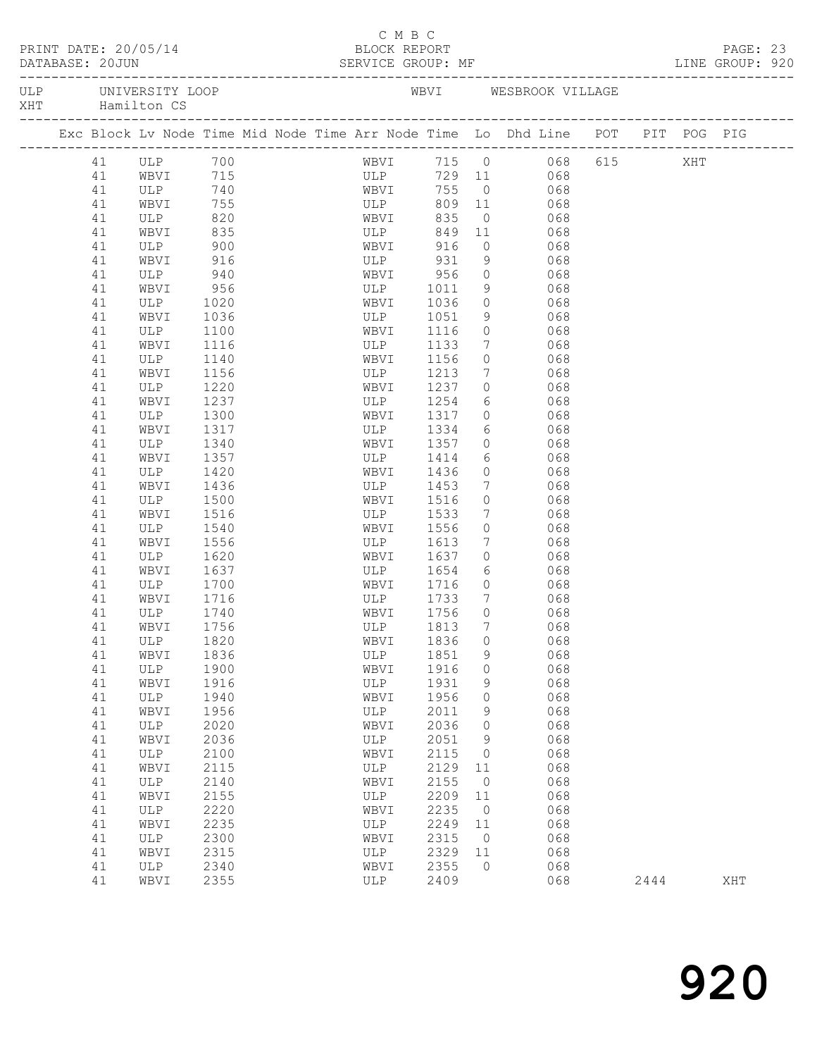C M B C

PRINT DATE: 20/05/14 BLOCK REPORT
DATABASE: 20JUN SERVICE GROUP: MF LINE GROUP: 920

ULP UNIVERSITY LOOP WBVI WESBROOK VILLAGE
XHT Hamilton CS

| Exc | Block | Lv | Node | Time | Mid Node | Time | Arr Node | Time | Lo | Dhd Line | POT | PIT | POG | PIG |
|---|---|---|---|---|---|---|---|---|---|---|---|---|---|---|
| | 41 | | ULP | 700 | | | WBVI | 715 | 0 | 068 | 615 | | XHT | |
| | 41 | | WBVI | 715 | | | ULP | 729 | 11 | 068 | | | | |
| | 41 | | ULP | 740 | | | WBVI | 755 | 0 | 068 | | | | |
| | 41 | | WBVI | 755 | | | ULP | 809 | 11 | 068 | | | | |
| | 41 | | ULP | 820 | | | WBVI | 835 | 0 | 068 | | | | |
| | 41 | | WBVI | 835 | | | ULP | 849 | 11 | 068 | | | | |
| | 41 | | ULP | 900 | | | WBVI | 916 | 0 | 068 | | | | |
| | 41 | | WBVI | 916 | | | ULP | 931 | 9 | 068 | | | | |
| | 41 | | ULP | 940 | | | WBVI | 956 | 0 | 068 | | | | |
| | 41 | | WBVI | 956 | | | ULP | 1011 | 9 | 068 | | | | |
| | 41 | | ULP | 1020 | | | WBVI | 1036 | 0 | 068 | | | | |
| | 41 | | WBVI | 1036 | | | ULP | 1051 | 9 | 068 | | | | |
| | 41 | | ULP | 1100 | | | WBVI | 1116 | 0 | 068 | | | | |
| | 41 | | WBVI | 1116 | | | ULP | 1133 | 7 | 068 | | | | |
| | 41 | | ULP | 1140 | | | WBVI | 1156 | 0 | 068 | | | | |
| | 41 | | WBVI | 1156 | | | ULP | 1213 | 7 | 068 | | | | |
| | 41 | | ULP | 1220 | | | WBVI | 1237 | 0 | 068 | | | | |
| | 41 | | WBVI | 1237 | | | ULP | 1254 | 6 | 068 | | | | |
| | 41 | | ULP | 1300 | | | WBVI | 1317 | 0 | 068 | | | | |
| | 41 | | WBVI | 1317 | | | ULP | 1334 | 6 | 068 | | | | |
| | 41 | | ULP | 1340 | | | WBVI | 1357 | 0 | 068 | | | | |
| | 41 | | WBVI | 1357 | | | ULP | 1414 | 6 | 068 | | | | |
| | 41 | | ULP | 1420 | | | WBVI | 1436 | 0 | 068 | | | | |
| | 41 | | WBVI | 1436 | | | ULP | 1453 | 7 | 068 | | | | |
| | 41 | | ULP | 1500 | | | WBVI | 1516 | 0 | 068 | | | | |
| | 41 | | WBVI | 1516 | | | ULP | 1533 | 7 | 068 | | | | |
| | 41 | | ULP | 1540 | | | WBVI | 1556 | 0 | 068 | | | | |
| | 41 | | WBVI | 1556 | | | ULP | 1613 | 7 | 068 | | | | |
| | 41 | | ULP | 1620 | | | WBVI | 1637 | 0 | 068 | | | | |
| | 41 | | WBVI | 1637 | | | ULP | 1654 | 6 | 068 | | | | |
| | 41 | | ULP | 1700 | | | WBVI | 1716 | 0 | 068 | | | | |
| | 41 | | WBVI | 1716 | | | ULP | 1733 | 7 | 068 | | | | |
| | 41 | | ULP | 1740 | | | WBVI | 1756 | 0 | 068 | | | | |
| | 41 | | WBVI | 1756 | | | ULP | 1813 | 7 | 068 | | | | |
| | 41 | | ULP | 1820 | | | WBVI | 1836 | 0 | 068 | | | | |
| | 41 | | WBVI | 1836 | | | ULP | 1851 | 9 | 068 | | | | |
| | 41 | | ULP | 1900 | | | WBVI | 1916 | 0 | 068 | | | | |
| | 41 | | WBVI | 1916 | | | ULP | 1931 | 9 | 068 | | | | |
| | 41 | | ULP | 1940 | | | WBVI | 1956 | 0 | 068 | | | | |
| | 41 | | WBVI | 1956 | | | ULP | 2011 | 9 | 068 | | | | |
| | 41 | | ULP | 2020 | | | WBVI | 2036 | 0 | 068 | | | | |
| | 41 | | WBVI | 2036 | | | ULP | 2051 | 9 | 068 | | | | |
| | 41 | | ULP | 2100 | | | WBVI | 2115 | 0 | 068 | | | | |
| | 41 | | WBVI | 2115 | | | ULP | 2129 | 11 | 068 | | | | |
| | 41 | | ULP | 2140 | | | WBVI | 2155 | 0 | 068 | | | | |
| | 41 | | WBVI | 2155 | | | ULP | 2209 | 11 | 068 | | | | |
| | 41 | | ULP | 2220 | | | WBVI | 2235 | 0 | 068 | | | | |
| | 41 | | WBVI | 2235 | | | ULP | 2249 | 11 | 068 | | | | |
| | 41 | | ULP | 2300 | | | WBVI | 2315 | 0 | 068 | | | | |
| | 41 | | WBVI | 2315 | | | ULP | 2329 | 11 | 068 | | | | |
| | 41 | | ULP | 2340 | | | WBVI | 2355 | 0 | 068 | | | | |
| | 41 | | WBVI | 2355 | | | ULP | 2409 | | 068 | | 2444 | | XHT |

# 920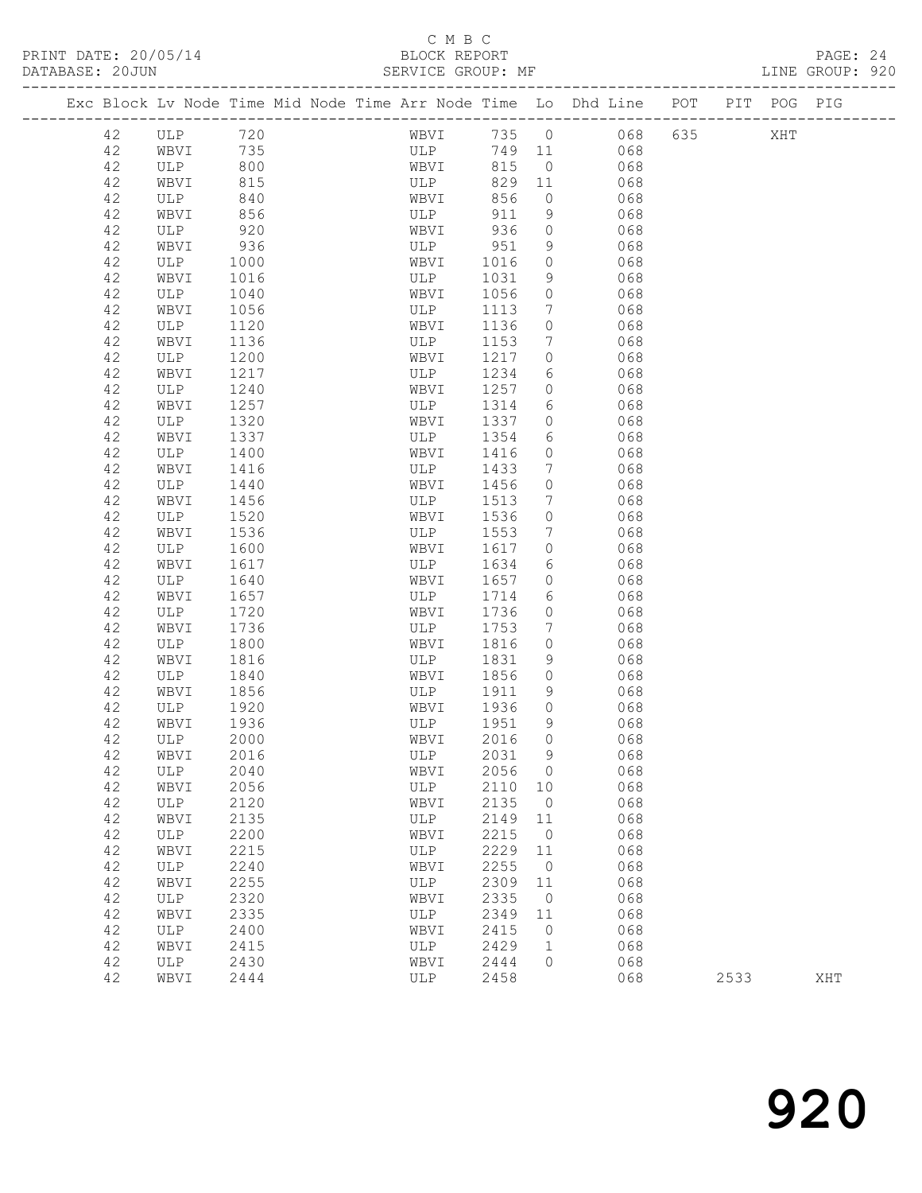C M B C

PRINT DATE: 20/05/14 BLOCK REPORT
DATABASE: 20JUN SERVICE GROUP: MF LINE GROUP: 920

| Exc | Block | Lv | Node | Time | Mid | Node | Time | Arr | Node | Time | Lo | Dhd | Line | POT | PIT | POG | PIG |
|---|---|---|---|---|---|---|---|---|---|---|---|---|---|---|---|---|---|
| | 42 | | ULP | 720 | | | | | WBVI | 735 | 0 | | 068 | 635 | | XHT | |
| | 42 | | WBVI | 735 | | | | | ULP | 749 | 11 | | 068 | | | | |
| | 42 | | ULP | 800 | | | | | WBVI | 815 | 0 | | 068 | | | | |
| | 42 | | WBVI | 815 | | | | | ULP | 829 | 11 | | 068 | | | | |
| | 42 | | ULP | 840 | | | | | WBVI | 856 | 0 | | 068 | | | | |
| | 42 | | WBVI | 856 | | | | | ULP | 911 | 9 | | 068 | | | | |
| | 42 | | ULP | 920 | | | | | WBVI | 936 | 0 | | 068 | | | | |
| | 42 | | WBVI | 936 | | | | | ULP | 951 | 9 | | 068 | | | | |
| | 42 | | ULP | 1000 | | | | | WBVI | 1016 | 0 | | 068 | | | | |
| | 42 | | WBVI | 1016 | | | | | ULP | 1031 | 9 | | 068 | | | | |
| | 42 | | ULP | 1040 | | | | | WBVI | 1056 | 0 | | 068 | | | | |
| | 42 | | WBVI | 1056 | | | | | ULP | 1113 | 7 | | 068 | | | | |
| | 42 | | ULP | 1120 | | | | | WBVI | 1136 | 0 | | 068 | | | | |
| | 42 | | WBVI | 1136 | | | | | ULP | 1153 | 7 | | 068 | | | | |
| | 42 | | ULP | 1200 | | | | | WBVI | 1217 | 0 | | 068 | | | | |
| | 42 | | WBVI | 1217 | | | | | ULP | 1234 | 6 | | 068 | | | | |
| | 42 | | ULP | 1240 | | | | | WBVI | 1257 | 0 | | 068 | | | | |
| | 42 | | WBVI | 1257 | | | | | ULP | 1314 | 6 | | 068 | | | | |
| | 42 | | ULP | 1320 | | | | | WBVI | 1337 | 0 | | 068 | | | | |
| | 42 | | WBVI | 1337 | | | | | ULP | 1354 | 6 | | 068 | | | | |
| | 42 | | ULP | 1400 | | | | | WBVI | 1416 | 0 | | 068 | | | | |
| | 42 | | WBVI | 1416 | | | | | ULP | 1433 | 7 | | 068 | | | | |
| | 42 | | ULP | 1440 | | | | | WBVI | 1456 | 0 | | 068 | | | | |
| | 42 | | WBVI | 1456 | | | | | ULP | 1513 | 7 | | 068 | | | | |
| | 42 | | ULP | 1520 | | | | | WBVI | 1536 | 0 | | 068 | | | | |
| | 42 | | WBVI | 1536 | | | | | ULP | 1553 | 7 | | 068 | | | | |
| | 42 | | ULP | 1600 | | | | | WBVI | 1617 | 0 | | 068 | | | | |
| | 42 | | WBVI | 1617 | | | | | ULP | 1634 | 6 | | 068 | | | | |
| | 42 | | ULP | 1640 | | | | | WBVI | 1657 | 0 | | 068 | | | | |
| | 42 | | WBVI | 1657 | | | | | ULP | 1714 | 6 | | 068 | | | | |
| | 42 | | ULP | 1720 | | | | | WBVI | 1736 | 0 | | 068 | | | | |
| | 42 | | WBVI | 1736 | | | | | ULP | 1753 | 7 | | 068 | | | | |
| | 42 | | ULP | 1800 | | | | | WBVI | 1816 | 0 | | 068 | | | | |
| | 42 | | WBVI | 1816 | | | | | ULP | 1831 | 9 | | 068 | | | | |
| | 42 | | ULP | 1840 | | | | | WBVI | 1856 | 0 | | 068 | | | | |
| | 42 | | WBVI | 1856 | | | | | ULP | 1911 | 9 | | 068 | | | | |
| | 42 | | ULP | 1920 | | | | | WBVI | 1936 | 0 | | 068 | | | | |
| | 42 | | WBVI | 1936 | | | | | ULP | 1951 | 9 | | 068 | | | | |
| | 42 | | ULP | 2000 | | | | | WBVI | 2016 | 0 | | 068 | | | | |
| | 42 | | WBVI | 2016 | | | | | ULP | 2031 | 9 | | 068 | | | | |
| | 42 | | ULP | 2040 | | | | | WBVI | 2056 | 0 | | 068 | | | | |
| | 42 | | WBVI | 2056 | | | | | ULP | 2110 | 10 | | 068 | | | | |
| | 42 | | ULP | 2120 | | | | | WBVI | 2135 | 0 | | 068 | | | | |
| | 42 | | WBVI | 2135 | | | | | ULP | 2149 | 11 | | 068 | | | | |
| | 42 | | ULP | 2200 | | | | | WBVI | 2215 | 0 | | 068 | | | | |
| | 42 | | WBVI | 2215 | | | | | ULP | 2229 | 11 | | 068 | | | | |
| | 42 | | ULP | 2240 | | | | | WBVI | 2255 | 0 | | 068 | | | | |
| | 42 | | WBVI | 2255 | | | | | ULP | 2309 | 11 | | 068 | | | | |
| | 42 | | ULP | 2320 | | | | | WBVI | 2335 | 0 | | 068 | | | | |
| | 42 | | WBVI | 2335 | | | | | ULP | 2349 | 11 | | 068 | | | | |
| | 42 | | ULP | 2400 | | | | | WBVI | 2415 | 0 | | 068 | | | | |
| | 42 | | WBVI | 2415 | | | | | ULP | 2429 | 1 | | 068 | | | | |
| | 42 | | ULP | 2430 | | | | | WBVI | 2444 | 0 | | 068 | | | | |
| | 42 | | WBVI | 2444 | | | | | ULP | 2458 | | | 068 | | 2533 | | XHT |

920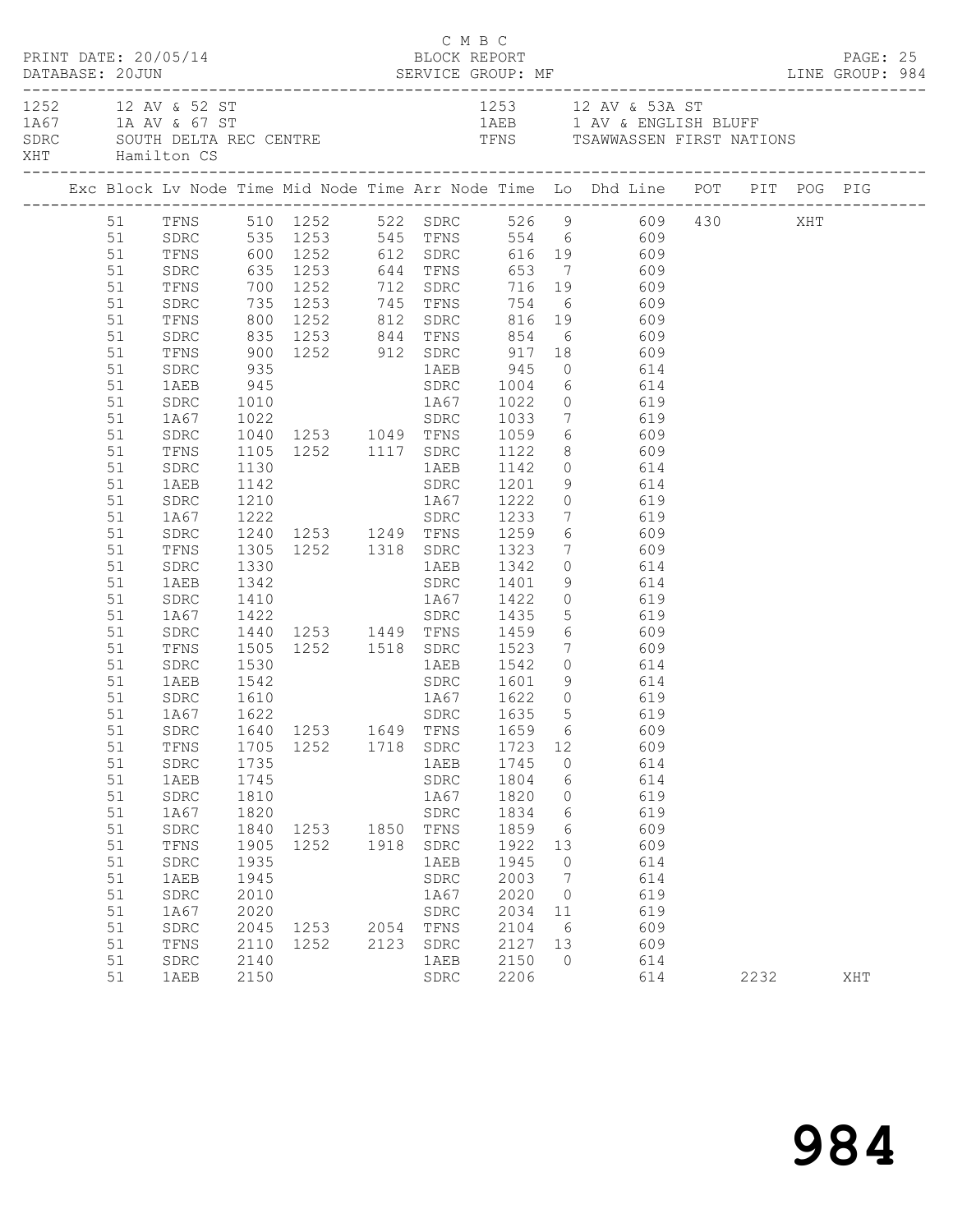C M B C

PRINT DATE: 20/05/14 BLOCK REPORT
DATABASE: 20JUN SERVICE GROUP: MF LINE GROUP: 984

| | | | |
|---|---|---|---|
| 1252 | 12 AV & 52 ST | 1253 | 12 AV & 53A ST |
| 1A67 | 1A AV & 67 ST | 1AEB | 1 AV & ENGLISH BLUFF |
| SDRC | SOUTH DELTA REC CENTRE | TFNS | TSAWWASSEN FIRST NATIONS |
| XHT | Hamilton CS | | |

| Exc | Block | Lv Node | Time | Mid Node | Time | Arr Node | Time | Lo | Dhd Line | POT | PIT | POG | PIG |
|---|---|---|---|---|---|---|---|---|---|---|---|---|---|
| | 51 | TFNS | 510 | 1252 | 522 | SDRC | 526 | 9 | 609 | 430 | | XHT | |
| | 51 | SDRC | 535 | 1253 | 545 | TFNS | 554 | 6 | 609 | | | | |
| | 51 | TFNS | 600 | 1252 | 612 | SDRC | 616 | 19 | 609 | | | | |
| | 51 | SDRC | 635 | 1253 | 644 | TFNS | 653 | 7 | 609 | | | | |
| | 51 | TFNS | 700 | 1252 | 712 | SDRC | 716 | 19 | 609 | | | | |
| | 51 | SDRC | 735 | 1253 | 745 | TFNS | 754 | 6 | 609 | | | | |
| | 51 | TFNS | 800 | 1252 | 812 | SDRC | 816 | 19 | 609 | | | | |
| | 51 | SDRC | 835 | 1253 | 844 | TFNS | 854 | 6 | 609 | | | | |
| | 51 | TFNS | 900 | 1252 | 912 | SDRC | 917 | 18 | 609 | | | | |
| | 51 | SDRC | 935 | | | 1AEB | 945 | 0 | 614 | | | | |
| | 51 | 1AEB | 945 | | | SDRC | 1004 | 6 | 614 | | | | |
| | 51 | SDRC | 1010 | | | 1A67 | 1022 | 0 | 619 | | | | |
| | 51 | 1A67 | 1022 | | | SDRC | 1033 | 7 | 619 | | | | |
| | 51 | SDRC | 1040 | 1253 | 1049 | TFNS | 1059 | 6 | 609 | | | | |
| | 51 | TFNS | 1105 | 1252 | 1117 | SDRC | 1122 | 8 | 609 | | | | |
| | 51 | SDRC | 1130 | | | 1AEB | 1142 | 0 | 614 | | | | |
| | 51 | 1AEB | 1142 | | | SDRC | 1201 | 9 | 614 | | | | |
| | 51 | SDRC | 1210 | | | 1A67 | 1222 | 0 | 619 | | | | |
| | 51 | 1A67 | 1222 | | | SDRC | 1233 | 7 | 619 | | | | |
| | 51 | SDRC | 1240 | 1253 | 1249 | TFNS | 1259 | 6 | 609 | | | | |
| | 51 | TFNS | 1305 | 1252 | 1318 | SDRC | 1323 | 7 | 609 | | | | |
| | 51 | SDRC | 1330 | | | 1AEB | 1342 | 0 | 614 | | | | |
| | 51 | 1AEB | 1342 | | | SDRC | 1401 | 9 | 614 | | | | |
| | 51 | SDRC | 1410 | | | 1A67 | 1422 | 0 | 619 | | | | |
| | 51 | 1A67 | 1422 | | | SDRC | 1435 | 5 | 619 | | | | |
| | 51 | SDRC | 1440 | 1253 | 1449 | TFNS | 1459 | 6 | 609 | | | | |
| | 51 | TFNS | 1505 | 1252 | 1518 | SDRC | 1523 | 7 | 609 | | | | |
| | 51 | SDRC | 1530 | | | 1AEB | 1542 | 0 | 614 | | | | |
| | 51 | 1AEB | 1542 | | | SDRC | 1601 | 9 | 614 | | | | |
| | 51 | SDRC | 1610 | | | 1A67 | 1622 | 0 | 619 | | | | |
| | 51 | 1A67 | 1622 | | | SDRC | 1635 | 5 | 619 | | | | |
| | 51 | SDRC | 1640 | 1253 | 1649 | TFNS | 1659 | 6 | 609 | | | | |
| | 51 | TFNS | 1705 | 1252 | 1718 | SDRC | 1723 | 12 | 609 | | | | |
| | 51 | SDRC | 1735 | | | 1AEB | 1745 | 0 | 614 | | | | |
| | 51 | 1AEB | 1745 | | | SDRC | 1804 | 6 | 614 | | | | |
| | 51 | SDRC | 1810 | | | 1A67 | 1820 | 0 | 619 | | | | |
| | 51 | 1A67 | 1820 | | | SDRC | 1834 | 6 | 619 | | | | |
| | 51 | SDRC | 1840 | 1253 | 1850 | TFNS | 1859 | 6 | 609 | | | | |
| | 51 | TFNS | 1905 | 1252 | 1918 | SDRC | 1922 | 13 | 609 | | | | |
| | 51 | SDRC | 1935 | | | 1AEB | 1945 | 0 | 614 | | | | |
| | 51 | 1AEB | 1945 | | | SDRC | 2003 | 7 | 614 | | | | |
| | 51 | SDRC | 2010 | | | 1A67 | 2020 | 0 | 619 | | | | |
| | 51 | 1A67 | 2020 | | | SDRC | 2034 | 11 | 619 | | | | |
| | 51 | SDRC | 2045 | 1253 | 2054 | TFNS | 2104 | 6 | 609 | | | | |
| | 51 | TFNS | 2110 | 1252 | 2123 | SDRC | 2127 | 13 | 609 | | | | |
| | 51 | SDRC | 2140 | | | 1AEB | 2150 | 0 | 614 | | | | |
| | 51 | 1AEB | 2150 | | | SDRC | 2206 | | 614 | | 2232 | | XHT |

# 984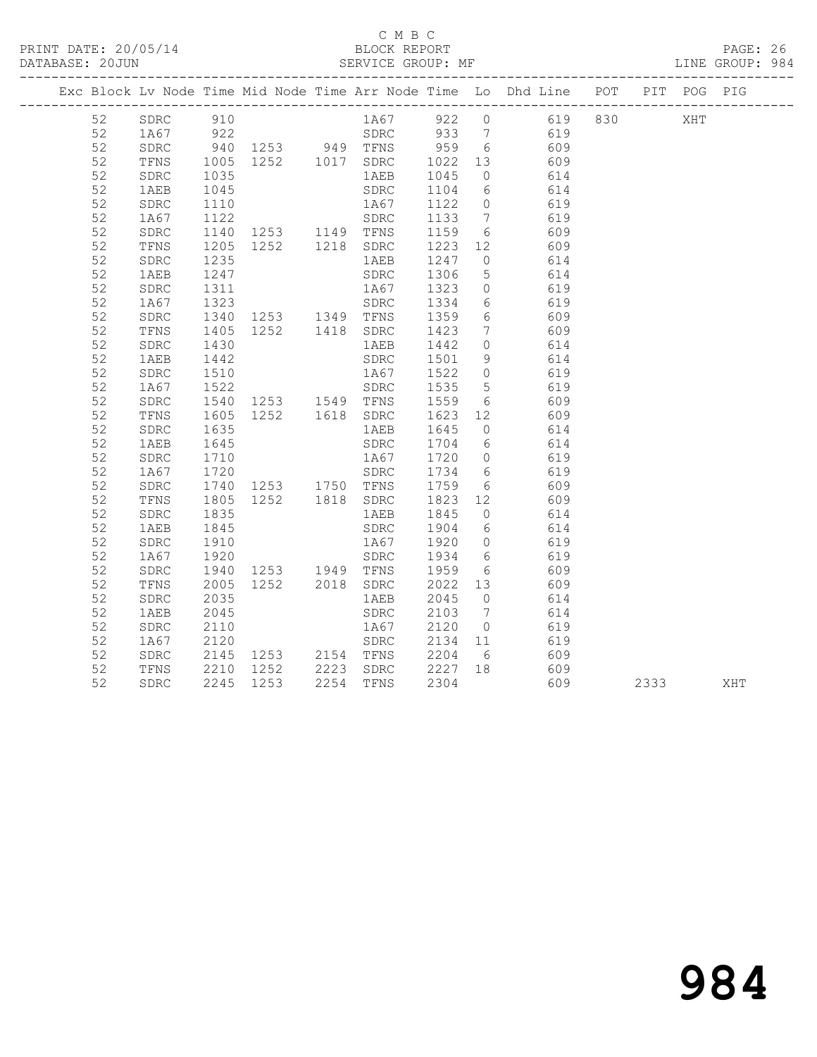C M B C

PRINT DATE: 20/05/14 BLOCK REPORT

DATABASE: 20JUN SERVICE GROUP: MF LINE GROUP: 984

| Exc | Block | Lv Node | Time | Mid Node | Time | Arr Node | Time | Lo | Dhd Line | POT | PIT | POG | PIG |
|---|---|---|---|---|---|---|---|---|---|---|---|---|---|
| | 52 | SDRC | 910 | | | 1A67 | 922 | 0 | 619 | 830 | | XHT | |
| | 52 | 1A67 | 922 | | | SDRC | 933 | 7 | 619 | | | | |
| | 52 | SDRC | 940 | 1253 | 949 | TFNS | 959 | 6 | 609 | | | | |
| | 52 | TFNS | 1005 | 1252 | 1017 | SDRC | 1022 | 13 | 609 | | | | |
| | 52 | SDRC | 1035 | | | 1AEB | 1045 | 0 | 614 | | | | |
| | 52 | 1AEB | 1045 | | | SDRC | 1104 | 6 | 614 | | | | |
| | 52 | SDRC | 1110 | | | 1A67 | 1122 | 0 | 619 | | | | |
| | 52 | 1A67 | 1122 | | | SDRC | 1133 | 7 | 619 | | | | |
| | 52 | SDRC | 1140 | 1253 | 1149 | TFNS | 1159 | 6 | 609 | | | | |
| | 52 | TFNS | 1205 | 1252 | 1218 | SDRC | 1223 | 12 | 609 | | | | |
| | 52 | SDRC | 1235 | | | 1AEB | 1247 | 0 | 614 | | | | |
| | 52 | 1AEB | 1247 | | | SDRC | 1306 | 5 | 614 | | | | |
| | 52 | SDRC | 1311 | | | 1A67 | 1323 | 0 | 619 | | | | |
| | 52 | 1A67 | 1323 | | | SDRC | 1334 | 6 | 619 | | | | |
| | 52 | SDRC | 1340 | 1253 | 1349 | TFNS | 1359 | 6 | 609 | | | | |
| | 52 | TFNS | 1405 | 1252 | 1418 | SDRC | 1423 | 7 | 609 | | | | |
| | 52 | SDRC | 1430 | | | 1AEB | 1442 | 0 | 614 | | | | |
| | 52 | 1AEB | 1442 | | | SDRC | 1501 | 9 | 614 | | | | |
| | 52 | SDRC | 1510 | | | 1A67 | 1522 | 0 | 619 | | | | |
| | 52 | 1A67 | 1522 | | | SDRC | 1535 | 5 | 619 | | | | |
| | 52 | SDRC | 1540 | 1253 | 1549 | TFNS | 1559 | 6 | 609 | | | | |
| | 52 | TFNS | 1605 | 1252 | 1618 | SDRC | 1623 | 12 | 609 | | | | |
| | 52 | SDRC | 1635 | | | 1AEB | 1645 | 0 | 614 | | | | |
| | 52 | 1AEB | 1645 | | | SDRC | 1704 | 6 | 614 | | | | |
| | 52 | SDRC | 1710 | | | 1A67 | 1720 | 0 | 619 | | | | |
| | 52 | 1A67 | 1720 | | | SDRC | 1734 | 6 | 619 | | | | |
| | 52 | SDRC | 1740 | 1253 | 1750 | TFNS | 1759 | 6 | 609 | | | | |
| | 52 | TFNS | 1805 | 1252 | 1818 | SDRC | 1823 | 12 | 609 | | | | |
| | 52 | SDRC | 1835 | | | 1AEB | 1845 | 0 | 614 | | | | |
| | 52 | 1AEB | 1845 | | | SDRC | 1904 | 6 | 614 | | | | |
| | 52 | SDRC | 1910 | | | 1A67 | 1920 | 0 | 619 | | | | |
| | 52 | 1A67 | 1920 | | | SDRC | 1934 | 6 | 619 | | | | |
| | 52 | SDRC | 1940 | 1253 | 1949 | TFNS | 1959 | 6 | 609 | | | | |
| | 52 | TFNS | 2005 | 1252 | 2018 | SDRC | 2022 | 13 | 609 | | | | |
| | 52 | SDRC | 2035 | | | 1AEB | 2045 | 0 | 614 | | | | |
| | 52 | 1AEB | 2045 | | | SDRC | 2103 | 7 | 614 | | | | |
| | 52 | SDRC | 2110 | | | 1A67 | 2120 | 0 | 619 | | | | |
| | 52 | 1A67 | 2120 | | | SDRC | 2134 | 11 | 619 | | | | |
| | 52 | SDRC | 2145 | 1253 | 2154 | TFNS | 2204 | 6 | 609 | | | | |
| | 52 | TFNS | 2210 | 1252 | 2223 | SDRC | 2227 | 18 | 609 | | | | |
| | 52 | SDRC | 2245 | 1253 | 2254 | TFNS | 2304 | | 609 | | 2333 | | XHT |

984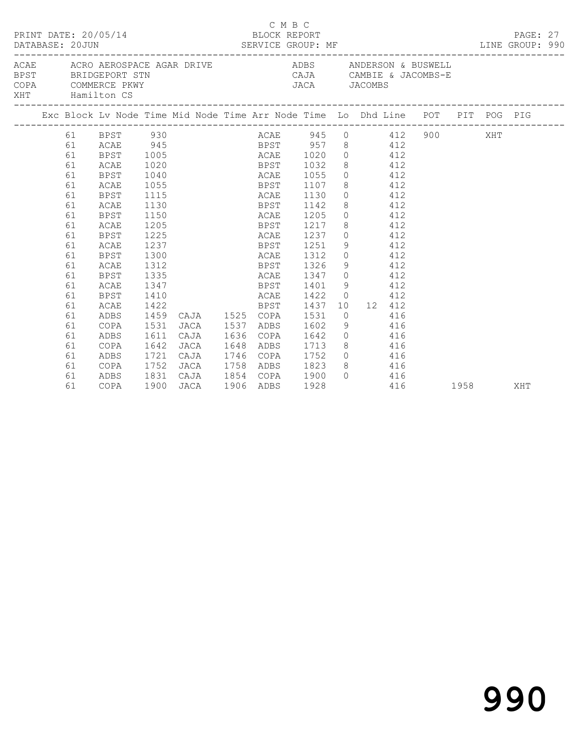C M B C

PRINT DATE: 20/05/14 BLOCK REPORT

DATABASE: 20JUN SERVICE GROUP: MF LINE GROUP: 990

| Code | Name | Code | Name |
|---|---|---|---|
| ACAE | ACRO AEROSPACE AGAR DRIVE | ADBS | ANDERSON & BUSWELL |
| BPST | BRIDGEPORT STN | CAJA | CAMBIE & JACOMBS-E |
| COPA | COMMERCE PKWY | JACA | JACOMBS |
| XHT | Hamilton CS | | |

| Exc | Block | Lv Node | Time | Mid Node | Time | Arr Node | Time | Lo | Dhd | Line | POT | PIT | POG | PIG |
|---|---|---|---|---|---|---|---|---|---|---|---|---|---|---|
| | 61 | BPST | 930 | | | ACAE | 945 | 0 | | 412 | 900 | | XHT | |
| | 61 | ACAE | 945 | | | BPST | 957 | 8 | | 412 | | | | |
| | 61 | BPST | 1005 | | | ACAE | 1020 | 0 | | 412 | | | | |
| | 61 | ACAE | 1020 | | | BPST | 1032 | 8 | | 412 | | | | |
| | 61 | BPST | 1040 | | | ACAE | 1055 | 0 | | 412 | | | | |
| | 61 | ACAE | 1055 | | | BPST | 1107 | 8 | | 412 | | | | |
| | 61 | BPST | 1115 | | | ACAE | 1130 | 0 | | 412 | | | | |
| | 61 | ACAE | 1130 | | | BPST | 1142 | 8 | | 412 | | | | |
| | 61 | BPST | 1150 | | | ACAE | 1205 | 0 | | 412 | | | | |
| | 61 | ACAE | 1205 | | | BPST | 1217 | 8 | | 412 | | | | |
| | 61 | BPST | 1225 | | | ACAE | 1237 | 0 | | 412 | | | | |
| | 61 | ACAE | 1237 | | | BPST | 1251 | 9 | | 412 | | | | |
| | 61 | BPST | 1300 | | | ACAE | 1312 | 0 | | 412 | | | | |
| | 61 | ACAE | 1312 | | | BPST | 1326 | 9 | | 412 | | | | |
| | 61 | BPST | 1335 | | | ACAE | 1347 | 0 | | 412 | | | | |
| | 61 | ACAE | 1347 | | | BPST | 1401 | 9 | | 412 | | | | |
| | 61 | BPST | 1410 | | | ACAE | 1422 | 0 | | 412 | | | | |
| | 61 | ACAE | 1422 | | | BPST | 1437 | 10 | 12 | 412 | | | | |
| | 61 | ADBS | 1459 | CAJA | 1525 | COPA | 1531 | 0 | | 416 | | | | |
| | 61 | COPA | 1531 | JACA | 1537 | ADBS | 1602 | 9 | | 416 | | | | |
| | 61 | ADBS | 1611 | CAJA | 1636 | COPA | 1642 | 0 | | 416 | | | | |
| | 61 | COPA | 1642 | JACA | 1648 | ADBS | 1713 | 8 | | 416 | | | | |
| | 61 | ADBS | 1721 | CAJA | 1746 | COPA | 1752 | 0 | | 416 | | | | |
| | 61 | COPA | 1752 | JACA | 1758 | ADBS | 1823 | 8 | | 416 | | | | |
| | 61 | ADBS | 1831 | CAJA | 1854 | COPA | 1900 | 0 | | 416 | | | | |
| | 61 | COPA | 1900 | JACA | 1906 | ADBS | 1928 | | | 416 | | 1958 | | XHT |

990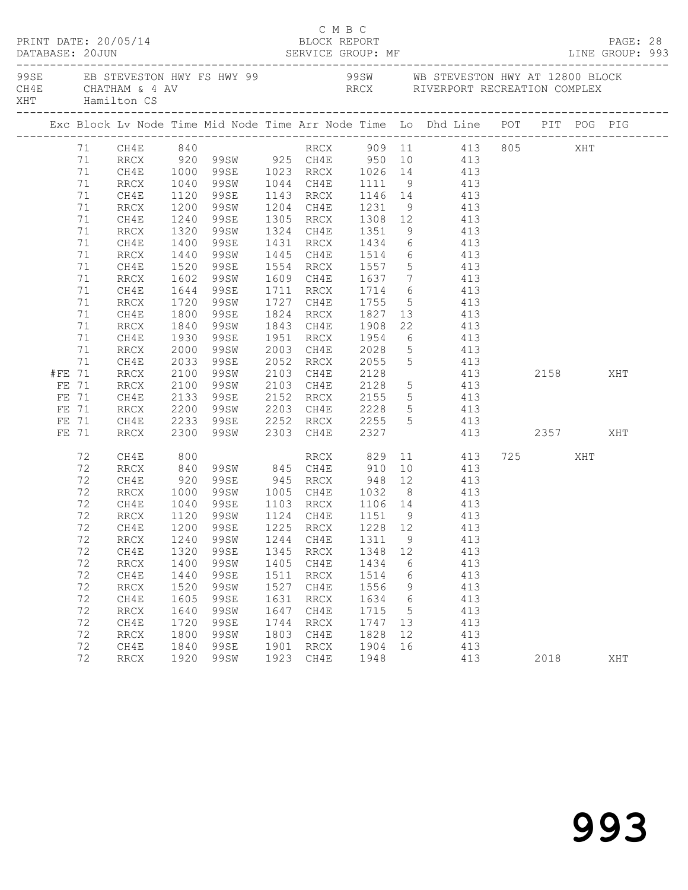C M B C
BLOCK REPORT
SERVICE GROUP: MF

PRINT DATE: 20/05/14
DATABASE: 20JUN
LINE GROUP: 993

99SE EB STEVESTON HWY FS HWY 99 &nbsp;&nbsp;&nbsp; 99SW WB STEVESTON HWY AT 12800 BLOCK
CH4E CHATHAM & 4 AV &nbsp;&nbsp;&nbsp; RRCX RIVERPORT RECREATION COMPLEX
XHT Hamilton CS

| Exc | Block | Lv Node | Time | Mid Node | Time | Arr Node | Time | Lo | Dhd Line | POT | PIT | POG | PIG |
|---|---|---|---|---|---|---|---|---|---|---|---|---|---|
| | 71 | CH4E | 840 | | | RRCX | 909 | 11 | 413 | 805 | | XHT | |
| | 71 | RRCX | 920 | 99SW | 925 | CH4E | 950 | 10 | 413 | | | | |
| | 71 | CH4E | 1000 | 99SE | 1023 | RRCX | 1026 | 14 | 413 | | | | |
| | 71 | RRCX | 1040 | 99SW | 1044 | CH4E | 1111 | 9 | 413 | | | | |
| | 71 | CH4E | 1120 | 99SE | 1143 | RRCX | 1146 | 14 | 413 | | | | |
| | 71 | RRCX | 1200 | 99SW | 1204 | CH4E | 1231 | 9 | 413 | | | | |
| | 71 | CH4E | 1240 | 99SE | 1305 | RRCX | 1308 | 12 | 413 | | | | |
| | 71 | RRCX | 1320 | 99SW | 1324 | CH4E | 1351 | 9 | 413 | | | | |
| | 71 | CH4E | 1400 | 99SE | 1431 | RRCX | 1434 | 6 | 413 | | | | |
| | 71 | RRCX | 1440 | 99SW | 1445 | CH4E | 1514 | 6 | 413 | | | | |
| | 71 | CH4E | 1520 | 99SE | 1554 | RRCX | 1557 | 5 | 413 | | | | |
| | 71 | RRCX | 1602 | 99SW | 1609 | CH4E | 1637 | 7 | 413 | | | | |
| | 71 | CH4E | 1644 | 99SE | 1711 | RRCX | 1714 | 6 | 413 | | | | |
| | 71 | RRCX | 1720 | 99SW | 1727 | CH4E | 1755 | 5 | 413 | | | | |
| | 71 | CH4E | 1800 | 99SE | 1824 | RRCX | 1827 | 13 | 413 | | | | |
| | 71 | RRCX | 1840 | 99SW | 1843 | CH4E | 1908 | 22 | 413 | | | | |
| | 71 | CH4E | 1930 | 99SE | 1951 | RRCX | 1954 | 6 | 413 | | | | |
| | 71 | RRCX | 2000 | 99SW | 2003 | CH4E | 2028 | 5 | 413 | | | | |
| | 71 | CH4E | 2033 | 99SE | 2052 | RRCX | 2055 | 5 | 413 | | | | |
| #FE | 71 | RRCX | 2100 | 99SW | 2103 | CH4E | 2128 | | 413 | | 2158 | | XHT |
| FE | 71 | RRCX | 2100 | 99SW | 2103 | CH4E | 2128 | 5 | 413 | | | | |
| FE | 71 | CH4E | 2133 | 99SE | 2152 | RRCX | 2155 | 5 | 413 | | | | |
| FE | 71 | RRCX | 2200 | 99SW | 2203 | CH4E | 2228 | 5 | 413 | | | | |
| FE | 71 | CH4E | 2233 | 99SE | 2252 | RRCX | 2255 | 5 | 413 | | | | |
| FE | 71 | RRCX | 2300 | 99SW | 2303 | CH4E | 2327 | | 413 | | 2357 | | XHT |
| | 72 | CH4E | 800 | | | RRCX | 829 | 11 | 413 | 725 | | XHT | |
| | 72 | RRCX | 840 | 99SW | 845 | CH4E | 910 | 10 | 413 | | | | |
| | 72 | CH4E | 920 | 99SE | 945 | RRCX | 948 | 12 | 413 | | | | |
| | 72 | RRCX | 1000 | 99SW | 1005 | CH4E | 1032 | 8 | 413 | | | | |
| | 72 | CH4E | 1040 | 99SE | 1103 | RRCX | 1106 | 14 | 413 | | | | |
| | 72 | RRCX | 1120 | 99SW | 1124 | CH4E | 1151 | 9 | 413 | | | | |
| | 72 | CH4E | 1200 | 99SE | 1225 | RRCX | 1228 | 12 | 413 | | | | |
| | 72 | RRCX | 1240 | 99SW | 1244 | CH4E | 1311 | 9 | 413 | | | | |
| | 72 | CH4E | 1320 | 99SE | 1345 | RRCX | 1348 | 12 | 413 | | | | |
| | 72 | RRCX | 1400 | 99SW | 1405 | CH4E | 1434 | 6 | 413 | | | | |
| | 72 | CH4E | 1440 | 99SE | 1511 | RRCX | 1514 | 6 | 413 | | | | |
| | 72 | RRCX | 1520 | 99SW | 1527 | CH4E | 1556 | 9 | 413 | | | | |
| | 72 | CH4E | 1605 | 99SE | 1631 | RRCX | 1634 | 6 | 413 | | | | |
| | 72 | RRCX | 1640 | 99SW | 1647 | CH4E | 1715 | 5 | 413 | | | | |
| | 72 | CH4E | 1720 | 99SE | 1744 | RRCX | 1747 | 13 | 413 | | | | |
| | 72 | RRCX | 1800 | 99SW | 1803 | CH4E | 1828 | 12 | 413 | | | | |
| | 72 | CH4E | 1840 | 99SE | 1901 | RRCX | 1904 | 16 | 413 | | | | |
| | 72 | RRCX | 1920 | 99SW | 1923 | CH4E | 1948 | | 413 | | 2018 | | XHT |

993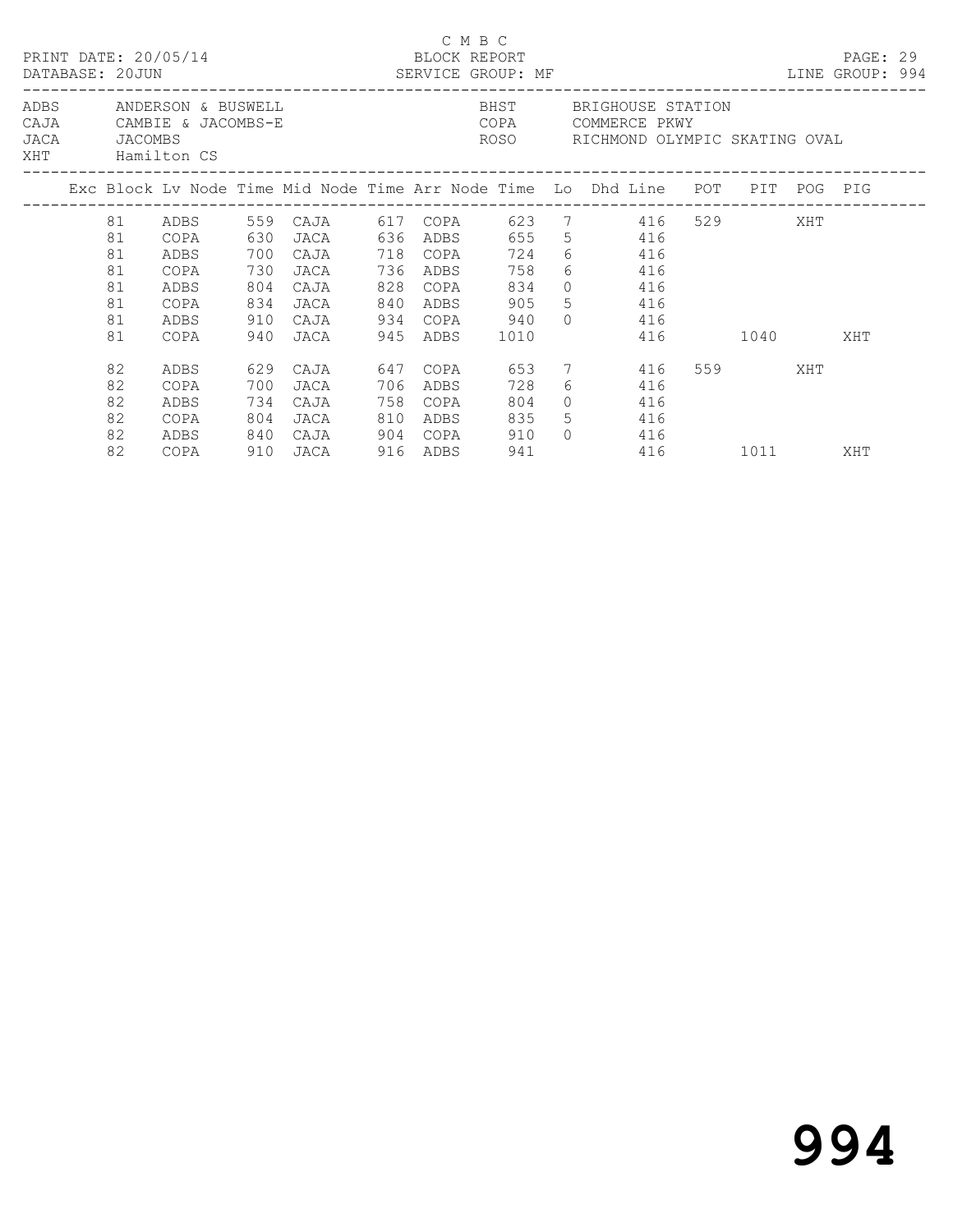C M B C

PRINT DATE: 20/05/14 BLOCK REPORT
DATABASE: 20JUN SERVICE GROUP: MF LINE GROUP: 994

| | | | |
|---|---|---|---|
| ADBS | ANDERSON & BUSWELL | BHST | BRIGHOUSE STATION |
| CAJA | CAMBIE & JACOMBS-E | COPA | COMMERCE PKWY |
| JACA | JACOMBS | ROSO | RICHMOND OLYMPIC SKATING OVAL |
| XHT | Hamilton CS | | |

| Exc | Block | Lv Node | Time | Mid Node | Time | Arr Node | Time | Lo | Dhd Line | POT | PIT | POG | PIG |
|---|---|---|---|---|---|---|---|---|---|---|---|---|---|
| | 81 | ADBS | 559 | CAJA | 617 | COPA | 623 | 7 | 416 | 529 | | XHT | |
| | 81 | COPA | 630 | JACA | 636 | ADBS | 655 | 5 | 416 | | | | |
| | 81 | ADBS | 700 | CAJA | 718 | COPA | 724 | 6 | 416 | | | | |
| | 81 | COPA | 730 | JACA | 736 | ADBS | 758 | 6 | 416 | | | | |
| | 81 | ADBS | 804 | CAJA | 828 | COPA | 834 | 0 | 416 | | | | |
| | 81 | COPA | 834 | JACA | 840 | ADBS | 905 | 5 | 416 | | | | |
| | 81 | ADBS | 910 | CAJA | 934 | COPA | 940 | 0 | 416 | | | | |
| | 81 | COPA | 940 | JACA | 945 | ADBS | 1010 | | 416 | | 1040 | | XHT |
| | 82 | ADBS | 629 | CAJA | 647 | COPA | 653 | 7 | 416 | 559 | | XHT | |
| | 82 | COPA | 700 | JACA | 706 | ADBS | 728 | 6 | 416 | | | | |
| | 82 | ADBS | 734 | CAJA | 758 | COPA | 804 | 0 | 416 | | | | |
| | 82 | COPA | 804 | JACA | 810 | ADBS | 835 | 5 | 416 | | | | |
| | 82 | ADBS | 840 | CAJA | 904 | COPA | 910 | 0 | 416 | | | | |
| | 82 | COPA | 910 | JACA | 916 | ADBS | 941 | | 416 | | 1011 | | XHT |

994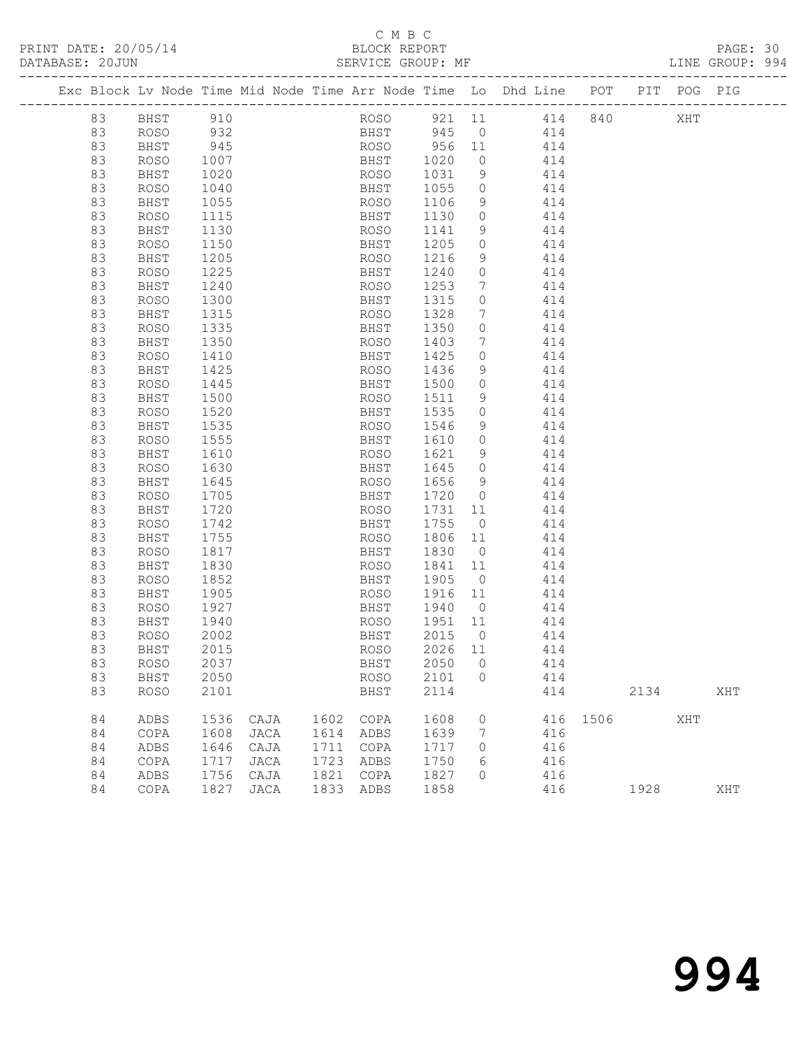C M B C
PRINT DATE: 20/05/14 BLOCK REPORT
DATABASE: 20JUN SERVICE GROUP: MF LINE GROUP: 994

| Exc | Block | Lv | Node | Time | Mid Node | Time | Arr Node | Time | Lo | Dhd Line | POT | PIT | POG | PIG |
|---|---|---|---|---|---|---|---|---|---|---|---|---|---|---|
| | 83 | | BHST | 910 | | | ROSO | 921 | 11 | 414 | 840 | | XHT | |
| | 83 | | ROSO | 932 | | | BHST | 945 | 0 | 414 | | | | |
| | 83 | | BHST | 945 | | | ROSO | 956 | 11 | 414 | | | | |
| | 83 | | ROSO | 1007 | | | BHST | 1020 | 0 | 414 | | | | |
| | 83 | | BHST | 1020 | | | ROSO | 1031 | 9 | 414 | | | | |
| | 83 | | ROSO | 1040 | | | BHST | 1055 | 0 | 414 | | | | |
| | 83 | | BHST | 1055 | | | ROSO | 1106 | 9 | 414 | | | | |
| | 83 | | ROSO | 1115 | | | BHST | 1130 | 0 | 414 | | | | |
| | 83 | | BHST | 1130 | | | ROSO | 1141 | 9 | 414 | | | | |
| | 83 | | ROSO | 1150 | | | BHST | 1205 | 0 | 414 | | | | |
| | 83 | | BHST | 1205 | | | ROSO | 1216 | 9 | 414 | | | | |
| | 83 | | ROSO | 1225 | | | BHST | 1240 | 0 | 414 | | | | |
| | 83 | | BHST | 1240 | | | ROSO | 1253 | 7 | 414 | | | | |
| | 83 | | ROSO | 1300 | | | BHST | 1315 | 0 | 414 | | | | |
| | 83 | | BHST | 1315 | | | ROSO | 1328 | 7 | 414 | | | | |
| | 83 | | ROSO | 1335 | | | BHST | 1350 | 0 | 414 | | | | |
| | 83 | | BHST | 1350 | | | ROSO | 1403 | 7 | 414 | | | | |
| | 83 | | ROSO | 1410 | | | BHST | 1425 | 0 | 414 | | | | |
| | 83 | | BHST | 1425 | | | ROSO | 1436 | 9 | 414 | | | | |
| | 83 | | ROSO | 1445 | | | BHST | 1500 | 0 | 414 | | | | |
| | 83 | | BHST | 1500 | | | ROSO | 1511 | 9 | 414 | | | | |
| | 83 | | ROSO | 1520 | | | BHST | 1535 | 0 | 414 | | | | |
| | 83 | | BHST | 1535 | | | ROSO | 1546 | 9 | 414 | | | | |
| | 83 | | ROSO | 1555 | | | BHST | 1610 | 0 | 414 | | | | |
| | 83 | | BHST | 1610 | | | ROSO | 1621 | 9 | 414 | | | | |
| | 83 | | ROSO | 1630 | | | BHST | 1645 | 0 | 414 | | | | |
| | 83 | | BHST | 1645 | | | ROSO | 1656 | 9 | 414 | | | | |
| | 83 | | ROSO | 1705 | | | BHST | 1720 | 0 | 414 | | | | |
| | 83 | | BHST | 1720 | | | ROSO | 1731 | 11 | 414 | | | | |
| | 83 | | ROSO | 1742 | | | BHST | 1755 | 0 | 414 | | | | |
| | 83 | | BHST | 1755 | | | ROSO | 1806 | 11 | 414 | | | | |
| | 83 | | ROSO | 1817 | | | BHST | 1830 | 0 | 414 | | | | |
| | 83 | | BHST | 1830 | | | ROSO | 1841 | 11 | 414 | | | | |
| | 83 | | ROSO | 1852 | | | BHST | 1905 | 0 | 414 | | | | |
| | 83 | | BHST | 1905 | | | ROSO | 1916 | 11 | 414 | | | | |
| | 83 | | ROSO | 1927 | | | BHST | 1940 | 0 | 414 | | | | |
| | 83 | | BHST | 1940 | | | ROSO | 1951 | 11 | 414 | | | | |
| | 83 | | ROSO | 2002 | | | BHST | 2015 | 0 | 414 | | | | |
| | 83 | | BHST | 2015 | | | ROSO | 2026 | 11 | 414 | | | | |
| | 83 | | ROSO | 2037 | | | BHST | 2050 | 0 | 414 | | | | |
| | 83 | | BHST | 2050 | | | ROSO | 2101 | 0 | 414 | | | | |
| | 83 | | ROSO | 2101 | | | BHST | 2114 | | 414 | | 2134 | | XHT |
| | 84 | | ADBS | 1536 | CAJA | 1602 | COPA | 1608 | 0 | 416 | 1506 | | XHT | |
| | 84 | | COPA | 1608 | JACA | 1614 | ADBS | 1639 | 7 | 416 | | | | |
| | 84 | | ADBS | 1646 | CAJA | 1711 | COPA | 1717 | 0 | 416 | | | | |
| | 84 | | COPA | 1717 | JACA | 1723 | ADBS | 1750 | 6 | 416 | | | | |
| | 84 | | ADBS | 1756 | CAJA | 1821 | COPA | 1827 | 0 | 416 | | | | |
| | 84 | | COPA | 1827 | JACA | 1833 | ADBS | 1858 | | 416 | | 1928 | | XHT |

994